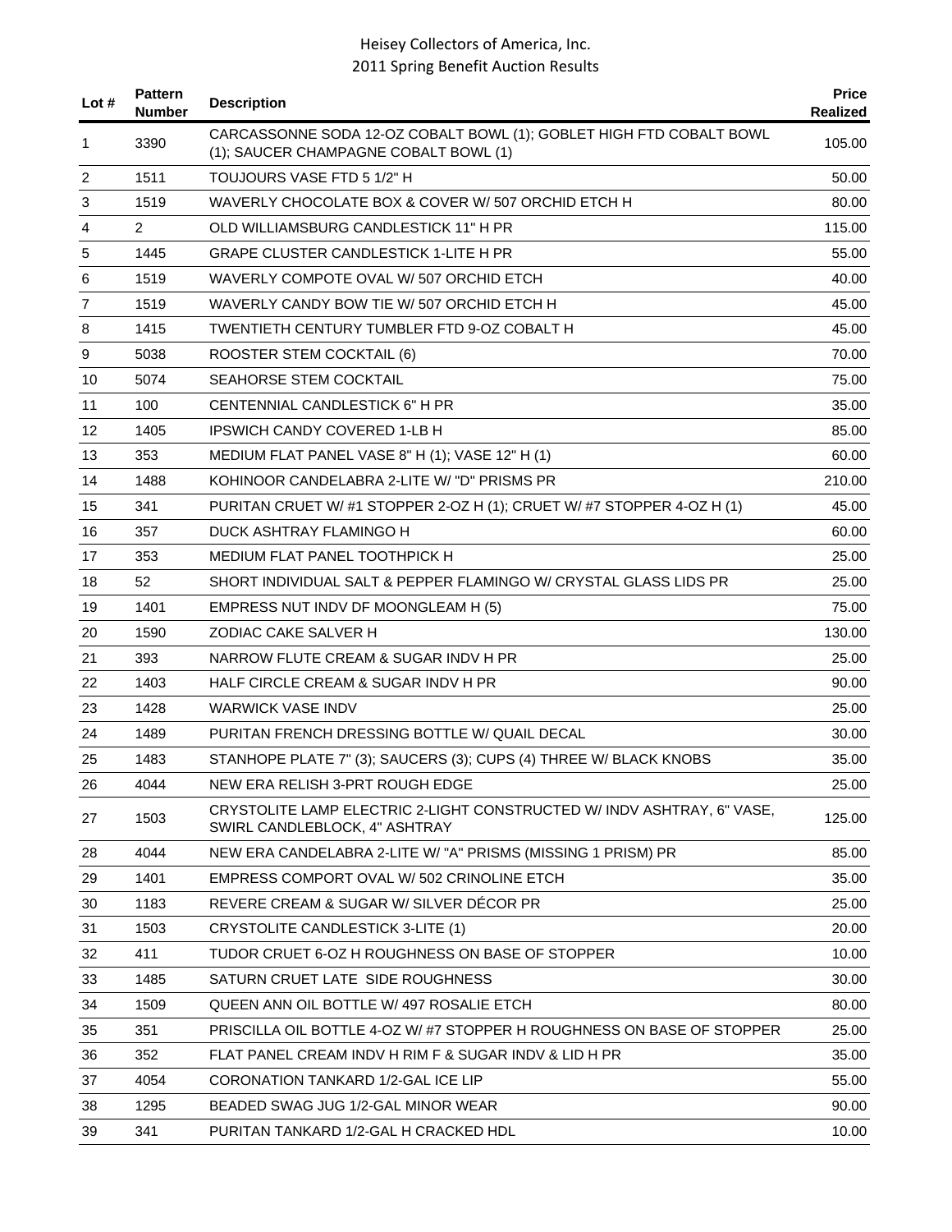# Heisey Collectors of America, Inc.
## 2011 Spring Benefit Auction Results

| Lot # | Pattern Number | Description | Price Realized |
|---|---|---|---|
| 1 | 3390 | CARCASSONNE SODA 12-OZ COBALT BOWL (1); GOBLET HIGH FTD COBALT BOWL (1); SAUCER CHAMPAGNE COBALT BOWL (1) | 105.00 |
| 2 | 1511 | TOUJOURS VASE FTD 5 1/2" H | 50.00 |
| 3 | 1519 | WAVERLY CHOCOLATE BOX & COVER W/ 507 ORCHID ETCH H | 80.00 |
| 4 | 2 | OLD WILLIAMSBURG CANDLESTICK 11" H PR | 115.00 |
| 5 | 1445 | GRAPE CLUSTER CANDLESTICK 1-LITE H PR | 55.00 |
| 6 | 1519 | WAVERLY COMPOTE OVAL W/ 507 ORCHID ETCH | 40.00 |
| 7 | 1519 | WAVERLY CANDY BOW TIE W/ 507 ORCHID ETCH H | 45.00 |
| 8 | 1415 | TWENTIETH CENTURY TUMBLER FTD 9-OZ COBALT H | 45.00 |
| 9 | 5038 | ROOSTER STEM COCKTAIL (6) | 70.00 |
| 10 | 5074 | SEAHORSE STEM COCKTAIL | 75.00 |
| 11 | 100 | CENTENNIAL CANDLESTICK 6" H PR | 35.00 |
| 12 | 1405 | IPSWICH CANDY COVERED 1-LB H | 85.00 |
| 13 | 353 | MEDIUM FLAT PANEL VASE 8" H (1); VASE 12" H (1) | 60.00 |
| 14 | 1488 | KOHINOOR CANDELABRA 2-LITE W/ "D" PRISMS PR | 210.00 |
| 15 | 341 | PURITAN CRUET W/ #1 STOPPER 2-OZ H (1); CRUET W/ #7 STOPPER 4-OZ H (1) | 45.00 |
| 16 | 357 | DUCK ASHTRAY FLAMINGO H | 60.00 |
| 17 | 353 | MEDIUM FLAT PANEL TOOTHPICK H | 25.00 |
| 18 | 52 | SHORT INDIVIDUAL SALT & PEPPER FLAMINGO W/ CRYSTAL GLASS LIDS PR | 25.00 |
| 19 | 1401 | EMPRESS NUT INDV DF MOONGLEAM H (5) | 75.00 |
| 20 | 1590 | ZODIAC CAKE SALVER H | 130.00 |
| 21 | 393 | NARROW FLUTE CREAM & SUGAR INDV H PR | 25.00 |
| 22 | 1403 | HALF CIRCLE CREAM & SUGAR INDV H PR | 90.00 |
| 23 | 1428 | WARWICK VASE INDV | 25.00 |
| 24 | 1489 | PURITAN FRENCH DRESSING BOTTLE W/ QUAIL DECAL | 30.00 |
| 25 | 1483 | STANHOPE PLATE 7" (3); SAUCERS (3); CUPS (4) THREE W/ BLACK KNOBS | 35.00 |
| 26 | 4044 | NEW ERA RELISH 3-PRT ROUGH EDGE | 25.00 |
| 27 | 1503 | CRYSTOLITE LAMP ELECTRIC 2-LIGHT CONSTRUCTED W/ INDV ASHTRAY, 6" VASE, SWIRL CANDLEBLOCK, 4" ASHTRAY | 125.00 |
| 28 | 4044 | NEW ERA CANDELABRA 2-LITE W/ "A" PRISMS (MISSING 1 PRISM) PR | 85.00 |
| 29 | 1401 | EMPRESS COMPORT OVAL W/ 502 CRINOLINE ETCH | 35.00 |
| 30 | 1183 | REVERE CREAM & SUGAR W/ SILVER DÉCOR PR | 25.00 |
| 31 | 1503 | CRYSTOLITE CANDLESTICK 3-LITE (1) | 20.00 |
| 32 | 411 | TUDOR CRUET 6-OZ H ROUGHNESS ON BASE OF STOPPER | 10.00 |
| 33 | 1485 | SATURN CRUET LATE SIDE ROUGHNESS | 30.00 |
| 34 | 1509 | QUEEN ANN OIL BOTTLE W/ 497 ROSALIE ETCH | 80.00 |
| 35 | 351 | PRISCILLA OIL BOTTLE 4-OZ W/ #7 STOPPER H ROUGHNESS ON BASE OF STOPPER | 25.00 |
| 36 | 352 | FLAT PANEL CREAM INDV H RIM F & SUGAR INDV & LID H PR | 35.00 |
| 37 | 4054 | CORONATION TANKARD 1/2-GAL ICE LIP | 55.00 |
| 38 | 1295 | BEADED SWAG JUG 1/2-GAL MINOR WEAR | 90.00 |
| 39 | 341 | PURITAN TANKARD 1/2-GAL H CRACKED HDL | 10.00 |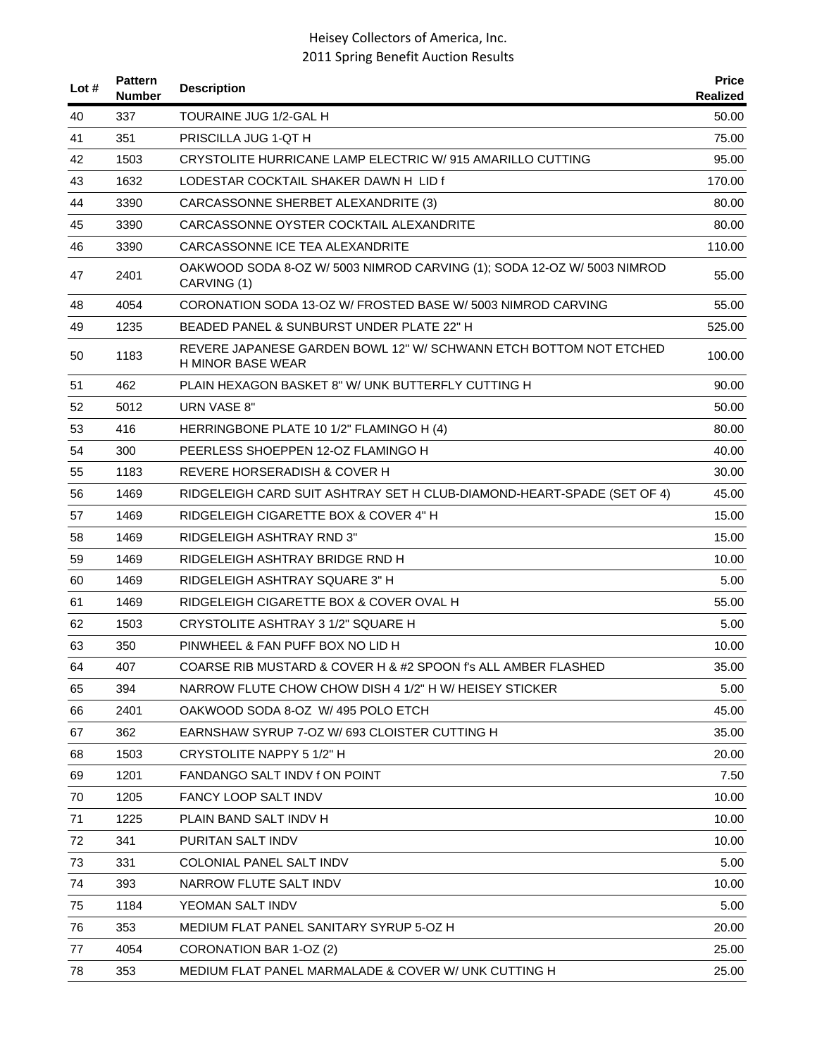# Heisey Collectors of America, Inc.
## 2011 Spring Benefit Auction Results

| Lot # | Pattern Number | Description | Price Realized |
|---|---|---|---|
| 40 | 337 | TOURAINE JUG 1/2-GAL H | 50.00 |
| 41 | 351 | PRISCILLA JUG 1-QT H | 75.00 |
| 42 | 1503 | CRYSTOLITE HURRICANE LAMP ELECTRIC W/ 915 AMARILLO CUTTING | 95.00 |
| 43 | 1632 | LODESTAR COCKTAIL SHAKER DAWN H LID f | 170.00 |
| 44 | 3390 | CARCASSONNE SHERBET ALEXANDRITE (3) | 80.00 |
| 45 | 3390 | CARCASSONNE OYSTER COCKTAIL ALEXANDRITE | 80.00 |
| 46 | 3390 | CARCASSONNE ICE TEA ALEXANDRITE | 110.00 |
| 47 | 2401 | OAKWOOD SODA 8-OZ W/ 5003 NIMROD CARVING (1); SODA 12-OZ W/ 5003 NIMROD CARVING (1) | 55.00 |
| 48 | 4054 | CORONATION SODA 13-OZ W/ FROSTED BASE W/ 5003 NIMROD CARVING | 55.00 |
| 49 | 1235 | BEADED PANEL & SUNBURST UNDER PLATE 22" H | 525.00 |
| 50 | 1183 | REVERE JAPANESE GARDEN BOWL 12" W/ SCHWANN ETCH BOTTOM NOT ETCHED H MINOR BASE WEAR | 100.00 |
| 51 | 462 | PLAIN HEXAGON BASKET 8" W/ UNK BUTTERFLY CUTTING H | 90.00 |
| 52 | 5012 | URN VASE 8" | 50.00 |
| 53 | 416 | HERRINGBONE PLATE 10 1/2" FLAMINGO H (4) | 80.00 |
| 54 | 300 | PEERLESS SHOEPPEN 12-OZ FLAMINGO H | 40.00 |
| 55 | 1183 | REVERE HORSERADISH & COVER H | 30.00 |
| 56 | 1469 | RIDGELEIGH CARD SUIT ASHTRAY SET H CLUB-DIAMOND-HEART-SPADE (SET OF 4) | 45.00 |
| 57 | 1469 | RIDGELEIGH CIGARETTE BOX & COVER 4" H | 15.00 |
| 58 | 1469 | RIDGELEIGH ASHTRAY RND 3" | 15.00 |
| 59 | 1469 | RIDGELEIGH ASHTRAY BRIDGE RND H | 10.00 |
| 60 | 1469 | RIDGELEIGH ASHTRAY SQUARE 3" H | 5.00 |
| 61 | 1469 | RIDGELEIGH CIGARETTE BOX & COVER OVAL H | 55.00 |
| 62 | 1503 | CRYSTOLITE ASHTRAY 3 1/2" SQUARE H | 5.00 |
| 63 | 350 | PINWHEEL & FAN PUFF BOX NO LID H | 10.00 |
| 64 | 407 | COARSE RIB MUSTARD & COVER H & #2 SPOON f's ALL AMBER FLASHED | 35.00 |
| 65 | 394 | NARROW FLUTE CHOW CHOW DISH 4 1/2" H W/ HEISEY STICKER | 5.00 |
| 66 | 2401 | OAKWOOD SODA 8-OZ W/ 495 POLO ETCH | 45.00 |
| 67 | 362 | EARNSHAW SYRUP 7-OZ W/ 693 CLOISTER CUTTING H | 35.00 |
| 68 | 1503 | CRYSTOLITE NAPPY 5 1/2" H | 20.00 |
| 69 | 1201 | FANDANGO SALT INDV f ON POINT | 7.50 |
| 70 | 1205 | FANCY LOOP SALT INDV | 10.00 |
| 71 | 1225 | PLAIN BAND SALT INDV H | 10.00 |
| 72 | 341 | PURITAN SALT INDV | 10.00 |
| 73 | 331 | COLONIAL PANEL SALT INDV | 5.00 |
| 74 | 393 | NARROW FLUTE SALT INDV | 10.00 |
| 75 | 1184 | YEOMAN SALT INDV | 5.00 |
| 76 | 353 | MEDIUM FLAT PANEL SANITARY SYRUP 5-OZ H | 20.00 |
| 77 | 4054 | CORONATION BAR 1-OZ (2) | 25.00 |
| 78 | 353 | MEDIUM FLAT PANEL MARMALADE & COVER W/ UNK CUTTING H | 25.00 |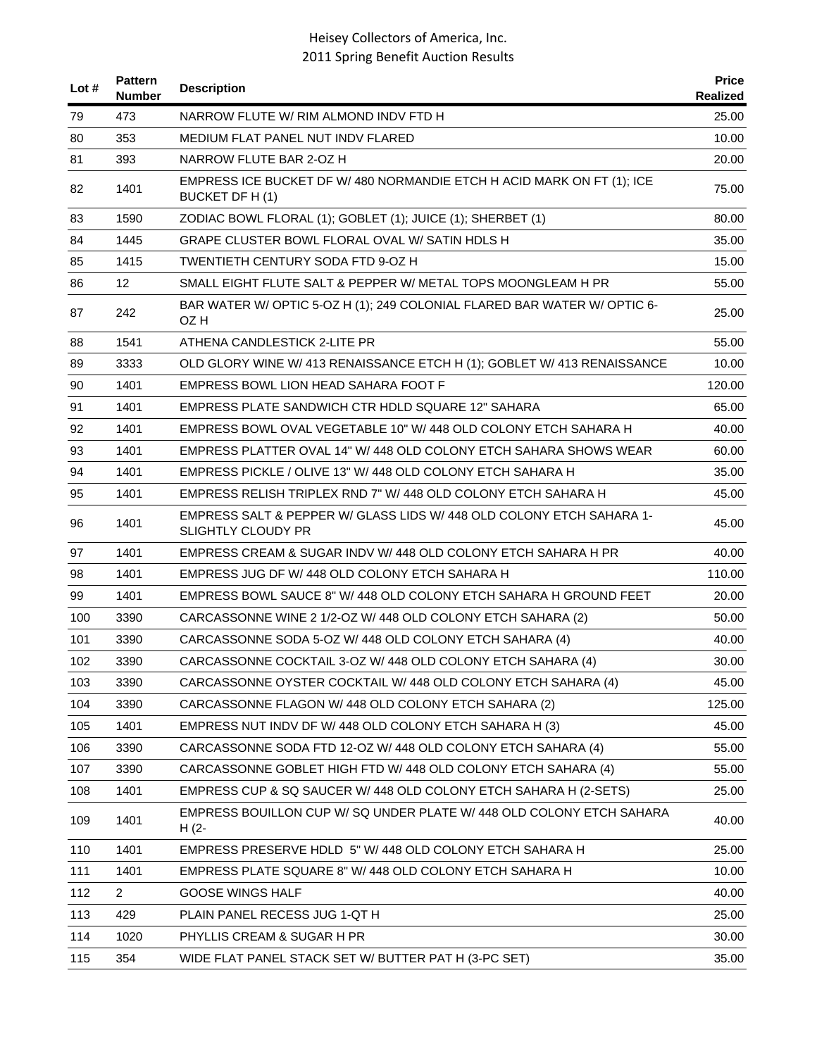| Lot # | Pattern Number | Description | Price Realized |
|---|---|---|---|
| 79 | 473 | NARROW FLUTE W/ RIM ALMOND INDV FTD H | 25.00 |
| 80 | 353 | MEDIUM FLAT PANEL NUT INDV FLARED | 10.00 |
| 81 | 393 | NARROW FLUTE BAR 2-OZ H | 20.00 |
| 82 | 1401 | EMPRESS ICE BUCKET DF W/ 480 NORMANDIE ETCH H ACID MARK ON FT (1); ICE BUCKET DF H (1) | 75.00 |
| 83 | 1590 | ZODIAC BOWL FLORAL (1); GOBLET (1); JUICE (1); SHERBET (1) | 80.00 |
| 84 | 1445 | GRAPE CLUSTER BOWL FLORAL OVAL W/ SATIN HDLS H | 35.00 |
| 85 | 1415 | TWENTIETH CENTURY SODA FTD 9-OZ H | 15.00 |
| 86 | 12 | SMALL EIGHT FLUTE SALT & PEPPER W/ METAL TOPS MOONGLEAM H PR | 55.00 |
| 87 | 242 | BAR WATER W/ OPTIC 5-OZ H (1); 249 COLONIAL FLARED BAR WATER W/ OPTIC 6-OZ H | 25.00 |
| 88 | 1541 | ATHENA CANDLESTICK 2-LITE PR | 55.00 |
| 89 | 3333 | OLD GLORY WINE W/ 413 RENAISSANCE ETCH H (1); GOBLET W/ 413 RENAISSANCE | 10.00 |
| 90 | 1401 | EMPRESS BOWL LION HEAD SAHARA FOOT F | 120.00 |
| 91 | 1401 | EMPRESS PLATE SANDWICH CTR HDLD SQUARE 12" SAHARA | 65.00 |
| 92 | 1401 | EMPRESS BOWL OVAL VEGETABLE 10" W/ 448 OLD COLONY ETCH SAHARA H | 40.00 |
| 93 | 1401 | EMPRESS PLATTER OVAL 14" W/ 448 OLD COLONY ETCH SAHARA SHOWS WEAR | 60.00 |
| 94 | 1401 | EMPRESS PICKLE / OLIVE 13" W/ 448 OLD COLONY ETCH SAHARA H | 35.00 |
| 95 | 1401 | EMPRESS RELISH TRIPLEX RND 7" W/ 448 OLD COLONY ETCH SAHARA H | 45.00 |
| 96 | 1401 | EMPRESS SALT & PEPPER W/ GLASS LIDS W/ 448 OLD COLONY ETCH SAHARA 1-SLIGHTLY CLOUDY PR | 45.00 |
| 97 | 1401 | EMPRESS CREAM & SUGAR INDV W/ 448 OLD COLONY ETCH SAHARA H PR | 40.00 |
| 98 | 1401 | EMPRESS JUG DF W/ 448 OLD COLONY ETCH SAHARA H | 110.00 |
| 99 | 1401 | EMPRESS BOWL SAUCE 8" W/ 448 OLD COLONY ETCH SAHARA H GROUND FEET | 20.00 |
| 100 | 3390 | CARCASSONNE WINE 2 1/2-OZ W/ 448 OLD COLONY ETCH SAHARA (2) | 50.00 |
| 101 | 3390 | CARCASSONNE SODA 5-OZ W/ 448 OLD COLONY ETCH SAHARA (4) | 40.00 |
| 102 | 3390 | CARCASSONNE COCKTAIL 3-OZ W/ 448 OLD COLONY ETCH SAHARA (4) | 30.00 |
| 103 | 3390 | CARCASSONNE OYSTER COCKTAIL W/ 448 OLD COLONY ETCH SAHARA (4) | 45.00 |
| 104 | 3390 | CARCASSONNE FLAGON W/ 448 OLD COLONY ETCH SAHARA (2) | 125.00 |
| 105 | 1401 | EMPRESS NUT INDV DF W/ 448 OLD COLONY ETCH SAHARA H (3) | 45.00 |
| 106 | 3390 | CARCASSONNE SODA FTD 12-OZ W/ 448 OLD COLONY ETCH SAHARA (4) | 55.00 |
| 107 | 3390 | CARCASSONNE GOBLET HIGH FTD W/ 448 OLD COLONY ETCH SAHARA (4) | 55.00 |
| 108 | 1401 | EMPRESS CUP & SQ SAUCER W/ 448 OLD COLONY ETCH SAHARA H (2-SETS) | 25.00 |
| 109 | 1401 | EMPRESS BOUILLON CUP W/ SQ UNDER PLATE W/ 448 OLD COLONY ETCH SAHARA H (2- | 40.00 |
| 110 | 1401 | EMPRESS PRESERVE HDLD 5" W/ 448 OLD COLONY ETCH SAHARA H | 25.00 |
| 111 | 1401 | EMPRESS PLATE SQUARE 8" W/ 448 OLD COLONY ETCH SAHARA H | 10.00 |
| 112 | 2 | GOOSE WINGS HALF | 40.00 |
| 113 | 429 | PLAIN PANEL RECESS JUG 1-QT H | 25.00 |
| 114 | 1020 | PHYLLIS CREAM & SUGAR H PR | 30.00 |
| 115 | 354 | WIDE FLAT PANEL STACK SET W/ BUTTER PAT H (3-PC SET) | 35.00 |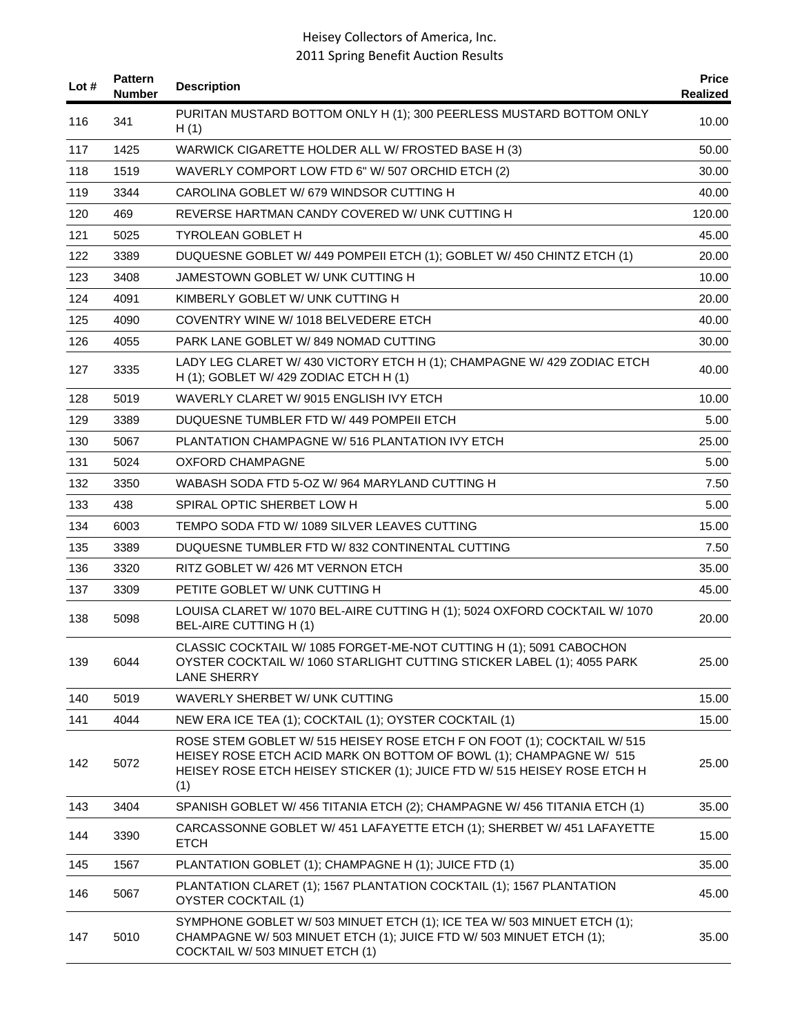| Lot # | Pattern Number | Description | Price Realized |
|---|---|---|---|
| 116 | 341 | PURITAN MUSTARD BOTTOM ONLY H (1); 300 PEERLESS MUSTARD BOTTOM ONLY H (1) | 10.00 |
| 117 | 1425 | WARWICK CIGARETTE HOLDER ALL W/ FROSTED BASE H (3) | 50.00 |
| 118 | 1519 | WAVERLY COMPORT LOW FTD 6" W/ 507 ORCHID ETCH (2) | 30.00 |
| 119 | 3344 | CAROLINA GOBLET W/ 679 WINDSOR CUTTING H | 40.00 |
| 120 | 469 | REVERSE HARTMAN CANDY COVERED W/ UNK CUTTING H | 120.00 |
| 121 | 5025 | TYROLEAN GOBLET H | 45.00 |
| 122 | 3389 | DUQUESNE GOBLET W/ 449 POMPEII ETCH (1); GOBLET W/ 450 CHINTZ ETCH (1) | 20.00 |
| 123 | 3408 | JAMESTOWN GOBLET W/ UNK CUTTING H | 10.00 |
| 124 | 4091 | KIMBERLY GOBLET W/ UNK CUTTING H | 20.00 |
| 125 | 4090 | COVENTRY WINE W/ 1018 BELVEDERE ETCH | 40.00 |
| 126 | 4055 | PARK LANE GOBLET W/ 849 NOMAD CUTTING | 30.00 |
| 127 | 3335 | LADY LEG CLARET W/ 430 VICTORY ETCH H (1); CHAMPAGNE W/ 429 ZODIAC ETCH H (1); GOBLET W/ 429 ZODIAC ETCH H (1) | 40.00 |
| 128 | 5019 | WAVERLY CLARET W/ 9015 ENGLISH IVY ETCH | 10.00 |
| 129 | 3389 | DUQUESNE TUMBLER FTD W/ 449 POMPEII ETCH | 5.00 |
| 130 | 5067 | PLANTATION CHAMPAGNE W/ 516 PLANTATION IVY ETCH | 25.00 |
| 131 | 5024 | OXFORD CHAMPAGNE | 5.00 |
| 132 | 3350 | WABASH SODA FTD 5-OZ W/ 964 MARYLAND CUTTING H | 7.50 |
| 133 | 438 | SPIRAL OPTIC SHERBET LOW H | 5.00 |
| 134 | 6003 | TEMPO SODA FTD W/ 1089 SILVER LEAVES CUTTING | 15.00 |
| 135 | 3389 | DUQUESNE TUMBLER FTD W/ 832 CONTINENTAL CUTTING | 7.50 |
| 136 | 3320 | RITZ GOBLET W/ 426 MT VERNON ETCH | 35.00 |
| 137 | 3309 | PETITE GOBLET W/ UNK CUTTING H | 45.00 |
| 138 | 5098 | LOUISA CLARET W/ 1070 BEL-AIRE CUTTING H (1); 5024 OXFORD COCKTAIL W/ 1070 BEL-AIRE CUTTING H (1) | 20.00 |
| 139 | 6044 | CLASSIC COCKTAIL W/ 1085 FORGET-ME-NOT CUTTING H (1); 5091 CABOCHON OYSTER COCKTAIL W/ 1060 STARLIGHT CUTTING STICKER LABEL (1); 4055 PARK LANE SHERRY | 25.00 |
| 140 | 5019 | WAVERLY SHERBET W/ UNK CUTTING | 15.00 |
| 141 | 4044 | NEW ERA ICE TEA (1); COCKTAIL (1); OYSTER COCKTAIL (1) | 15.00 |
| 142 | 5072 | ROSE STEM GOBLET W/ 515 HEISEY ROSE ETCH F ON FOOT (1); COCKTAIL W/ 515 HEISEY ROSE ETCH ACID MARK ON BOTTOM OF BOWL (1); CHAMPAGNE W/ 515 HEISEY ROSE ETCH HEISEY STICKER (1); JUICE FTD W/ 515 HEISEY ROSE ETCH H (1) | 25.00 |
| 143 | 3404 | SPANISH GOBLET W/ 456 TITANIA ETCH (2); CHAMPAGNE W/ 456 TITANIA ETCH (1) | 35.00 |
| 144 | 3390 | CARCASSONNE GOBLET W/ 451 LAFAYETTE ETCH (1); SHERBET W/ 451 LAFAYETTE ETCH | 15.00 |
| 145 | 1567 | PLANTATION GOBLET (1); CHAMPAGNE H (1); JUICE FTD (1) | 35.00 |
| 146 | 5067 | PLANTATION CLARET (1); 1567 PLANTATION COCKTAIL (1); 1567 PLANTATION OYSTER COCKTAIL (1) | 45.00 |
| 147 | 5010 | SYMPHONE GOBLET W/ 503 MINUET ETCH (1); ICE TEA W/ 503 MINUET ETCH (1); CHAMPAGNE W/ 503 MINUET ETCH (1); JUICE FTD W/ 503 MINUET ETCH (1); COCKTAIL W/ 503 MINUET ETCH (1) | 35.00 |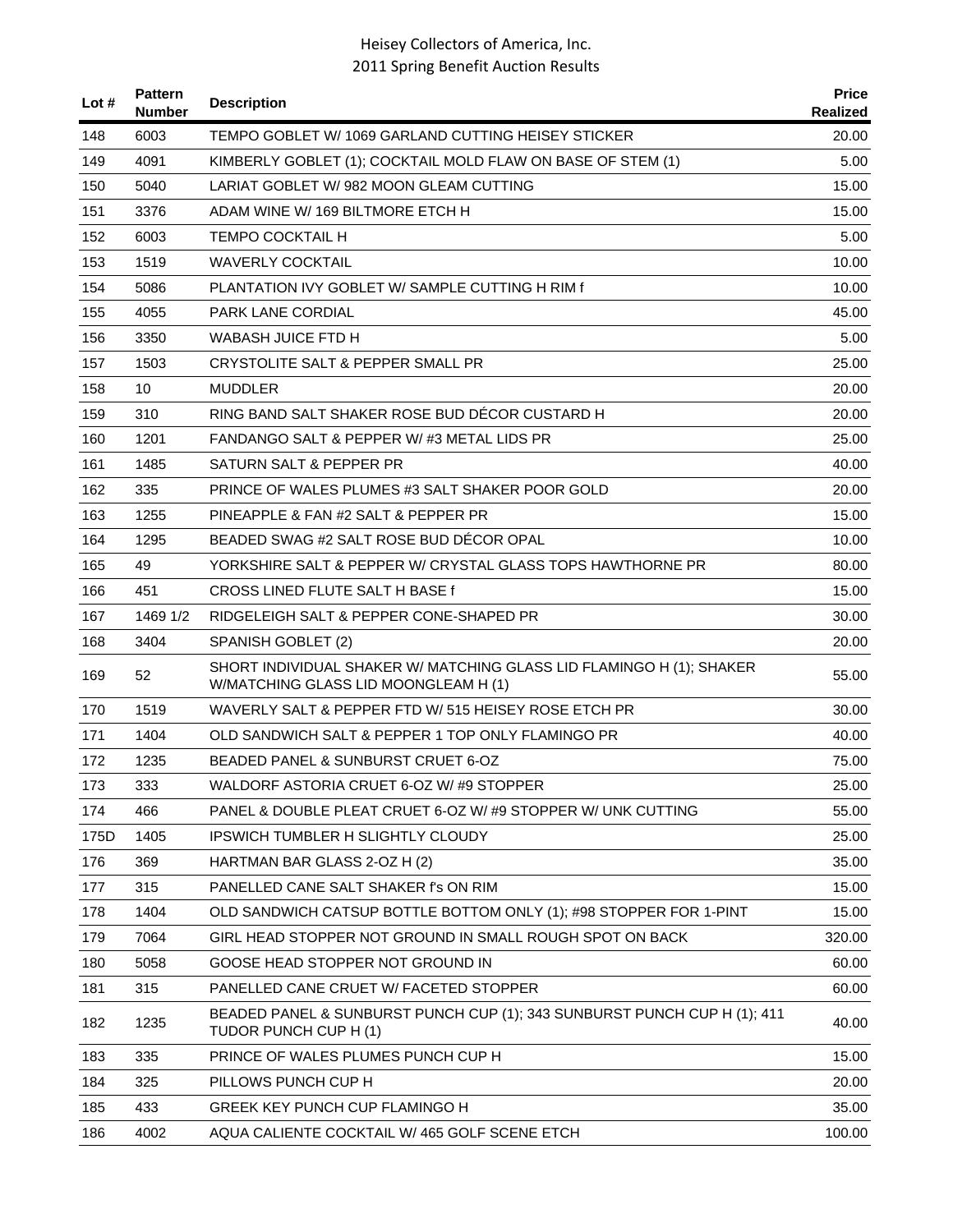| Lot # | Pattern Number | Description | Price Realized |
|---|---|---|---|
| 148 | 6003 | TEMPO GOBLET W/ 1069 GARLAND CUTTING HEISEY STICKER | 20.00 |
| 149 | 4091 | KIMBERLY GOBLET (1); COCKTAIL MOLD FLAW ON BASE OF STEM (1) | 5.00 |
| 150 | 5040 | LARIAT GOBLET W/ 982 MOON GLEAM CUTTING | 15.00 |
| 151 | 3376 | ADAM WINE W/ 169 BILTMORE ETCH H | 15.00 |
| 152 | 6003 | TEMPO COCKTAIL H | 5.00 |
| 153 | 1519 | WAVERLY COCKTAIL | 10.00 |
| 154 | 5086 | PLANTATION IVY GOBLET W/ SAMPLE CUTTING H RIM f | 10.00 |
| 155 | 4055 | PARK LANE CORDIAL | 45.00 |
| 156 | 3350 | WABASH JUICE FTD H | 5.00 |
| 157 | 1503 | CRYSTOLITE SALT & PEPPER SMALL PR | 25.00 |
| 158 | 10 | MUDDLER | 20.00 |
| 159 | 310 | RING BAND SALT SHAKER ROSE BUD DÉCOR CUSTARD H | 20.00 |
| 160 | 1201 | FANDANGO SALT & PEPPER W/ #3 METAL LIDS PR | 25.00 |
| 161 | 1485 | SATURN SALT & PEPPER PR | 40.00 |
| 162 | 335 | PRINCE OF WALES PLUMES #3 SALT SHAKER POOR GOLD | 20.00 |
| 163 | 1255 | PINEAPPLE & FAN #2 SALT & PEPPER PR | 15.00 |
| 164 | 1295 | BEADED SWAG #2 SALT ROSE BUD DÉCOR OPAL | 10.00 |
| 165 | 49 | YORKSHIRE SALT & PEPPER W/ CRYSTAL GLASS TOPS HAWTHORNE PR | 80.00 |
| 166 | 451 | CROSS LINED FLUTE SALT H BASE f | 15.00 |
| 167 | 1469 1/2 | RIDGELEIGH SALT & PEPPER CONE-SHAPED PR | 30.00 |
| 168 | 3404 | SPANISH GOBLET (2) | 20.00 |
| 169 | 52 | SHORT INDIVIDUAL SHAKER W/ MATCHING GLASS LID FLAMINGO H (1); SHAKER W/MATCHING GLASS LID MOONGLEAM H (1) | 55.00 |
| 170 | 1519 | WAVERLY SALT & PEPPER FTD W/ 515 HEISEY ROSE ETCH PR | 30.00 |
| 171 | 1404 | OLD SANDWICH SALT & PEPPER 1 TOP ONLY FLAMINGO PR | 40.00 |
| 172 | 1235 | BEADED PANEL & SUNBURST CRUET 6-OZ | 75.00 |
| 173 | 333 | WALDORF ASTORIA CRUET 6-OZ W/ #9 STOPPER | 25.00 |
| 174 | 466 | PANEL & DOUBLE PLEAT CRUET 6-OZ W/ #9 STOPPER W/ UNK CUTTING | 55.00 |
| 175D | 1405 | IPSWICH TUMBLER H SLIGHTLY CLOUDY | 25.00 |
| 176 | 369 | HARTMAN BAR GLASS 2-OZ H (2) | 35.00 |
| 177 | 315 | PANELLED CANE SALT SHAKER f's ON RIM | 15.00 |
| 178 | 1404 | OLD SANDWICH CATSUP BOTTLE BOTTOM ONLY (1); #98 STOPPER FOR 1-PINT | 15.00 |
| 179 | 7064 | GIRL HEAD STOPPER NOT GROUND IN SMALL ROUGH SPOT ON BACK | 320.00 |
| 180 | 5058 | GOOSE HEAD STOPPER NOT GROUND IN | 60.00 |
| 181 | 315 | PANELLED CANE CRUET W/ FACETED STOPPER | 60.00 |
| 182 | 1235 | BEADED PANEL & SUNBURST PUNCH CUP (1); 343 SUNBURST PUNCH CUP H (1); 411 TUDOR PUNCH CUP H (1) | 40.00 |
| 183 | 335 | PRINCE OF WALES PLUMES PUNCH CUP H | 15.00 |
| 184 | 325 | PILLOWS PUNCH CUP H | 20.00 |
| 185 | 433 | GREEK KEY PUNCH CUP FLAMINGO H | 35.00 |
| 186 | 4002 | AQUA CALIENTE COCKTAIL W/ 465 GOLF SCENE ETCH | 100.00 |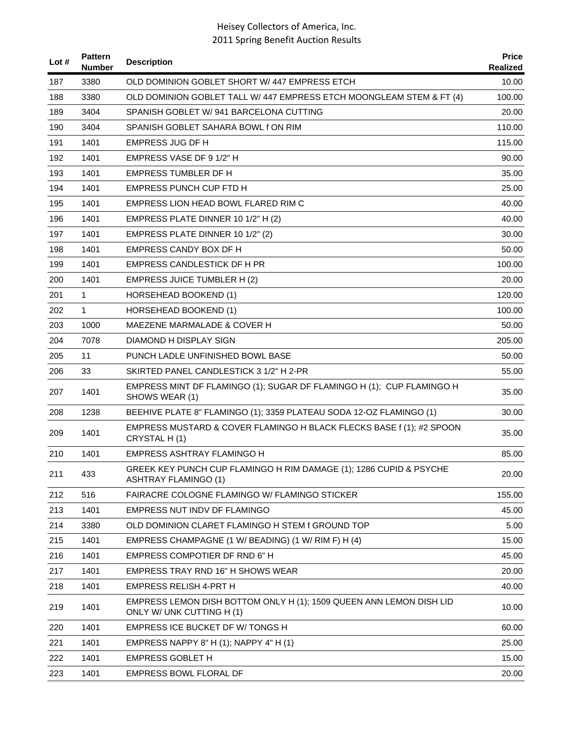| Lot # | Pattern Number | Description | Price Realized |
|---|---|---|---|
| 187 | 3380 | OLD DOMINION GOBLET SHORT W/ 447 EMPRESS ETCH | 10.00 |
| 188 | 3380 | OLD DOMINION GOBLET TALL W/ 447 EMPRESS ETCH MOONGLEAM STEM & FT (4) | 100.00 |
| 189 | 3404 | SPANISH GOBLET W/ 941 BARCELONA CUTTING | 20.00 |
| 190 | 3404 | SPANISH GOBLET SAHARA BOWL f ON RIM | 110.00 |
| 191 | 1401 | EMPRESS JUG DF H | 115.00 |
| 192 | 1401 | EMPRESS VASE DF 9 1/2" H | 90.00 |
| 193 | 1401 | EMPRESS TUMBLER DF H | 35.00 |
| 194 | 1401 | EMPRESS PUNCH CUP FTD H | 25.00 |
| 195 | 1401 | EMPRESS LION HEAD BOWL FLARED RIM C | 40.00 |
| 196 | 1401 | EMPRESS PLATE DINNER 10 1/2" H (2) | 40.00 |
| 197 | 1401 | EMPRESS PLATE DINNER 10 1/2" (2) | 30.00 |
| 198 | 1401 | EMPRESS CANDY BOX DF H | 50.00 |
| 199 | 1401 | EMPRESS CANDLESTICK DF H PR | 100.00 |
| 200 | 1401 | EMPRESS JUICE TUMBLER H (2) | 20.00 |
| 201 | 1 | HORSEHEAD BOOKEND (1) | 120.00 |
| 202 | 1 | HORSEHEAD BOOKEND (1) | 100.00 |
| 203 | 1000 | MAEZENE MARMALADE & COVER H | 50.00 |
| 204 | 7078 | DIAMOND H DISPLAY SIGN | 205.00 |
| 205 | 11 | PUNCH LADLE UNFINISHED BOWL BASE | 50.00 |
| 206 | 33 | SKIRTED PANEL CANDLESTICK 3 1/2" H 2-PR | 55.00 |
| 207 | 1401 | EMPRESS MINT DF FLAMINGO (1); SUGAR DF FLAMINGO H (1); CUP FLAMINGO H SHOWS WEAR (1) | 35.00 |
| 208 | 1238 | BEEHIVE PLATE 8" FLAMINGO (1); 3359 PLATEAU SODA 12-OZ FLAMINGO (1) | 30.00 |
| 209 | 1401 | EMPRESS MUSTARD & COVER FLAMINGO H BLACK FLECKS BASE f (1); #2 SPOON CRYSTAL H (1) | 35.00 |
| 210 | 1401 | EMPRESS ASHTRAY FLAMINGO H | 85.00 |
| 211 | 433 | GREEK KEY PUNCH CUP FLAMINGO H RIM DAMAGE (1); 1286 CUPID & PSYCHE ASHTRAY FLAMINGO (1) | 20.00 |
| 212 | 516 | FAIRACRE COLOGNE FLAMINGO W/ FLAMINGO STICKER | 155.00 |
| 213 | 1401 | EMPRESS NUT INDV DF FLAMINGO | 45.00 |
| 214 | 3380 | OLD DOMINION CLARET FLAMINGO H STEM f GROUND TOP | 5.00 |
| 215 | 1401 | EMPRESS CHAMPAGNE (1 W/ BEADING) (1 W/ RIM F) H (4) | 15.00 |
| 216 | 1401 | EMPRESS COMPOTIER DF RND 6" H | 45.00 |
| 217 | 1401 | EMPRESS TRAY RND 16" H SHOWS WEAR | 20.00 |
| 218 | 1401 | EMPRESS RELISH 4-PRT H | 40.00 |
| 219 | 1401 | EMPRESS LEMON DISH BOTTOM ONLY H (1); 1509 QUEEN ANN LEMON DISH LID ONLY W/ UNK CUTTING H (1) | 10.00 |
| 220 | 1401 | EMPRESS ICE BUCKET DF W/ TONGS H | 60.00 |
| 221 | 1401 | EMPRESS NAPPY 8" H (1); NAPPY 4" H (1) | 25.00 |
| 222 | 1401 | EMPRESS GOBLET H | 15.00 |
| 223 | 1401 | EMPRESS BOWL FLORAL DF | 20.00 |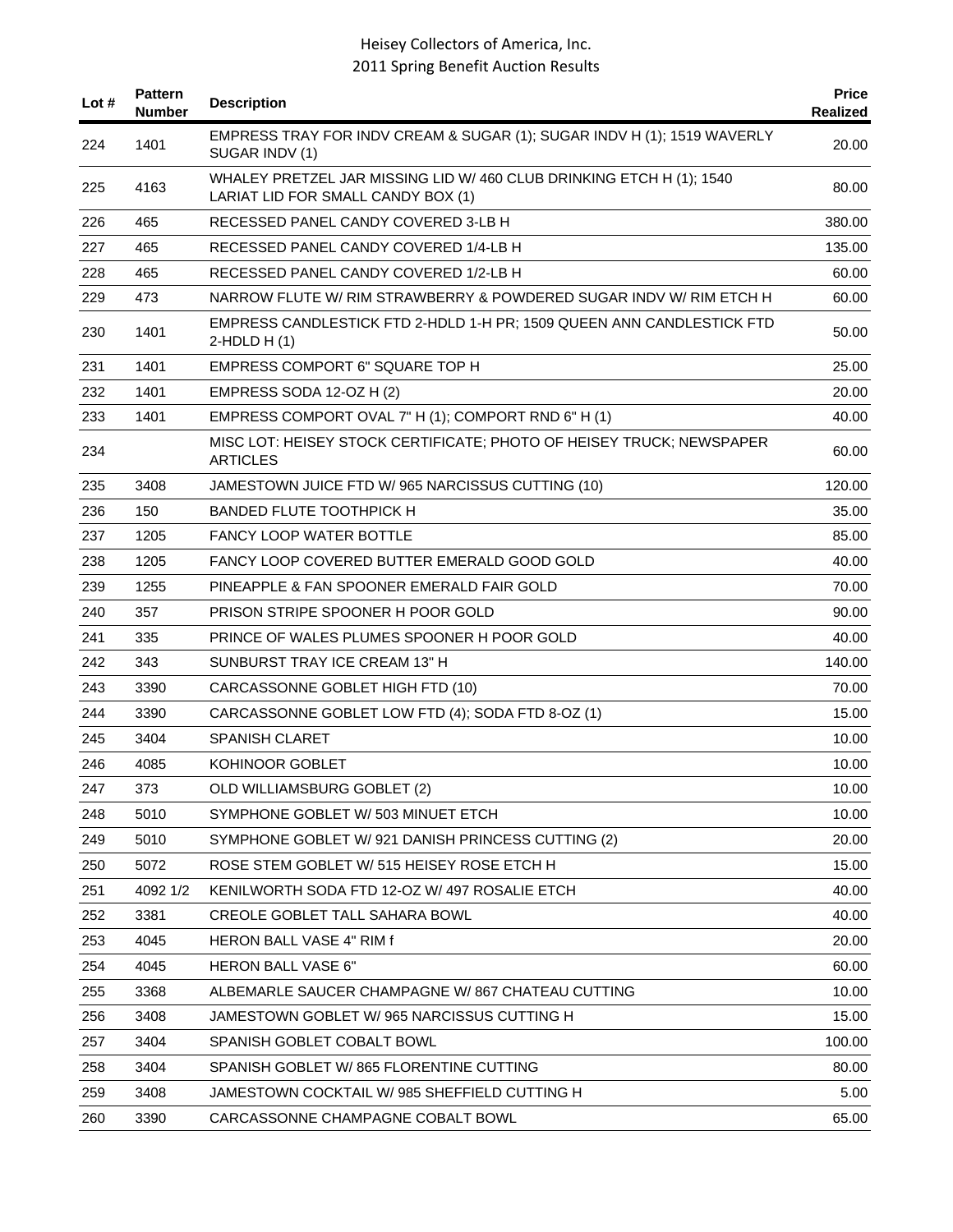# Heisey Collectors of America, Inc.
## 2011 Spring Benefit Auction Results

| Lot # | Pattern Number | Description | Price Realized |
|---|---|---|---|
| 224 | 1401 | EMPRESS TRAY FOR INDV CREAM & SUGAR (1); SUGAR INDV H (1); 1519 WAVERLY SUGAR INDV (1) | 20.00 |
| 225 | 4163 | WHALEY PRETZEL JAR MISSING LID W/ 460 CLUB DRINKING ETCH H (1); 1540 LARIAT LID FOR SMALL CANDY BOX (1) | 80.00 |
| 226 | 465 | RECESSED PANEL CANDY COVERED 3-LB H | 380.00 |
| 227 | 465 | RECESSED PANEL CANDY COVERED 1/4-LB H | 135.00 |
| 228 | 465 | RECESSED PANEL CANDY COVERED 1/2-LB H | 60.00 |
| 229 | 473 | NARROW FLUTE W/ RIM STRAWBERRY & POWDERED SUGAR INDV W/ RIM ETCH H | 60.00 |
| 230 | 1401 | EMPRESS CANDLESTICK FTD 2-HDLD 1-H PR; 1509 QUEEN ANN CANDLESTICK FTD 2-HDLD H (1) | 50.00 |
| 231 | 1401 | EMPRESS COMPORT 6" SQUARE TOP H | 25.00 |
| 232 | 1401 | EMPRESS SODA 12-OZ H (2) | 20.00 |
| 233 | 1401 | EMPRESS COMPORT OVAL 7" H (1); COMPORT RND 6" H (1) | 40.00 |
| 234 | | MISC LOT: HEISEY STOCK CERTIFICATE; PHOTO OF HEISEY TRUCK; NEWSPAPER ARTICLES | 60.00 |
| 235 | 3408 | JAMESTOWN JUICE FTD W/ 965 NARCISSUS CUTTING (10) | 120.00 |
| 236 | 150 | BANDED FLUTE TOOTHPICK H | 35.00 |
| 237 | 1205 | FANCY LOOP WATER BOTTLE | 85.00 |
| 238 | 1205 | FANCY LOOP COVERED BUTTER EMERALD GOOD GOLD | 40.00 |
| 239 | 1255 | PINEAPPLE & FAN SPOONER EMERALD FAIR GOLD | 70.00 |
| 240 | 357 | PRISON STRIPE SPOONER H POOR GOLD | 90.00 |
| 241 | 335 | PRINCE OF WALES PLUMES SPOONER H POOR GOLD | 40.00 |
| 242 | 343 | SUNBURST TRAY ICE CREAM 13" H | 140.00 |
| 243 | 3390 | CARCASSONNE GOBLET HIGH FTD (10) | 70.00 |
| 244 | 3390 | CARCASSONNE GOBLET LOW FTD (4); SODA FTD 8-OZ (1) | 15.00 |
| 245 | 3404 | SPANISH CLARET | 10.00 |
| 246 | 4085 | KOHINOOR GOBLET | 10.00 |
| 247 | 373 | OLD WILLIAMSBURG GOBLET (2) | 10.00 |
| 248 | 5010 | SYMPHONE GOBLET W/ 503 MINUET ETCH | 10.00 |
| 249 | 5010 | SYMPHONE GOBLET W/ 921 DANISH PRINCESS CUTTING (2) | 20.00 |
| 250 | 5072 | ROSE STEM GOBLET W/ 515 HEISEY ROSE ETCH H | 15.00 |
| 251 | 4092 1/2 | KENILWORTH SODA FTD 12-OZ W/ 497 ROSALIE ETCH | 40.00 |
| 252 | 3381 | CREOLE GOBLET TALL SAHARA BOWL | 40.00 |
| 253 | 4045 | HERON BALL VASE 4" RIM f | 20.00 |
| 254 | 4045 | HERON BALL VASE 6" | 60.00 |
| 255 | 3368 | ALBEMARLE SAUCER CHAMPAGNE W/ 867 CHATEAU CUTTING | 10.00 |
| 256 | 3408 | JAMESTOWN GOBLET W/ 965 NARCISSUS CUTTING H | 15.00 |
| 257 | 3404 | SPANISH GOBLET COBALT BOWL | 100.00 |
| 258 | 3404 | SPANISH GOBLET W/ 865 FLORENTINE CUTTING | 80.00 |
| 259 | 3408 | JAMESTOWN COCKTAIL W/ 985 SHEFFIELD CUTTING H | 5.00 |
| 260 | 3390 | CARCASSONNE CHAMPAGNE COBALT BOWL | 65.00 |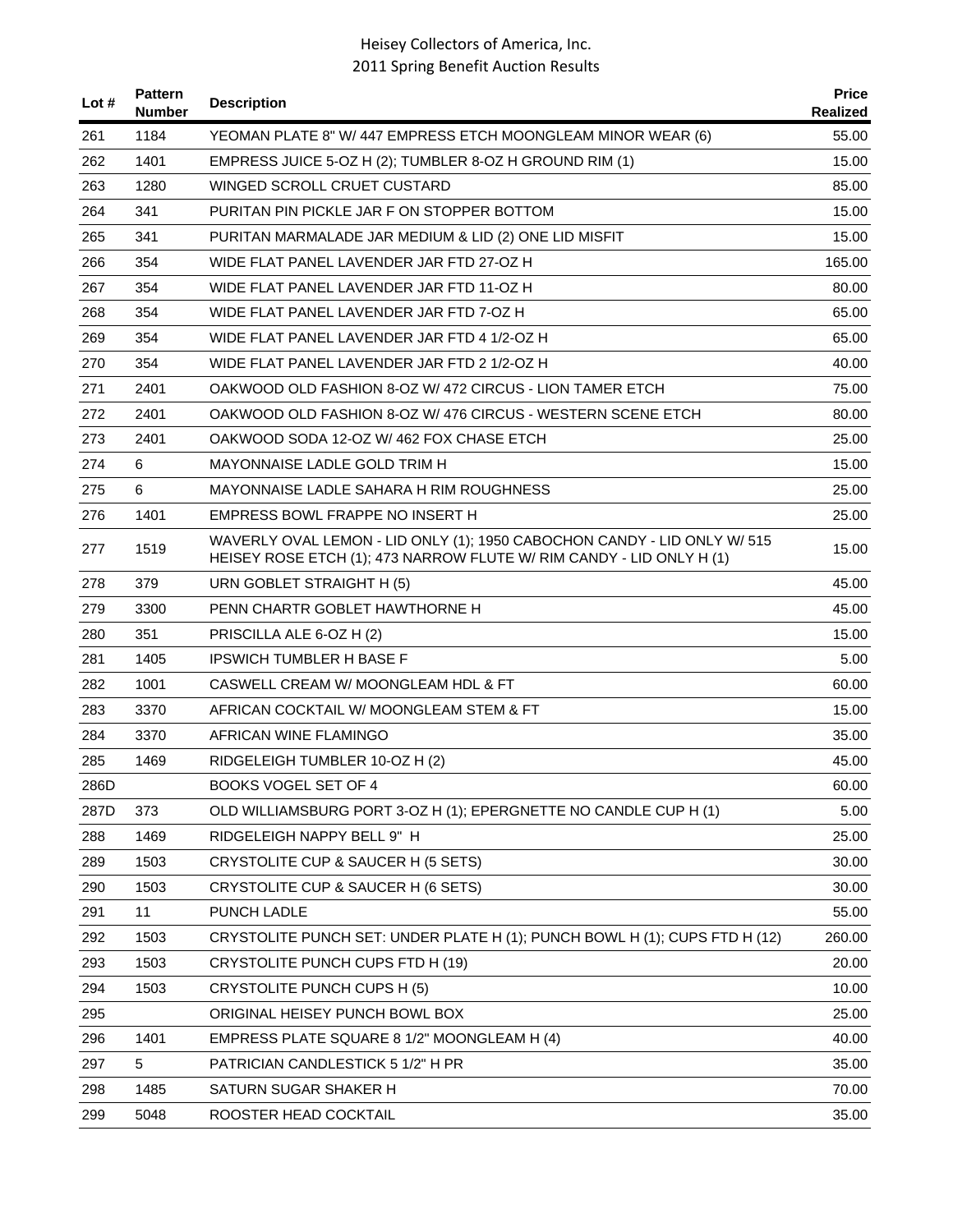| Lot # | Pattern Number | Description | Price Realized |
|---|---|---|---|
| 261 | 1184 | YEOMAN PLATE 8" W/ 447 EMPRESS ETCH MOONGLEAM MINOR WEAR (6) | 55.00 |
| 262 | 1401 | EMPRESS JUICE 5-OZ H (2); TUMBLER 8-OZ H GROUND RIM (1) | 15.00 |
| 263 | 1280 | WINGED SCROLL CRUET CUSTARD | 85.00 |
| 264 | 341 | PURITAN PIN PICKLE JAR F ON STOPPER BOTTOM | 15.00 |
| 265 | 341 | PURITAN MARMALADE JAR MEDIUM & LID (2) ONE LID MISFIT | 15.00 |
| 266 | 354 | WIDE FLAT PANEL LAVENDER JAR FTD 27-OZ H | 165.00 |
| 267 | 354 | WIDE FLAT PANEL LAVENDER JAR FTD 11-OZ H | 80.00 |
| 268 | 354 | WIDE FLAT PANEL LAVENDER JAR FTD 7-OZ H | 65.00 |
| 269 | 354 | WIDE FLAT PANEL LAVENDER JAR FTD 4 1/2-OZ H | 65.00 |
| 270 | 354 | WIDE FLAT PANEL LAVENDER JAR FTD 2 1/2-OZ H | 40.00 |
| 271 | 2401 | OAKWOOD OLD FASHION 8-OZ W/ 472 CIRCUS - LION TAMER ETCH | 75.00 |
| 272 | 2401 | OAKWOOD OLD FASHION 8-OZ W/ 476 CIRCUS - WESTERN SCENE ETCH | 80.00 |
| 273 | 2401 | OAKWOOD SODA 12-OZ W/ 462 FOX CHASE ETCH | 25.00 |
| 274 | 6 | MAYONNAISE LADLE GOLD TRIM H | 15.00 |
| 275 | 6 | MAYONNAISE LADLE SAHARA H RIM ROUGHNESS | 25.00 |
| 276 | 1401 | EMPRESS BOWL FRAPPE NO INSERT H | 25.00 |
| 277 | 1519 | WAVERLY OVAL LEMON - LID ONLY (1); 1950 CABOCHON CANDY - LID ONLY W/ 515 HEISEY ROSE ETCH (1); 473 NARROW FLUTE W/ RIM CANDY - LID ONLY H (1) | 15.00 |
| 278 | 379 | URN GOBLET STRAIGHT H (5) | 45.00 |
| 279 | 3300 | PENN CHARTR GOBLET HAWTHORNE H | 45.00 |
| 280 | 351 | PRISCILLA ALE 6-OZ H (2) | 15.00 |
| 281 | 1405 | IPSWICH TUMBLER H BASE F | 5.00 |
| 282 | 1001 | CASWELL CREAM W/ MOONGLEAM HDL & FT | 60.00 |
| 283 | 3370 | AFRICAN COCKTAIL W/ MOONGLEAM STEM & FT | 15.00 |
| 284 | 3370 | AFRICAN WINE FLAMINGO | 35.00 |
| 285 | 1469 | RIDGELEIGH TUMBLER 10-OZ H (2) | 45.00 |
| 286D | | BOOKS VOGEL SET OF 4 | 60.00 |
| 287D | 373 | OLD WILLIAMSBURG PORT 3-OZ H (1); EPERGNETTE NO CANDLE CUP H (1) | 5.00 |
| 288 | 1469 | RIDGELEIGH NAPPY BELL 9" H | 25.00 |
| 289 | 1503 | CRYSTOLITE CUP & SAUCER H (5 SETS) | 30.00 |
| 290 | 1503 | CRYSTOLITE CUP & SAUCER H (6 SETS) | 30.00 |
| 291 | 11 | PUNCH LADLE | 55.00 |
| 292 | 1503 | CRYSTOLITE PUNCH SET: UNDER PLATE H (1); PUNCH BOWL H (1); CUPS FTD H (12) | 260.00 |
| 293 | 1503 | CRYSTOLITE PUNCH CUPS FTD H (19) | 20.00 |
| 294 | 1503 | CRYSTOLITE PUNCH CUPS H (5) | 10.00 |
| 295 | | ORIGINAL HEISEY PUNCH BOWL BOX | 25.00 |
| 296 | 1401 | EMPRESS PLATE SQUARE 8 1/2" MOONGLEAM H (4) | 40.00 |
| 297 | 5 | PATRICIAN CANDLESTICK 5 1/2" H PR | 35.00 |
| 298 | 1485 | SATURN SUGAR SHAKER H | 70.00 |
| 299 | 5048 | ROOSTER HEAD COCKTAIL | 35.00 |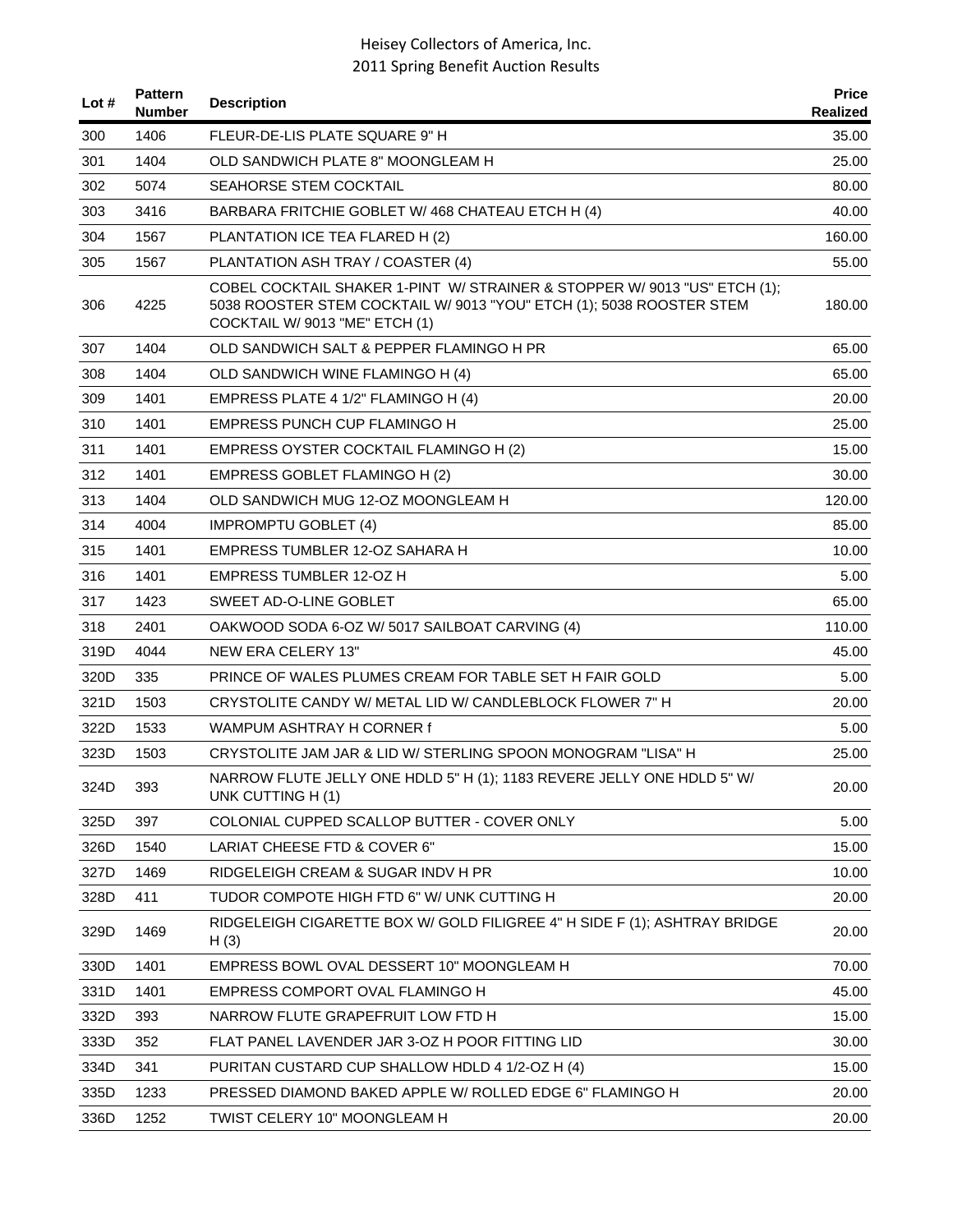| Lot # | Pattern Number | Description | Price Realized |
|---|---|---|---|
| 300 | 1406 | FLEUR-DE-LIS PLATE SQUARE 9" H | 35.00 |
| 301 | 1404 | OLD SANDWICH PLATE 8" MOONGLEAM H | 25.00 |
| 302 | 5074 | SEAHORSE STEM COCKTAIL | 80.00 |
| 303 | 3416 | BARBARA FRITCHIE GOBLET W/ 468 CHATEAU ETCH H (4) | 40.00 |
| 304 | 1567 | PLANTATION ICE TEA FLARED H (2) | 160.00 |
| 305 | 1567 | PLANTATION ASH TRAY / COASTER (4) | 55.00 |
| 306 | 4225 | COBEL COCKTAIL SHAKER 1-PINT W/ STRAINER & STOPPER W/ 9013 "US" ETCH (1); 5038 ROOSTER STEM COCKTAIL W/ 9013 "YOU" ETCH (1); 5038 ROOSTER STEM COCKTAIL W/ 9013 "ME" ETCH (1) | 180.00 |
| 307 | 1404 | OLD SANDWICH SALT & PEPPER FLAMINGO H PR | 65.00 |
| 308 | 1404 | OLD SANDWICH WINE FLAMINGO H (4) | 65.00 |
| 309 | 1401 | EMPRESS PLATE 4 1/2" FLAMINGO H (4) | 20.00 |
| 310 | 1401 | EMPRESS PUNCH CUP FLAMINGO H | 25.00 |
| 311 | 1401 | EMPRESS OYSTER COCKTAIL FLAMINGO H (2) | 15.00 |
| 312 | 1401 | EMPRESS GOBLET FLAMINGO H (2) | 30.00 |
| 313 | 1404 | OLD SANDWICH MUG 12-OZ MOONGLEAM H | 120.00 |
| 314 | 4004 | IMPROMPTU GOBLET (4) | 85.00 |
| 315 | 1401 | EMPRESS TUMBLER 12-OZ SAHARA H | 10.00 |
| 316 | 1401 | EMPRESS TUMBLER 12-OZ H | 5.00 |
| 317 | 1423 | SWEET AD-O-LINE GOBLET | 65.00 |
| 318 | 2401 | OAKWOOD SODA 6-OZ W/ 5017 SAILBOAT CARVING (4) | 110.00 |
| 319D | 4044 | NEW ERA CELERY 13" | 45.00 |
| 320D | 335 | PRINCE OF WALES PLUMES CREAM FOR TABLE SET H FAIR GOLD | 5.00 |
| 321D | 1503 | CRYSTOLITE CANDY W/ METAL LID W/ CANDLEBLOCK FLOWER 7" H | 20.00 |
| 322D | 1533 | WAMPUM ASHTRAY H CORNER f | 5.00 |
| 323D | 1503 | CRYSTOLITE JAM JAR & LID W/ STERLING SPOON MONOGRAM "LISA" H | 25.00 |
| 324D | 393 | NARROW FLUTE JELLY ONE HDLD 5" H (1); 1183 REVERE JELLY ONE HDLD 5" W/ UNK CUTTING H (1) | 20.00 |
| 325D | 397 | COLONIAL CUPPED SCALLOP BUTTER - COVER ONLY | 5.00 |
| 326D | 1540 | LARIAT CHEESE FTD & COVER 6" | 15.00 |
| 327D | 1469 | RIDGELEIGH CREAM & SUGAR INDV H PR | 10.00 |
| 328D | 411 | TUDOR COMPOTE HIGH FTD 6" W/ UNK CUTTING H | 20.00 |
| 329D | 1469 | RIDGELEIGH CIGARETTE BOX W/ GOLD FILIGREE 4" H SIDE F (1); ASHTRAY BRIDGE H (3) | 20.00 |
| 330D | 1401 | EMPRESS BOWL OVAL DESSERT 10" MOONGLEAM H | 70.00 |
| 331D | 1401 | EMPRESS COMPORT OVAL FLAMINGO H | 45.00 |
| 332D | 393 | NARROW FLUTE GRAPEFRUIT LOW FTD H | 15.00 |
| 333D | 352 | FLAT PANEL LAVENDER JAR 3-OZ H POOR FITTING LID | 30.00 |
| 334D | 341 | PURITAN CUSTARD CUP SHALLOW HDLD 4 1/2-OZ H (4) | 15.00 |
| 335D | 1233 | PRESSED DIAMOND BAKED APPLE W/ ROLLED EDGE 6" FLAMINGO H | 20.00 |
| 336D | 1252 | TWIST CELERY 10" MOONGLEAM H | 20.00 |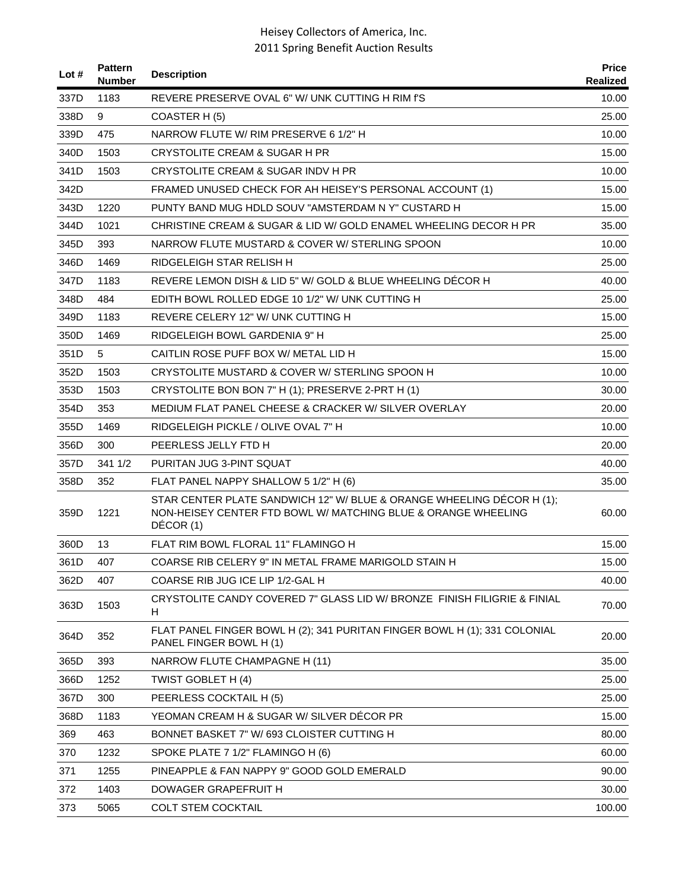# Heisey Collectors of America, Inc.
## 2011 Spring Benefit Auction Results

| Lot # | Pattern Number | Description | Price Realized |
|---|---|---|---|
| 337D | 1183 | REVERE PRESERVE OVAL 6" W/ UNK CUTTING H RIM f'S | 10.00 |
| 338D | 9 | COASTER H (5) | 25.00 |
| 339D | 475 | NARROW FLUTE W/ RIM PRESERVE 6 1/2" H | 10.00 |
| 340D | 1503 | CRYSTOLITE CREAM & SUGAR H PR | 15.00 |
| 341D | 1503 | CRYSTOLITE CREAM & SUGAR INDV H PR | 10.00 |
| 342D | | FRAMED UNUSED CHECK FOR AH HEISEY'S PERSONAL ACCOUNT (1) | 15.00 |
| 343D | 1220 | PUNTY BAND MUG HDLD SOUV "AMSTERDAM N Y" CUSTARD H | 15.00 |
| 344D | 1021 | CHRISTINE CREAM & SUGAR & LID W/ GOLD ENAMEL WHEELING DECOR H PR | 35.00 |
| 345D | 393 | NARROW FLUTE MUSTARD & COVER W/ STERLING SPOON | 10.00 |
| 346D | 1469 | RIDGELEIGH STAR RELISH H | 25.00 |
| 347D | 1183 | REVERE LEMON DISH & LID 5" W/ GOLD & BLUE WHEELING DÉCOR H | 40.00 |
| 348D | 484 | EDITH BOWL ROLLED EDGE 10 1/2" W/ UNK CUTTING H | 25.00 |
| 349D | 1183 | REVERE CELERY 12" W/ UNK CUTTING H | 15.00 |
| 350D | 1469 | RIDGELEIGH BOWL GARDENIA 9" H | 25.00 |
| 351D | 5 | CAITLIN ROSE PUFF BOX W/ METAL LID H | 15.00 |
| 352D | 1503 | CRYSTOLITE MUSTARD & COVER W/ STERLING SPOON H | 10.00 |
| 353D | 1503 | CRYSTOLITE BON BON 7" H (1); PRESERVE 2-PRT H (1) | 30.00 |
| 354D | 353 | MEDIUM FLAT PANEL CHEESE & CRACKER W/ SILVER OVERLAY | 20.00 |
| 355D | 1469 | RIDGELEIGH PICKLE / OLIVE OVAL 7" H | 10.00 |
| 356D | 300 | PEERLESS JELLY FTD H | 20.00 |
| 357D | 341 1/2 | PURITAN JUG 3-PINT SQUAT | 40.00 |
| 358D | 352 | FLAT PANEL NAPPY SHALLOW 5 1/2" H (6) | 35.00 |
| 359D | 1221 | STAR CENTER PLATE SANDWICH 12" W/ BLUE & ORANGE WHEELING DÉCOR H (1); NON-HEISEY CENTER FTD BOWL W/ MATCHING BLUE & ORANGE WHEELING DÉCOR (1) | 60.00 |
| 360D | 13 | FLAT RIM BOWL FLORAL 11" FLAMINGO H | 15.00 |
| 361D | 407 | COARSE RIB CELERY 9" IN METAL FRAME MARIGOLD STAIN H | 15.00 |
| 362D | 407 | COARSE RIB JUG ICE LIP 1/2-GAL H | 40.00 |
| 363D | 1503 | CRYSTOLITE CANDY COVERED 7" GLASS LID W/ BRONZE FINISH FILIGRIE & FINIAL H | 70.00 |
| 364D | 352 | FLAT PANEL FINGER BOWL H (2); 341 PURITAN FINGER BOWL H (1); 331 COLONIAL PANEL FINGER BOWL H (1) | 20.00 |
| 365D | 393 | NARROW FLUTE CHAMPAGNE H (11) | 35.00 |
| 366D | 1252 | TWIST GOBLET H (4) | 25.00 |
| 367D | 300 | PEERLESS COCKTAIL H (5) | 25.00 |
| 368D | 1183 | YEOMAN CREAM H & SUGAR W/ SILVER DÉCOR PR | 15.00 |
| 369 | 463 | BONNET BASKET 7" W/ 693 CLOISTER CUTTING H | 80.00 |
| 370 | 1232 | SPOKE PLATE 7 1/2" FLAMINGO H (6) | 60.00 |
| 371 | 1255 | PINEAPPLE & FAN NAPPY 9" GOOD GOLD EMERALD | 90.00 |
| 372 | 1403 | DOWAGER GRAPEFRUIT H | 30.00 |
| 373 | 5065 | COLT STEM COCKTAIL | 100.00 |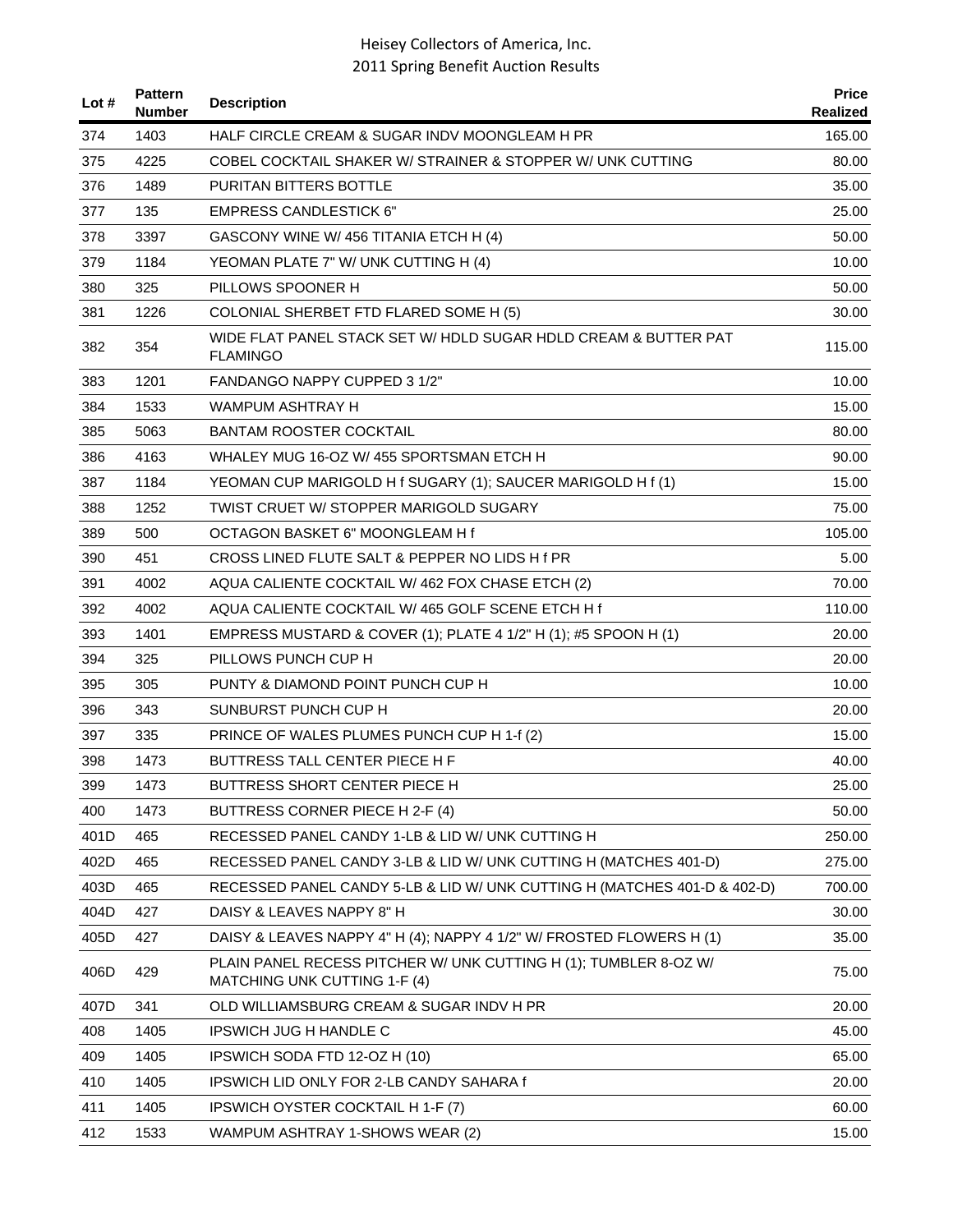| Lot # | Pattern Number | Description | Price Realized |
|---|---|---|---|
| 374 | 1403 | HALF CIRCLE CREAM & SUGAR INDV MOONGLEAM H PR | 165.00 |
| 375 | 4225 | COBEL COCKTAIL SHAKER W/ STRAINER & STOPPER W/ UNK CUTTING | 80.00 |
| 376 | 1489 | PURITAN BITTERS BOTTLE | 35.00 |
| 377 | 135 | EMPRESS CANDLESTICK 6" | 25.00 |
| 378 | 3397 | GASCONY WINE W/ 456 TITANIA ETCH H (4) | 50.00 |
| 379 | 1184 | YEOMAN PLATE 7" W/ UNK CUTTING H (4) | 10.00 |
| 380 | 325 | PILLOWS SPOONER H | 50.00 |
| 381 | 1226 | COLONIAL SHERBET FTD FLARED SOME H (5) | 30.00 |
| 382 | 354 | WIDE FLAT PANEL STACK SET W/ HDLD SUGAR HDLD CREAM & BUTTER PAT FLAMINGO | 115.00 |
| 383 | 1201 | FANDANGO NAPPY CUPPED 3 1/2" | 10.00 |
| 384 | 1533 | WAMPUM ASHTRAY H | 15.00 |
| 385 | 5063 | BANTAM ROOSTER COCKTAIL | 80.00 |
| 386 | 4163 | WHALEY MUG 16-OZ W/ 455 SPORTSMAN ETCH H | 90.00 |
| 387 | 1184 | YEOMAN CUP MARIGOLD H f SUGARY (1); SAUCER MARIGOLD H f (1) | 15.00 |
| 388 | 1252 | TWIST CRUET W/ STOPPER MARIGOLD SUGARY | 75.00 |
| 389 | 500 | OCTAGON BASKET 6" MOONGLEAM H f | 105.00 |
| 390 | 451 | CROSS LINED FLUTE SALT & PEPPER NO LIDS H f PR | 5.00 |
| 391 | 4002 | AQUA CALIENTE COCKTAIL W/ 462 FOX CHASE ETCH (2) | 70.00 |
| 392 | 4002 | AQUA CALIENTE COCKTAIL W/ 465 GOLF SCENE ETCH H f | 110.00 |
| 393 | 1401 | EMPRESS MUSTARD & COVER (1); PLATE 4 1/2" H (1); #5 SPOON H (1) | 20.00 |
| 394 | 325 | PILLOWS PUNCH CUP H | 20.00 |
| 395 | 305 | PUNTY & DIAMOND POINT PUNCH CUP H | 10.00 |
| 396 | 343 | SUNBURST PUNCH CUP H | 20.00 |
| 397 | 335 | PRINCE OF WALES PLUMES PUNCH CUP H 1-f (2) | 15.00 |
| 398 | 1473 | BUTTRESS TALL CENTER PIECE H F | 40.00 |
| 399 | 1473 | BUTTRESS SHORT CENTER PIECE H | 25.00 |
| 400 | 1473 | BUTTRESS CORNER PIECE H 2-F (4) | 50.00 |
| 401D | 465 | RECESSED PANEL CANDY 1-LB & LID W/ UNK CUTTING H | 250.00 |
| 402D | 465 | RECESSED PANEL CANDY 3-LB & LID W/ UNK CUTTING H (MATCHES 401-D) | 275.00 |
| 403D | 465 | RECESSED PANEL CANDY 5-LB & LID W/ UNK CUTTING H (MATCHES 401-D & 402-D) | 700.00 |
| 404D | 427 | DAISY & LEAVES NAPPY 8" H | 30.00 |
| 405D | 427 | DAISY & LEAVES NAPPY 4" H (4); NAPPY 4 1/2" W/ FROSTED FLOWERS H (1) | 35.00 |
| 406D | 429 | PLAIN PANEL RECESS PITCHER W/ UNK CUTTING H (1); TUMBLER 8-OZ W/ MATCHING UNK CUTTING 1-F (4) | 75.00 |
| 407D | 341 | OLD WILLIAMSBURG CREAM & SUGAR INDV H PR | 20.00 |
| 408 | 1405 | IPSWICH JUG H HANDLE C | 45.00 |
| 409 | 1405 | IPSWICH SODA FTD 12-OZ H (10) | 65.00 |
| 410 | 1405 | IPSWICH LID ONLY FOR 2-LB CANDY SAHARA f | 20.00 |
| 411 | 1405 | IPSWICH OYSTER COCKTAIL H 1-F (7) | 60.00 |
| 412 | 1533 | WAMPUM ASHTRAY 1-SHOWS WEAR (2) | 15.00 |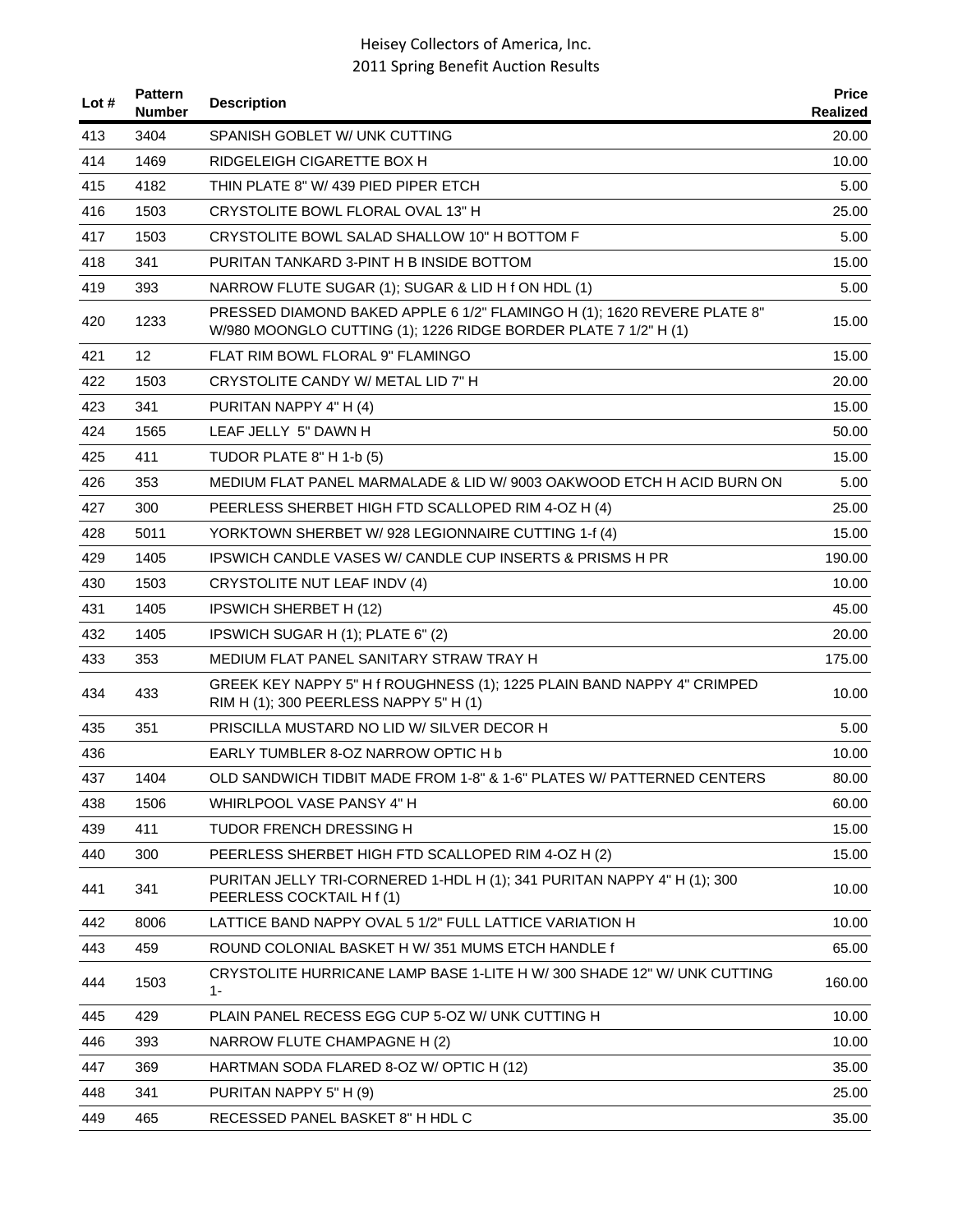| Lot # | Pattern Number | Description | Price Realized |
|---|---|---|---|
| 413 | 3404 | SPANISH GOBLET W/ UNK CUTTING | 20.00 |
| 414 | 1469 | RIDGELEIGH CIGARETTE BOX H | 10.00 |
| 415 | 4182 | THIN PLATE 8" W/ 439 PIED PIPER ETCH | 5.00 |
| 416 | 1503 | CRYSTOLITE BOWL FLORAL OVAL 13" H | 25.00 |
| 417 | 1503 | CRYSTOLITE BOWL SALAD SHALLOW 10" H BOTTOM F | 5.00 |
| 418 | 341 | PURITAN TANKARD 3-PINT H B INSIDE BOTTOM | 15.00 |
| 419 | 393 | NARROW FLUTE SUGAR (1); SUGAR & LID H f ON HDL (1) | 5.00 |
| 420 | 1233 | PRESSED DIAMOND BAKED APPLE 6 1/2" FLAMINGO H (1); 1620 REVERE PLATE 8" W/980 MOONGLO CUTTING (1); 1226 RIDGE BORDER PLATE 7 1/2" H (1) | 15.00 |
| 421 | 12 | FLAT RIM BOWL FLORAL 9" FLAMINGO | 15.00 |
| 422 | 1503 | CRYSTOLITE CANDY W/ METAL LID 7" H | 20.00 |
| 423 | 341 | PURITAN NAPPY 4" H (4) | 15.00 |
| 424 | 1565 | LEAF JELLY 5" DAWN H | 50.00 |
| 425 | 411 | TUDOR PLATE 8" H 1-b (5) | 15.00 |
| 426 | 353 | MEDIUM FLAT PANEL MARMALADE & LID W/ 9003 OAKWOOD ETCH H ACID BURN ON | 5.00 |
| 427 | 300 | PEERLESS SHERBET HIGH FTD SCALLOPED RIM 4-OZ H (4) | 25.00 |
| 428 | 5011 | YORKTOWN SHERBET W/ 928 LEGIONNAIRE CUTTING 1-f (4) | 15.00 |
| 429 | 1405 | IPSWICH CANDLE VASES W/ CANDLE CUP INSERTS & PRISMS H PR | 190.00 |
| 430 | 1503 | CRYSTOLITE NUT LEAF INDV (4) | 10.00 |
| 431 | 1405 | IPSWICH SHERBET H (12) | 45.00 |
| 432 | 1405 | IPSWICH SUGAR H (1); PLATE 6" (2) | 20.00 |
| 433 | 353 | MEDIUM FLAT PANEL SANITARY STRAW TRAY H | 175.00 |
| 434 | 433 | GREEK KEY NAPPY 5" H f ROUGHNESS (1); 1225 PLAIN BAND NAPPY 4" CRIMPED RIM H (1); 300 PEERLESS NAPPY 5" H (1) | 10.00 |
| 435 | 351 | PRISCILLA MUSTARD NO LID W/ SILVER DECOR H | 5.00 |
| 436 | | EARLY TUMBLER 8-OZ NARROW OPTIC H b | 10.00 |
| 437 | 1404 | OLD SANDWICH TIDBIT MADE FROM 1-8" & 1-6" PLATES W/ PATTERNED CENTERS | 80.00 |
| 438 | 1506 | WHIRLPOOL VASE PANSY 4" H | 60.00 |
| 439 | 411 | TUDOR FRENCH DRESSING H | 15.00 |
| 440 | 300 | PEERLESS SHERBET HIGH FTD SCALLOPED RIM 4-OZ H (2) | 15.00 |
| 441 | 341 | PURITAN JELLY TRI-CORNERED 1-HDL H (1); 341 PURITAN NAPPY 4" H (1); 300 PEERLESS COCKTAIL H f (1) | 10.00 |
| 442 | 8006 | LATTICE BAND NAPPY OVAL 5 1/2" FULL LATTICE VARIATION H | 10.00 |
| 443 | 459 | ROUND COLONIAL BASKET H W/ 351 MUMS ETCH HANDLE f | 65.00 |
| 444 | 1503 | CRYSTOLITE HURRICANE LAMP BASE 1-LITE H W/ 300 SHADE 12" W/ UNK CUTTING 1- | 160.00 |
| 445 | 429 | PLAIN PANEL RECESS EGG CUP 5-OZ W/ UNK CUTTING H | 10.00 |
| 446 | 393 | NARROW FLUTE CHAMPAGNE H (2) | 10.00 |
| 447 | 369 | HARTMAN SODA FLARED 8-OZ W/ OPTIC H (12) | 35.00 |
| 448 | 341 | PURITAN NAPPY 5" H (9) | 25.00 |
| 449 | 465 | RECESSED PANEL BASKET 8" H HDL C | 35.00 |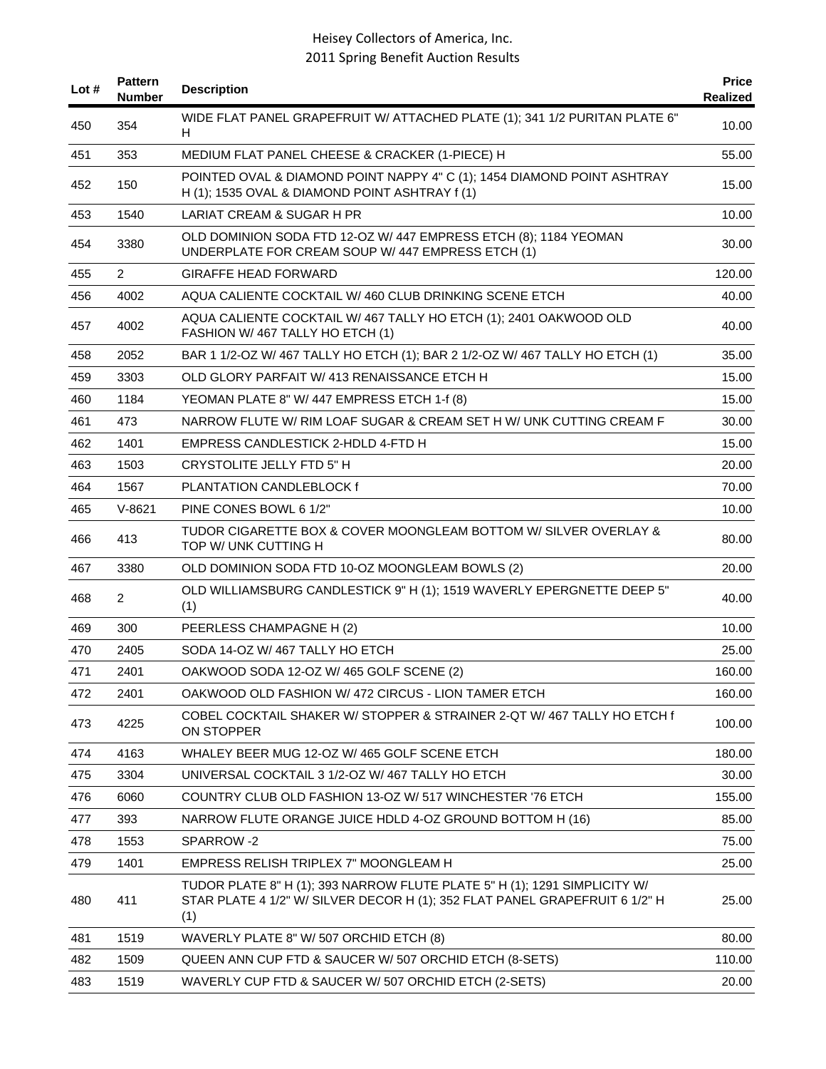| Lot # | Pattern Number | Description | Price Realized |
|---|---|---|---|
| 450 | 354 | WIDE FLAT PANEL GRAPEFRUIT W/ ATTACHED PLATE (1); 341 1/2 PURITAN PLATE 6" H | 10.00 |
| 451 | 353 | MEDIUM FLAT PANEL CHEESE & CRACKER (1-PIECE) H | 55.00 |
| 452 | 150 | POINTED OVAL & DIAMOND POINT NAPPY 4" C (1); 1454 DIAMOND POINT ASHTRAY H (1); 1535 OVAL & DIAMOND POINT ASHTRAY f (1) | 15.00 |
| 453 | 1540 | LARIAT CREAM & SUGAR H PR | 10.00 |
| 454 | 3380 | OLD DOMINION SODA FTD 12-OZ W/ 447 EMPRESS ETCH (8); 1184 YEOMAN UNDERPLATE FOR CREAM SOUP W/ 447 EMPRESS ETCH (1) | 30.00 |
| 455 | 2 | GIRAFFE HEAD FORWARD | 120.00 |
| 456 | 4002 | AQUA CALIENTE COCKTAIL W/ 460 CLUB DRINKING SCENE ETCH | 40.00 |
| 457 | 4002 | AQUA CALIENTE COCKTAIL W/ 467 TALLY HO ETCH (1); 2401 OAKWOOD OLD FASHION W/ 467 TALLY HO ETCH (1) | 40.00 |
| 458 | 2052 | BAR 1 1/2-OZ W/ 467 TALLY HO ETCH (1); BAR 2 1/2-OZ W/ 467 TALLY HO ETCH (1) | 35.00 |
| 459 | 3303 | OLD GLORY PARFAIT W/ 413 RENAISSANCE ETCH H | 15.00 |
| 460 | 1184 | YEOMAN PLATE 8" W/ 447 EMPRESS ETCH 1-f (8) | 15.00 |
| 461 | 473 | NARROW FLUTE W/ RIM LOAF SUGAR & CREAM SET H W/ UNK CUTTING CREAM F | 30.00 |
| 462 | 1401 | EMPRESS CANDLESTICK 2-HDLD 4-FTD H | 15.00 |
| 463 | 1503 | CRYSTOLITE JELLY FTD 5" H | 20.00 |
| 464 | 1567 | PLANTATION CANDLEBLOCK f | 70.00 |
| 465 | V-8621 | PINE CONES BOWL 6 1/2" | 10.00 |
| 466 | 413 | TUDOR CIGARETTE BOX & COVER MOONGLEAM BOTTOM W/ SILVER OVERLAY & TOP W/ UNK CUTTING H | 80.00 |
| 467 | 3380 | OLD DOMINION SODA FTD 10-OZ MOONGLEAM BOWLS (2) | 20.00 |
| 468 | 2 | OLD WILLIAMSBURG CANDLESTICK 9" H (1); 1519 WAVERLY EPERGNETTE DEEP 5" (1) | 40.00 |
| 469 | 300 | PEERLESS CHAMPAGNE H (2) | 10.00 |
| 470 | 2405 | SODA 14-OZ W/ 467 TALLY HO ETCH | 25.00 |
| 471 | 2401 | OAKWOOD SODA 12-OZ W/ 465 GOLF SCENE (2) | 160.00 |
| 472 | 2401 | OAKWOOD OLD FASHION W/ 472 CIRCUS - LION TAMER ETCH | 160.00 |
| 473 | 4225 | COBEL COCKTAIL SHAKER W/ STOPPER & STRAINER 2-QT W/ 467 TALLY HO ETCH f ON STOPPER | 100.00 |
| 474 | 4163 | WHALEY BEER MUG 12-OZ W/ 465 GOLF SCENE ETCH | 180.00 |
| 475 | 3304 | UNIVERSAL COCKTAIL 3 1/2-OZ W/ 467 TALLY HO ETCH | 30.00 |
| 476 | 6060 | COUNTRY CLUB OLD FASHION 13-OZ W/ 517 WINCHESTER '76 ETCH | 155.00 |
| 477 | 393 | NARROW FLUTE ORANGE JUICE HDLD 4-OZ GROUND BOTTOM H (16) | 85.00 |
| 478 | 1553 | SPARROW -2 | 75.00 |
| 479 | 1401 | EMPRESS RELISH TRIPLEX 7" MOONGLEAM H | 25.00 |
| 480 | 411 | TUDOR PLATE 8" H (1); 393 NARROW FLUTE PLATE 5" H (1); 1291 SIMPLICITY W/ STAR PLATE 4 1/2" W/ SILVER DECOR H (1); 352 FLAT PANEL GRAPEFRUIT 6 1/2" H (1) | 25.00 |
| 481 | 1519 | WAVERLY PLATE 8" W/ 507 ORCHID ETCH (8) | 80.00 |
| 482 | 1509 | QUEEN ANN CUP FTD & SAUCER W/ 507 ORCHID ETCH (8-SETS) | 110.00 |
| 483 | 1519 | WAVERLY CUP FTD & SAUCER W/ 507 ORCHID ETCH (2-SETS) | 20.00 |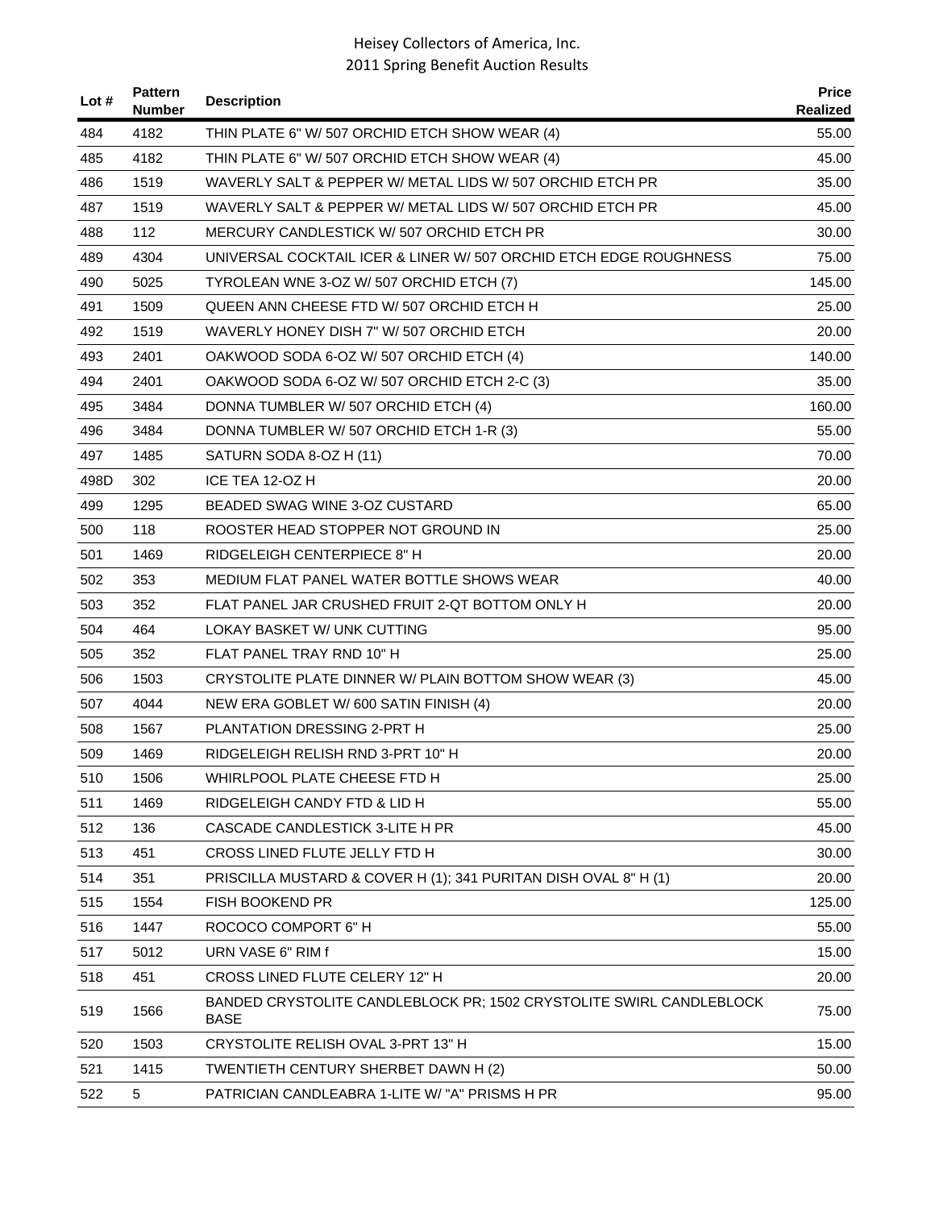Heisey Collectors of America, Inc.
2011 Spring Benefit Auction Results

| Lot # | Pattern Number | Description | Price Realized |
|---|---|---|---|
| 484 | 4182 | THIN PLATE 6" W/ 507 ORCHID ETCH SHOW WEAR (4) | 55.00 |
| 485 | 4182 | THIN PLATE 6" W/ 507 ORCHID ETCH SHOW WEAR (4) | 45.00 |
| 486 | 1519 | WAVERLY SALT & PEPPER W/ METAL LIDS W/ 507 ORCHID ETCH PR | 35.00 |
| 487 | 1519 | WAVERLY SALT & PEPPER W/ METAL LIDS W/ 507 ORCHID ETCH PR | 45.00 |
| 488 | 112 | MERCURY CANDLESTICK W/ 507 ORCHID ETCH PR | 30.00 |
| 489 | 4304 | UNIVERSAL COCKTAIL ICER & LINER W/ 507 ORCHID ETCH EDGE ROUGHNESS | 75.00 |
| 490 | 5025 | TYROLEAN WNE 3-OZ W/ 507 ORCHID ETCH (7) | 145.00 |
| 491 | 1509 | QUEEN ANN CHEESE FTD W/ 507 ORCHID ETCH H | 25.00 |
| 492 | 1519 | WAVERLY HONEY DISH 7" W/ 507 ORCHID ETCH | 20.00 |
| 493 | 2401 | OAKWOOD SODA 6-OZ W/ 507 ORCHID ETCH (4) | 140.00 |
| 494 | 2401 | OAKWOOD SODA 6-OZ W/ 507 ORCHID ETCH 2-C (3) | 35.00 |
| 495 | 3484 | DONNA TUMBLER W/ 507 ORCHID ETCH (4) | 160.00 |
| 496 | 3484 | DONNA TUMBLER W/ 507 ORCHID ETCH 1-R (3) | 55.00 |
| 497 | 1485 | SATURN SODA 8-OZ H (11) | 70.00 |
| 498D | 302 | ICE TEA 12-OZ H | 20.00 |
| 499 | 1295 | BEADED SWAG WINE 3-OZ CUSTARD | 65.00 |
| 500 | 118 | ROOSTER HEAD STOPPER NOT GROUND IN | 25.00 |
| 501 | 1469 | RIDGELEIGH CENTERPIECE 8" H | 20.00 |
| 502 | 353 | MEDIUM FLAT PANEL WATER BOTTLE SHOWS WEAR | 40.00 |
| 503 | 352 | FLAT PANEL JAR CRUSHED FRUIT 2-QT BOTTOM ONLY H | 20.00 |
| 504 | 464 | LOKAY BASKET W/ UNK CUTTING | 95.00 |
| 505 | 352 | FLAT PANEL TRAY RND 10" H | 25.00 |
| 506 | 1503 | CRYSTOLITE PLATE DINNER W/ PLAIN BOTTOM SHOW WEAR (3) | 45.00 |
| 507 | 4044 | NEW ERA GOBLET W/ 600 SATIN FINISH (4) | 20.00 |
| 508 | 1567 | PLANTATION DRESSING 2-PRT H | 25.00 |
| 509 | 1469 | RIDGELEIGH RELISH RND 3-PRT 10" H | 20.00 |
| 510 | 1506 | WHIRLPOOL PLATE CHEESE FTD H | 25.00 |
| 511 | 1469 | RIDGELEIGH CANDY FTD & LID H | 55.00 |
| 512 | 136 | CASCADE CANDLESTICK 3-LITE H PR | 45.00 |
| 513 | 451 | CROSS LINED FLUTE JELLY FTD H | 30.00 |
| 514 | 351 | PRISCILLA MUSTARD & COVER H (1); 341 PURITAN DISH OVAL 8" H (1) | 20.00 |
| 515 | 1554 | FISH BOOKEND PR | 125.00 |
| 516 | 1447 | ROCOCO COMPORT 6" H | 55.00 |
| 517 | 5012 | URN VASE 6" RIM f | 15.00 |
| 518 | 451 | CROSS LINED FLUTE CELERY 12" H | 20.00 |
| 519 | 1566 | BANDED CRYSTOLITE CANDLEBLOCK PR; 1502 CRYSTOLITE SWIRL CANDLEBLOCK BASE | 75.00 |
| 520 | 1503 | CRYSTOLITE RELISH OVAL 3-PRT 13" H | 15.00 |
| 521 | 1415 | TWENTIETH CENTURY SHERBET DAWN H (2) | 50.00 |
| 522 | 5 | PATRICIAN CANDLEABRA 1-LITE W/ "A" PRISMS H PR | 95.00 |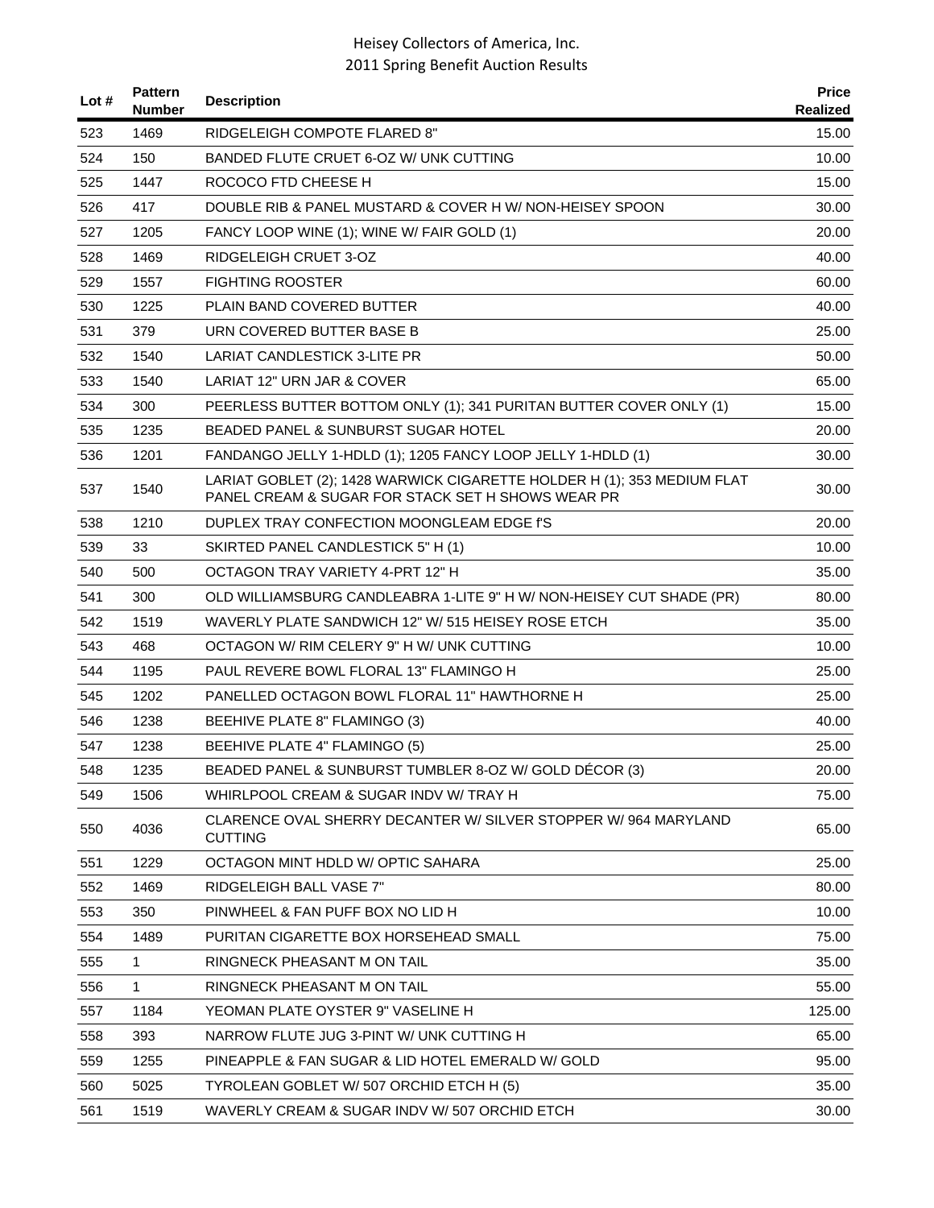| Lot # | Pattern Number | Description | Price Realized |
|---|---|---|---|
| 523 | 1469 | RIDGELEIGH COMPOTE FLARED 8" | 15.00 |
| 524 | 150 | BANDED FLUTE CRUET 6-OZ W/ UNK CUTTING | 10.00 |
| 525 | 1447 | ROCOCO FTD CHEESE H | 15.00 |
| 526 | 417 | DOUBLE RIB & PANEL MUSTARD & COVER H W/ NON-HEISEY SPOON | 30.00 |
| 527 | 1205 | FANCY LOOP WINE (1); WINE W/ FAIR GOLD (1) | 20.00 |
| 528 | 1469 | RIDGELEIGH CRUET 3-OZ | 40.00 |
| 529 | 1557 | FIGHTING ROOSTER | 60.00 |
| 530 | 1225 | PLAIN BAND COVERED BUTTER | 40.00 |
| 531 | 379 | URN COVERED BUTTER BASE B | 25.00 |
| 532 | 1540 | LARIAT CANDLESTICK 3-LITE PR | 50.00 |
| 533 | 1540 | LARIAT 12" URN JAR & COVER | 65.00 |
| 534 | 300 | PEERLESS BUTTER BOTTOM ONLY (1); 341 PURITAN BUTTER COVER ONLY (1) | 15.00 |
| 535 | 1235 | BEADED PANEL & SUNBURST SUGAR HOTEL | 20.00 |
| 536 | 1201 | FANDANGO JELLY 1-HDLD (1); 1205 FANCY LOOP JELLY 1-HDLD (1) | 30.00 |
| 537 | 1540 | LARIAT GOBLET (2); 1428 WARWICK CIGARETTE HOLDER H (1); 353 MEDIUM FLAT PANEL CREAM & SUGAR FOR STACK SET H SHOWS WEAR PR | 30.00 |
| 538 | 1210 | DUPLEX TRAY CONFECTION MOONGLEAM EDGE f'S | 20.00 |
| 539 | 33 | SKIRTED PANEL CANDLESTICK 5" H (1) | 10.00 |
| 540 | 500 | OCTAGON TRAY VARIETY 4-PRT 12" H | 35.00 |
| 541 | 300 | OLD WILLIAMSBURG CANDLEABRA 1-LITE 9" H W/ NON-HEISEY CUT SHADE (PR) | 80.00 |
| 542 | 1519 | WAVERLY PLATE SANDWICH 12" W/ 515 HEISEY ROSE ETCH | 35.00 |
| 543 | 468 | OCTAGON W/ RIM CELERY 9" H W/ UNK CUTTING | 10.00 |
| 544 | 1195 | PAUL REVERE BOWL FLORAL 13" FLAMINGO H | 25.00 |
| 545 | 1202 | PANELLED OCTAGON BOWL FLORAL 11" HAWTHORNE H | 25.00 |
| 546 | 1238 | BEEHIVE PLATE 8" FLAMINGO (3) | 40.00 |
| 547 | 1238 | BEEHIVE PLATE 4" FLAMINGO (5) | 25.00 |
| 548 | 1235 | BEADED PANEL & SUNBURST TUMBLER 8-OZ W/ GOLD DÉCOR (3) | 20.00 |
| 549 | 1506 | WHIRLPOOL CREAM & SUGAR INDV W/ TRAY H | 75.00 |
| 550 | 4036 | CLARENCE OVAL SHERRY DECANTER W/ SILVER STOPPER W/ 964 MARYLAND CUTTING | 65.00 |
| 551 | 1229 | OCTAGON MINT HDLD W/ OPTIC SAHARA | 25.00 |
| 552 | 1469 | RIDGELEIGH BALL VASE 7" | 80.00 |
| 553 | 350 | PINWHEEL & FAN PUFF BOX NO LID H | 10.00 |
| 554 | 1489 | PURITAN CIGARETTE BOX HORSEHEAD SMALL | 75.00 |
| 555 | 1 | RINGNECK PHEASANT M ON TAIL | 35.00 |
| 556 | 1 | RINGNECK PHEASANT M ON TAIL | 55.00 |
| 557 | 1184 | YEOMAN PLATE OYSTER 9" VASELINE H | 125.00 |
| 558 | 393 | NARROW FLUTE JUG 3-PINT W/ UNK CUTTING H | 65.00 |
| 559 | 1255 | PINEAPPLE & FAN SUGAR & LID HOTEL EMERALD W/ GOLD | 95.00 |
| 560 | 5025 | TYROLEAN GOBLET W/ 507 ORCHID ETCH H (5) | 35.00 |
| 561 | 1519 | WAVERLY CREAM & SUGAR INDV W/ 507 ORCHID ETCH | 30.00 |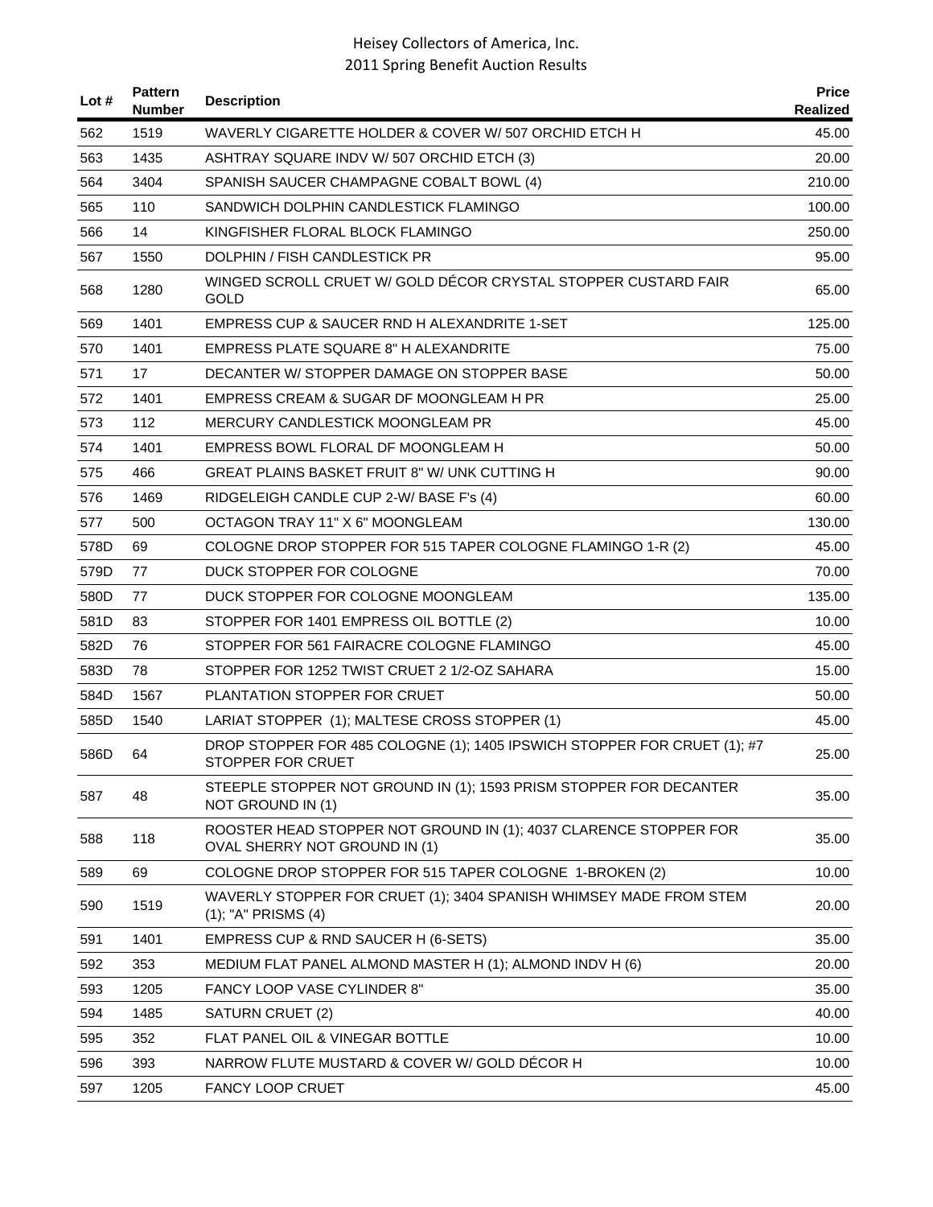| Lot # | Pattern Number | Description | Price Realized |
|---|---|---|---|
| 562 | 1519 | WAVERLY CIGARETTE HOLDER & COVER W/ 507 ORCHID ETCH H | 45.00 |
| 563 | 1435 | ASHTRAY SQUARE INDV W/ 507 ORCHID ETCH (3) | 20.00 |
| 564 | 3404 | SPANISH SAUCER CHAMPAGNE COBALT BOWL (4) | 210.00 |
| 565 | 110 | SANDWICH DOLPHIN CANDLESTICK FLAMINGO | 100.00 |
| 566 | 14 | KINGFISHER FLORAL BLOCK FLAMINGO | 250.00 |
| 567 | 1550 | DOLPHIN / FISH CANDLESTICK PR | 95.00 |
| 568 | 1280 | WINGED SCROLL CRUET W/ GOLD DÉCOR CRYSTAL STOPPER CUSTARD FAIR GOLD | 65.00 |
| 569 | 1401 | EMPRESS CUP & SAUCER RND H ALEXANDRITE 1-SET | 125.00 |
| 570 | 1401 | EMPRESS PLATE SQUARE 8" H ALEXANDRITE | 75.00 |
| 571 | 17 | DECANTER W/ STOPPER DAMAGE ON STOPPER BASE | 50.00 |
| 572 | 1401 | EMPRESS CREAM & SUGAR DF MOONGLEAM H PR | 25.00 |
| 573 | 112 | MERCURY CANDLESTICK MOONGLEAM PR | 45.00 |
| 574 | 1401 | EMPRESS BOWL FLORAL DF MOONGLEAM H | 50.00 |
| 575 | 466 | GREAT PLAINS BASKET FRUIT 8" W/ UNK CUTTING H | 90.00 |
| 576 | 1469 | RIDGELEIGH CANDLE CUP 2-W/ BASE F's (4) | 60.00 |
| 577 | 500 | OCTAGON TRAY 11" X 6" MOONGLEAM | 130.00 |
| 578D | 69 | COLOGNE DROP STOPPER FOR 515 TAPER COLOGNE FLAMINGO 1-R (2) | 45.00 |
| 579D | 77 | DUCK STOPPER FOR COLOGNE | 70.00 |
| 580D | 77 | DUCK STOPPER FOR COLOGNE MOONGLEAM | 135.00 |
| 581D | 83 | STOPPER FOR 1401 EMPRESS OIL BOTTLE (2) | 10.00 |
| 582D | 76 | STOPPER FOR 561 FAIRACRE COLOGNE FLAMINGO | 45.00 |
| 583D | 78 | STOPPER FOR 1252 TWIST CRUET 2 1/2-OZ SAHARA | 15.00 |
| 584D | 1567 | PLANTATION STOPPER FOR CRUET | 50.00 |
| 585D | 1540 | LARIAT STOPPER (1); MALTESE CROSS STOPPER (1) | 45.00 |
| 586D | 64 | DROP STOPPER FOR 485 COLOGNE (1); 1405 IPSWICH STOPPER FOR CRUET (1); #7 STOPPER FOR CRUET | 25.00 |
| 587 | 48 | STEEPLE STOPPER NOT GROUND IN (1); 1593 PRISM STOPPER FOR DECANTER NOT GROUND IN (1) | 35.00 |
| 588 | 118 | ROOSTER HEAD STOPPER NOT GROUND IN (1); 4037 CLARENCE STOPPER FOR OVAL SHERRY NOT GROUND IN (1) | 35.00 |
| 589 | 69 | COLOGNE DROP STOPPER FOR 515 TAPER COLOGNE 1-BROKEN (2) | 10.00 |
| 590 | 1519 | WAVERLY STOPPER FOR CRUET (1); 3404 SPANISH WHIMSEY MADE FROM STEM (1); "A" PRISMS (4) | 20.00 |
| 591 | 1401 | EMPRESS CUP & RND SAUCER H (6-SETS) | 35.00 |
| 592 | 353 | MEDIUM FLAT PANEL ALMOND MASTER H (1); ALMOND INDV H (6) | 20.00 |
| 593 | 1205 | FANCY LOOP VASE CYLINDER 8" | 35.00 |
| 594 | 1485 | SATURN CRUET (2) | 40.00 |
| 595 | 352 | FLAT PANEL OIL & VINEGAR BOTTLE | 10.00 |
| 596 | 393 | NARROW FLUTE MUSTARD & COVER W/ GOLD DÉCOR H | 10.00 |
| 597 | 1205 | FANCY LOOP CRUET | 45.00 |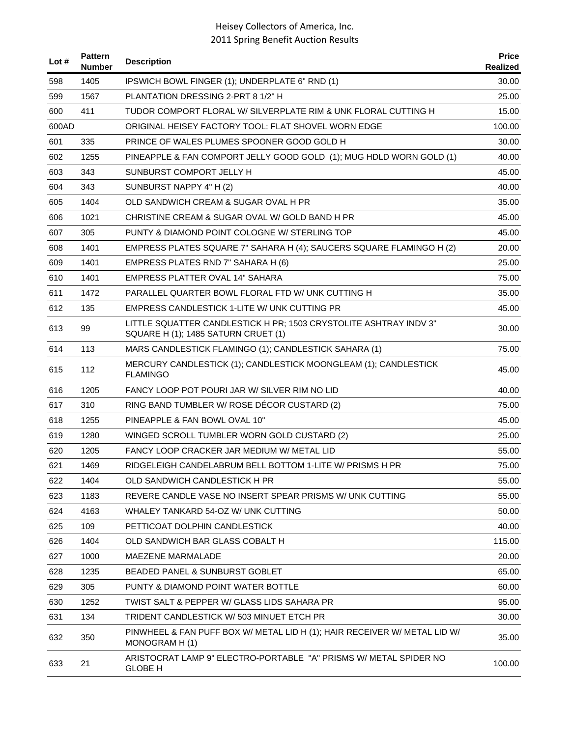| Lot # | Pattern Number | Description | Price Realized |
|---|---|---|---|
| 598 | 1405 | IPSWICH BOWL FINGER (1); UNDERPLATE 6" RND (1) | 30.00 |
| 599 | 1567 | PLANTATION DRESSING 2-PRT 8 1/2" H | 25.00 |
| 600 | 411 | TUDOR COMPORT FLORAL W/ SILVERPLATE RIM & UNK FLORAL CUTTING H | 15.00 |
| 600AD | | ORIGINAL HEISEY FACTORY TOOL: FLAT SHOVEL WORN EDGE | 100.00 |
| 601 | 335 | PRINCE OF WALES PLUMES SPOONER GOOD GOLD H | 30.00 |
| 602 | 1255 | PINEAPPLE & FAN COMPORT JELLY GOOD GOLD (1); MUG HDLD WORN GOLD (1) | 40.00 |
| 603 | 343 | SUNBURST COMPORT JELLY H | 45.00 |
| 604 | 343 | SUNBURST NAPPY 4" H (2) | 40.00 |
| 605 | 1404 | OLD SANDWICH CREAM & SUGAR OVAL H PR | 35.00 |
| 606 | 1021 | CHRISTINE CREAM & SUGAR OVAL W/ GOLD BAND H PR | 45.00 |
| 607 | 305 | PUNTY & DIAMOND POINT COLOGNE W/ STERLING TOP | 45.00 |
| 608 | 1401 | EMPRESS PLATES SQUARE 7" SAHARA H (4); SAUCERS SQUARE FLAMINGO H (2) | 20.00 |
| 609 | 1401 | EMPRESS PLATES RND 7" SAHARA H (6) | 25.00 |
| 610 | 1401 | EMPRESS PLATTER OVAL 14" SAHARA | 75.00 |
| 611 | 1472 | PARALLEL QUARTER BOWL FLORAL FTD W/ UNK CUTTING H | 35.00 |
| 612 | 135 | EMPRESS CANDLESTICK 1-LITE W/ UNK CUTTING PR | 45.00 |
| 613 | 99 | LITTLE SQUATTER CANDLESTICK H PR; 1503 CRYSTOLITE ASHTRAY INDV 3" SQUARE H (1); 1485 SATURN CRUET (1) | 30.00 |
| 614 | 113 | MARS CANDLESTICK FLAMINGO (1); CANDLESTICK SAHARA (1) | 75.00 |
| 615 | 112 | MERCURY CANDLESTICK (1); CANDLESTICK MOONGLEAM (1); CANDLESTICK FLAMINGO | 45.00 |
| 616 | 1205 | FANCY LOOP POT POURI JAR W/ SILVER RIM NO LID | 40.00 |
| 617 | 310 | RING BAND TUMBLER W/ ROSE DÉCOR CUSTARD (2) | 75.00 |
| 618 | 1255 | PINEAPPLE & FAN BOWL OVAL 10" | 45.00 |
| 619 | 1280 | WINGED SCROLL TUMBLER WORN GOLD CUSTARD (2) | 25.00 |
| 620 | 1205 | FANCY LOOP CRACKER JAR MEDIUM W/ METAL LID | 55.00 |
| 621 | 1469 | RIDGELEIGH CANDELABRUM BELL BOTTOM 1-LITE W/ PRISMS H PR | 75.00 |
| 622 | 1404 | OLD SANDWICH CANDLESTICK H PR | 55.00 |
| 623 | 1183 | REVERE CANDLE VASE NO INSERT SPEAR PRISMS W/ UNK CUTTING | 55.00 |
| 624 | 4163 | WHALEY TANKARD 54-OZ W/ UNK CUTTING | 50.00 |
| 625 | 109 | PETTICOAT DOLPHIN CANDLESTICK | 40.00 |
| 626 | 1404 | OLD SANDWICH BAR GLASS COBALT H | 115.00 |
| 627 | 1000 | MAEZENE MARMALADE | 20.00 |
| 628 | 1235 | BEADED PANEL & SUNBURST GOBLET | 65.00 |
| 629 | 305 | PUNTY & DIAMOND POINT WATER BOTTLE | 60.00 |
| 630 | 1252 | TWIST SALT & PEPPER W/ GLASS LIDS SAHARA PR | 95.00 |
| 631 | 134 | TRIDENT CANDLESTICK W/ 503 MINUET ETCH PR | 30.00 |
| 632 | 350 | PINWHEEL & FAN PUFF BOX W/ METAL LID H (1); HAIR RECEIVER W/ METAL LID W/ MONOGRAM H (1) | 35.00 |
| 633 | 21 | ARISTOCRAT LAMP 9" ELECTRO-PORTABLE "A" PRISMS W/ METAL SPIDER NO GLOBE H | 100.00 |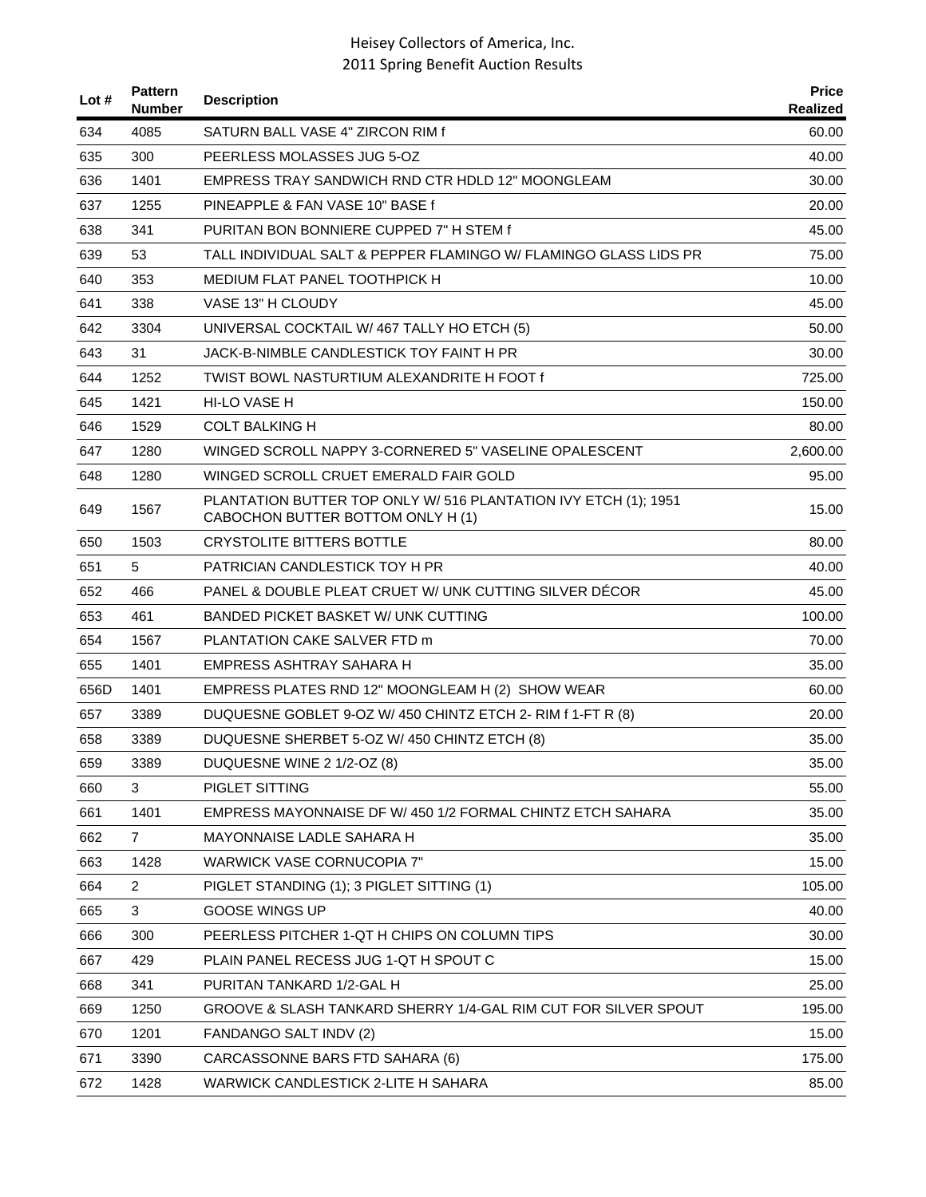Heisey Collectors of America, Inc.
2011 Spring Benefit Auction Results

| Lot # | Pattern Number | Description | Price Realized |
|---|---|---|---|
| 634 | 4085 | SATURN BALL VASE 4" ZIRCON RIM f | 60.00 |
| 635 | 300 | PEERLESS MOLASSES JUG 5-OZ | 40.00 |
| 636 | 1401 | EMPRESS TRAY SANDWICH RND CTR HDLD 12" MOONGLEAM | 30.00 |
| 637 | 1255 | PINEAPPLE & FAN VASE 10" BASE f | 20.00 |
| 638 | 341 | PURITAN BON BONNIERE CUPPED 7" H STEM f | 45.00 |
| 639 | 53 | TALL INDIVIDUAL SALT & PEPPER FLAMINGO W/ FLAMINGO GLASS LIDS PR | 75.00 |
| 640 | 353 | MEDIUM FLAT PANEL TOOTHPICK H | 10.00 |
| 641 | 338 | VASE 13" H CLOUDY | 45.00 |
| 642 | 3304 | UNIVERSAL COCKTAIL W/ 467 TALLY HO ETCH (5) | 50.00 |
| 643 | 31 | JACK-B-NIMBLE CANDLESTICK TOY FAINT H PR | 30.00 |
| 644 | 1252 | TWIST BOWL NASTURTIUM ALEXANDRITE H FOOT f | 725.00 |
| 645 | 1421 | HI-LO VASE H | 150.00 |
| 646 | 1529 | COLT BALKING H | 80.00 |
| 647 | 1280 | WINGED SCROLL NAPPY 3-CORNERED 5" VASELINE OPALESCENT | 2,600.00 |
| 648 | 1280 | WINGED SCROLL CRUET EMERALD FAIR GOLD | 95.00 |
| 649 | 1567 | PLANTATION BUTTER TOP ONLY W/ 516 PLANTATION IVY ETCH (1); 1951 CABOCHON BUTTER BOTTOM ONLY H (1) | 15.00 |
| 650 | 1503 | CRYSTOLITE BITTERS BOTTLE | 80.00 |
| 651 | 5 | PATRICIAN CANDLESTICK TOY H PR | 40.00 |
| 652 | 466 | PANEL & DOUBLE PLEAT CRUET W/ UNK CUTTING SILVER DÉCOR | 45.00 |
| 653 | 461 | BANDED PICKET BASKET W/ UNK CUTTING | 100.00 |
| 654 | 1567 | PLANTATION CAKE SALVER FTD m | 70.00 |
| 655 | 1401 | EMPRESS ASHTRAY SAHARA H | 35.00 |
| 656D | 1401 | EMPRESS PLATES RND 12" MOONGLEAM H (2) SHOW WEAR | 60.00 |
| 657 | 3389 | DUQUESNE GOBLET 9-OZ W/ 450 CHINTZ ETCH 2- RIM f 1-FT R (8) | 20.00 |
| 658 | 3389 | DUQUESNE SHERBET 5-OZ W/ 450 CHINTZ ETCH (8) | 35.00 |
| 659 | 3389 | DUQUESNE WINE 2 1/2-OZ (8) | 35.00 |
| 660 | 3 | PIGLET SITTING | 55.00 |
| 661 | 1401 | EMPRESS MAYONNAISE DF W/ 450 1/2 FORMAL CHINTZ ETCH SAHARA | 35.00 |
| 662 | 7 | MAYONNAISE LADLE SAHARA H | 35.00 |
| 663 | 1428 | WARWICK VASE CORNUCOPIA 7" | 15.00 |
| 664 | 2 | PIGLET STANDING (1); 3 PIGLET SITTING (1) | 105.00 |
| 665 | 3 | GOOSE WINGS UP | 40.00 |
| 666 | 300 | PEERLESS PITCHER 1-QT H CHIPS ON COLUMN TIPS | 30.00 |
| 667 | 429 | PLAIN PANEL RECESS JUG 1-QT H SPOUT C | 15.00 |
| 668 | 341 | PURITAN TANKARD 1/2-GAL H | 25.00 |
| 669 | 1250 | GROOVE & SLASH TANKARD SHERRY 1/4-GAL RIM CUT FOR SILVER SPOUT | 195.00 |
| 670 | 1201 | FANDANGO SALT INDV (2) | 15.00 |
| 671 | 3390 | CARCASSONNE BARS FTD SAHARA (6) | 175.00 |
| 672 | 1428 | WARWICK CANDLESTICK 2-LITE H SAHARA | 85.00 |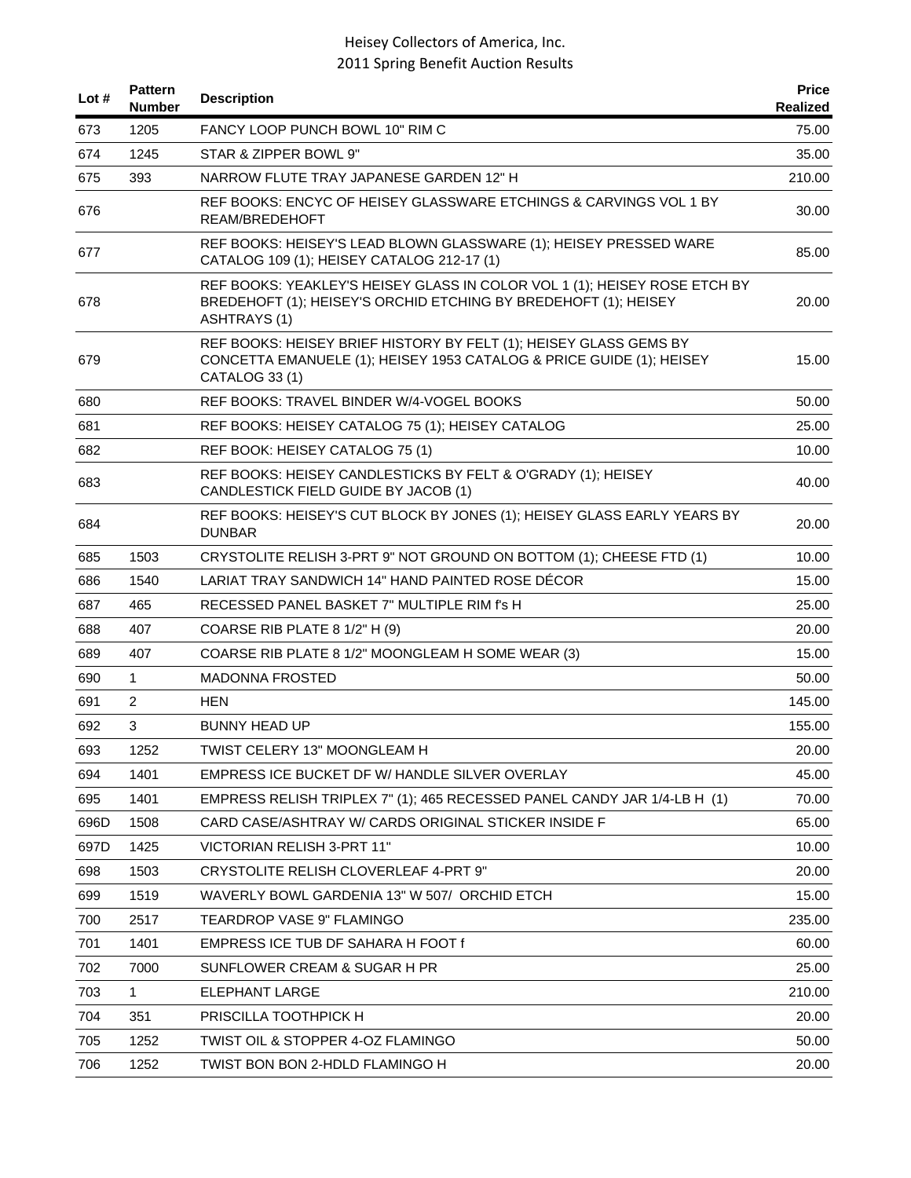# Heisey Collectors of America, Inc.
## 2011 Spring Benefit Auction Results

| Lot # | Pattern Number | Description | Price Realized |
|---|---|---|---|
| 673 | 1205 | FANCY LOOP PUNCH BOWL 10" RIM C | 75.00 |
| 674 | 1245 | STAR & ZIPPER BOWL 9" | 35.00 |
| 675 | 393 | NARROW FLUTE TRAY JAPANESE GARDEN 12" H | 210.00 |
| 676 | | REF BOOKS: ENCYC OF HEISEY GLASSWARE ETCHINGS & CARVINGS VOL 1 BY REAM/BREDEHOFT | 30.00 |
| 677 | | REF BOOKS: HEISEY'S LEAD BLOWN GLASSWARE (1); HEISEY PRESSED WARE CATALOG 109 (1); HEISEY CATALOG 212-17 (1) | 85.00 |
| 678 | | REF BOOKS: YEAKLEY'S HEISEY GLASS IN COLOR VOL 1 (1); HEISEY ROSE ETCH BY BREDEHOFT (1); HEISEY'S ORCHID ETCHING BY BREDEHOFT (1); HEISEY ASHTRAYS (1) | 20.00 |
| 679 | | REF BOOKS: HEISEY BRIEF HISTORY BY FELT (1); HEISEY GLASS GEMS BY CONCETTA EMANUELE (1); HEISEY 1953 CATALOG & PRICE GUIDE (1); HEISEY CATALOG 33 (1) | 15.00 |
| 680 | | REF BOOKS: TRAVEL BINDER W/4-VOGEL BOOKS | 50.00 |
| 681 | | REF BOOKS: HEISEY CATALOG 75 (1); HEISEY CATALOG | 25.00 |
| 682 | | REF BOOK: HEISEY CATALOG 75 (1) | 10.00 |
| 683 | | REF BOOKS: HEISEY CANDLESTICKS BY FELT & O'GRADY (1); HEISEY CANDLESTICK FIELD GUIDE BY JACOB (1) | 40.00 |
| 684 | | REF BOOKS: HEISEY'S CUT BLOCK BY JONES (1); HEISEY GLASS EARLY YEARS BY DUNBAR | 20.00 |
| 685 | 1503 | CRYSTOLITE RELISH 3-PRT 9" NOT GROUND ON BOTTOM (1); CHEESE FTD (1) | 10.00 |
| 686 | 1540 | LARIAT TRAY SANDWICH 14" HAND PAINTED ROSE DÉCOR | 15.00 |
| 687 | 465 | RECESSED PANEL BASKET 7" MULTIPLE RIM f's H | 25.00 |
| 688 | 407 | COARSE RIB PLATE 8 1/2" H (9) | 20.00 |
| 689 | 407 | COARSE RIB PLATE 8 1/2" MOONGLEAM H SOME WEAR (3) | 15.00 |
| 690 | 1 | MADONNA FROSTED | 50.00 |
| 691 | 2 | HEN | 145.00 |
| 692 | 3 | BUNNY HEAD UP | 155.00 |
| 693 | 1252 | TWIST CELERY 13" MOONGLEAM H | 20.00 |
| 694 | 1401 | EMPRESS ICE BUCKET DF W/ HANDLE SILVER OVERLAY | 45.00 |
| 695 | 1401 | EMPRESS RELISH TRIPLEX 7" (1); 465 RECESSED PANEL CANDY JAR 1/4-LB H (1) | 70.00 |
| 696D | 1508 | CARD CASE/ASHTRAY W/ CARDS ORIGINAL STICKER INSIDE F | 65.00 |
| 697D | 1425 | VICTORIAN RELISH 3-PRT 11" | 10.00 |
| 698 | 1503 | CRYSTOLITE RELISH CLOVERLEAF 4-PRT 9" | 20.00 |
| 699 | 1519 | WAVERLY BOWL GARDENIA 13" W 507/ ORCHID ETCH | 15.00 |
| 700 | 2517 | TEARDROP VASE 9" FLAMINGO | 235.00 |
| 701 | 1401 | EMPRESS ICE TUB DF SAHARA H FOOT f | 60.00 |
| 702 | 7000 | SUNFLOWER CREAM & SUGAR H PR | 25.00 |
| 703 | 1 | ELEPHANT LARGE | 210.00 |
| 704 | 351 | PRISCILLA TOOTHPICK H | 20.00 |
| 705 | 1252 | TWIST OIL & STOPPER 4-OZ FLAMINGO | 50.00 |
| 706 | 1252 | TWIST BON BON 2-HDLD FLAMINGO H | 20.00 |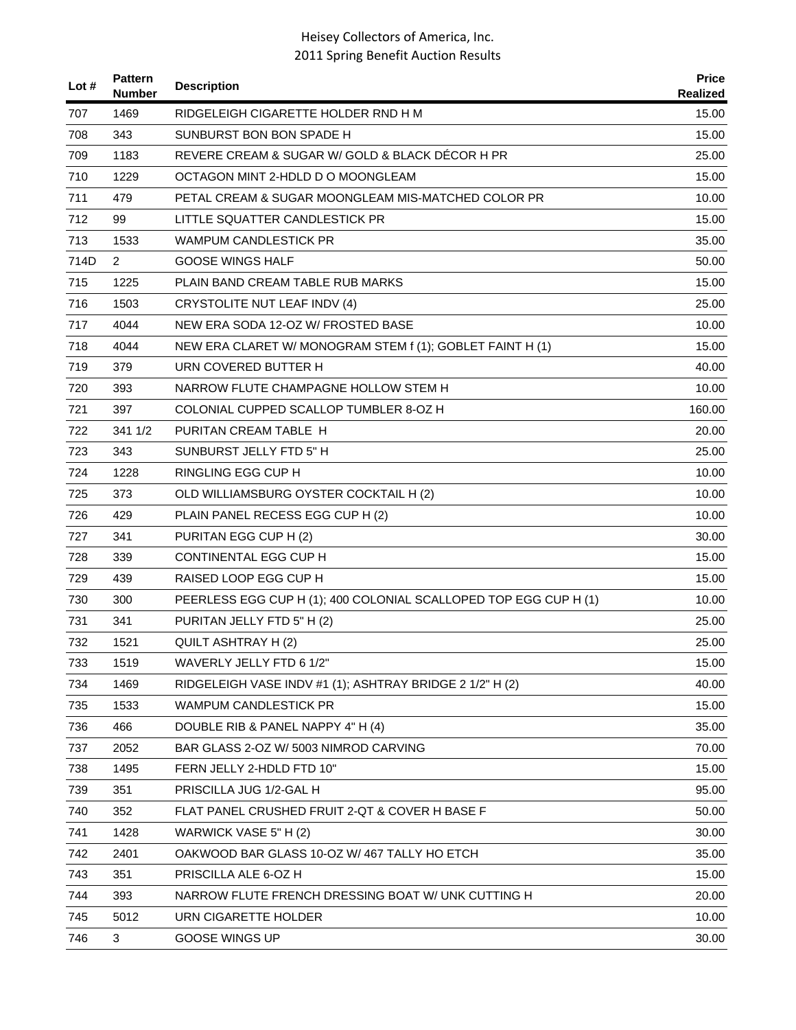| Lot # | Pattern Number | Description | Price Realized |
|---|---|---|---|
| 707 | 1469 | RIDGELEIGH CIGARETTE HOLDER RND H M | 15.00 |
| 708 | 343 | SUNBURST BON BON SPADE H | 15.00 |
| 709 | 1183 | REVERE CREAM & SUGAR W/ GOLD & BLACK DÉCOR H PR | 25.00 |
| 710 | 1229 | OCTAGON MINT 2-HDLD D O MOONGLEAM | 15.00 |
| 711 | 479 | PETAL CREAM & SUGAR MOONGLEAM MIS-MATCHED COLOR PR | 10.00 |
| 712 | 99 | LITTLE SQUATTER CANDLESTICK PR | 15.00 |
| 713 | 1533 | WAMPUM CANDLESTICK PR | 35.00 |
| 714D | 2 | GOOSE WINGS HALF | 50.00 |
| 715 | 1225 | PLAIN BAND CREAM TABLE RUB MARKS | 15.00 |
| 716 | 1503 | CRYSTOLITE NUT LEAF INDV (4) | 25.00 |
| 717 | 4044 | NEW ERA SODA 12-OZ W/ FROSTED BASE | 10.00 |
| 718 | 4044 | NEW ERA CLARET W/ MONOGRAM STEM f (1); GOBLET FAINT H (1) | 15.00 |
| 719 | 379 | URN COVERED BUTTER H | 40.00 |
| 720 | 393 | NARROW FLUTE CHAMPAGNE HOLLOW STEM H | 10.00 |
| 721 | 397 | COLONIAL CUPPED SCALLOP TUMBLER 8-OZ H | 160.00 |
| 722 | 341 1/2 | PURITAN CREAM TABLE H | 20.00 |
| 723 | 343 | SUNBURST JELLY FTD 5" H | 25.00 |
| 724 | 1228 | RINGLING EGG CUP H | 10.00 |
| 725 | 373 | OLD WILLIAMSBURG OYSTER COCKTAIL H (2) | 10.00 |
| 726 | 429 | PLAIN PANEL RECESS EGG CUP H (2) | 10.00 |
| 727 | 341 | PURITAN EGG CUP H (2) | 30.00 |
| 728 | 339 | CONTINENTAL EGG CUP H | 15.00 |
| 729 | 439 | RAISED LOOP EGG CUP H | 15.00 |
| 730 | 300 | PEERLESS EGG CUP H (1); 400 COLONIAL SCALLOPED TOP EGG CUP H (1) | 10.00 |
| 731 | 341 | PURITAN JELLY FTD 5" H (2) | 25.00 |
| 732 | 1521 | QUILT ASHTRAY H (2) | 25.00 |
| 733 | 1519 | WAVERLY JELLY FTD 6 1/2" | 15.00 |
| 734 | 1469 | RIDGELEIGH VASE INDV #1 (1); ASHTRAY BRIDGE 2 1/2" H (2) | 40.00 |
| 735 | 1533 | WAMPUM CANDLESTICK PR | 15.00 |
| 736 | 466 | DOUBLE RIB & PANEL NAPPY 4" H (4) | 35.00 |
| 737 | 2052 | BAR GLASS 2-OZ W/ 5003 NIMROD CARVING | 70.00 |
| 738 | 1495 | FERN JELLY 2-HDLD FTD 10" | 15.00 |
| 739 | 351 | PRISCILLA JUG 1/2-GAL H | 95.00 |
| 740 | 352 | FLAT PANEL CRUSHED FRUIT 2-QT & COVER H BASE F | 50.00 |
| 741 | 1428 | WARWICK VASE 5" H (2) | 30.00 |
| 742 | 2401 | OAKWOOD BAR GLASS 10-OZ W/ 467 TALLY HO ETCH | 35.00 |
| 743 | 351 | PRISCILLA ALE 6-OZ H | 15.00 |
| 744 | 393 | NARROW FLUTE FRENCH DRESSING BOAT W/ UNK CUTTING H | 20.00 |
| 745 | 5012 | URN CIGARETTE HOLDER | 10.00 |
| 746 | 3 | GOOSE WINGS UP | 30.00 |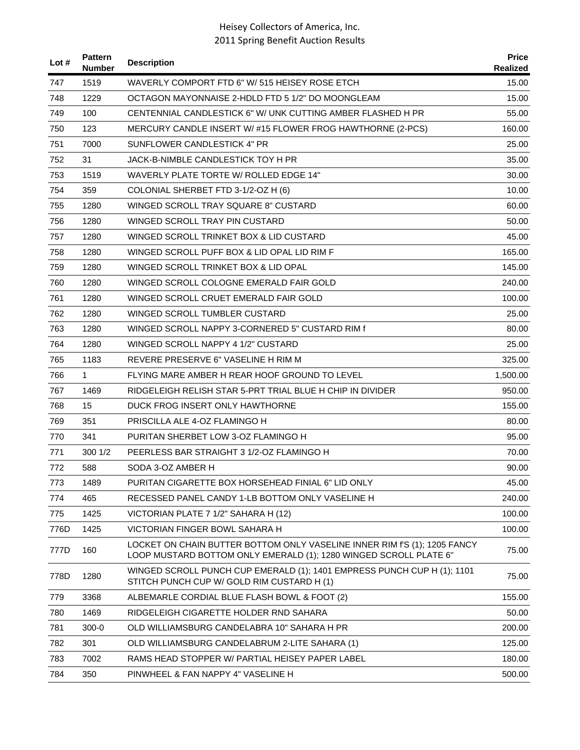| Lot # | Pattern Number | Description | Price Realized |
|---|---|---|---|
| 747 | 1519 | WAVERLY COMPORT FTD 6" W/ 515 HEISEY ROSE ETCH | 15.00 |
| 748 | 1229 | OCTAGON MAYONNAISE 2-HDLD FTD 5 1/2" DO MOONGLEAM | 15.00 |
| 749 | 100 | CENTENNIAL CANDLESTICK 6" W/ UNK CUTTING AMBER FLASHED H PR | 55.00 |
| 750 | 123 | MERCURY CANDLE INSERT W/ #15 FLOWER FROG HAWTHORNE (2-PCS) | 160.00 |
| 751 | 7000 | SUNFLOWER CANDLESTICK 4" PR | 25.00 |
| 752 | 31 | JACK-B-NIMBLE CANDLESTICK TOY H PR | 35.00 |
| 753 | 1519 | WAVERLY PLATE TORTE W/ ROLLED EDGE 14" | 30.00 |
| 754 | 359 | COLONIAL SHERBET FTD 3-1/2-OZ H (6) | 10.00 |
| 755 | 1280 | WINGED SCROLL TRAY SQUARE 8" CUSTARD | 60.00 |
| 756 | 1280 | WINGED SCROLL TRAY PIN CUSTARD | 50.00 |
| 757 | 1280 | WINGED SCROLL TRINKET BOX & LID CUSTARD | 45.00 |
| 758 | 1280 | WINGED SCROLL PUFF BOX & LID OPAL LID RIM F | 165.00 |
| 759 | 1280 | WINGED SCROLL TRINKET BOX & LID OPAL | 145.00 |
| 760 | 1280 | WINGED SCROLL COLOGNE EMERALD FAIR GOLD | 240.00 |
| 761 | 1280 | WINGED SCROLL CRUET EMERALD FAIR GOLD | 100.00 |
| 762 | 1280 | WINGED SCROLL TUMBLER CUSTARD | 25.00 |
| 763 | 1280 | WINGED SCROLL NAPPY 3-CORNERED 5" CUSTARD RIM f | 80.00 |
| 764 | 1280 | WINGED SCROLL NAPPY 4 1/2" CUSTARD | 25.00 |
| 765 | 1183 | REVERE PRESERVE 6" VASELINE H RIM M | 325.00 |
| 766 | 1 | FLYING MARE AMBER H REAR HOOF GROUND TO LEVEL | 1,500.00 |
| 767 | 1469 | RIDGELEIGH RELISH STAR 5-PRT TRIAL BLUE H CHIP IN DIVIDER | 950.00 |
| 768 | 15 | DUCK FROG INSERT ONLY HAWTHORNE | 155.00 |
| 769 | 351 | PRISCILLA ALE 4-OZ FLAMINGO H | 80.00 |
| 770 | 341 | PURITAN SHERBET LOW 3-OZ FLAMINGO H | 95.00 |
| 771 | 300 1/2 | PEERLESS BAR STRAIGHT 3 1/2-OZ FLAMINGO H | 70.00 |
| 772 | 588 | SODA 3-OZ AMBER H | 90.00 |
| 773 | 1489 | PURITAN CIGARETTE BOX HORSEHEAD FINIAL 6" LID ONLY | 45.00 |
| 774 | 465 | RECESSED PANEL CANDY 1-LB BOTTOM ONLY VASELINE H | 240.00 |
| 775 | 1425 | VICTORIAN PLATE 7 1/2" SAHARA H (12) | 100.00 |
| 776D | 1425 | VICTORIAN FINGER BOWL SAHARA H | 100.00 |
| 777D | 160 | LOCKET ON CHAIN BUTTER BOTTOM ONLY VASELINE INNER RIM f'S (1); 1205 FANCY LOOP MUSTARD BOTTOM ONLY EMERALD (1); 1280 WINGED SCROLL PLATE 6" | 75.00 |
| 778D | 1280 | WINGED SCROLL PUNCH CUP EMERALD (1); 1401 EMPRESS PUNCH CUP H (1); 1101 STITCH PUNCH CUP W/ GOLD RIM CUSTARD H (1) | 75.00 |
| 779 | 3368 | ALBEMARLE CORDIAL BLUE FLASH BOWL & FOOT (2) | 155.00 |
| 780 | 1469 | RIDGELEIGH CIGARETTE HOLDER RND SAHARA | 50.00 |
| 781 | 300-0 | OLD WILLIAMSBURG CANDELABRA 10" SAHARA H PR | 200.00 |
| 782 | 301 | OLD WILLIAMSBURG CANDELABRUM 2-LITE SAHARA (1) | 125.00 |
| 783 | 7002 | RAMS HEAD STOPPER W/ PARTIAL HEISEY PAPER LABEL | 180.00 |
| 784 | 350 | PINWHEEL & FAN NAPPY 4" VASELINE H | 500.00 |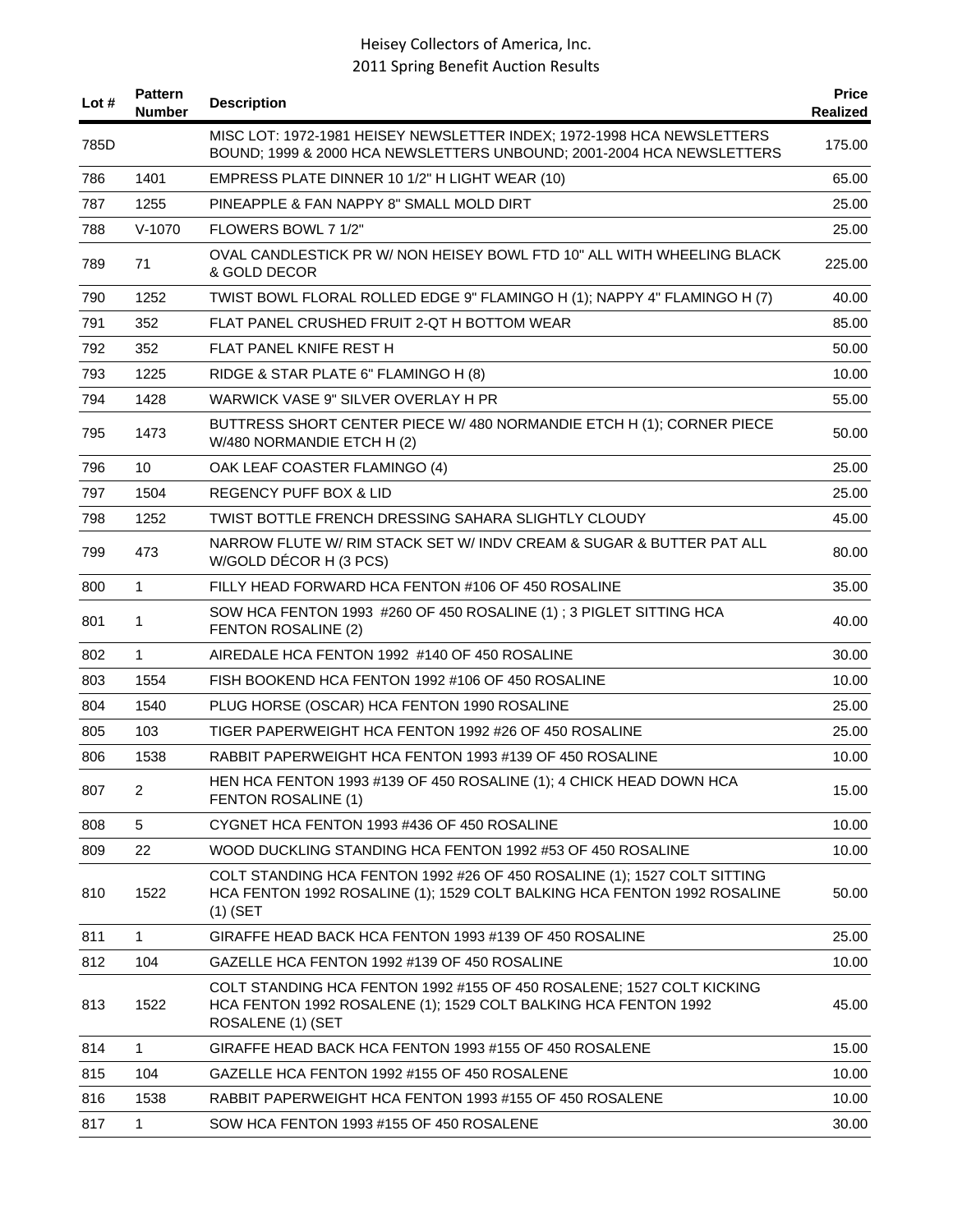# Heisey Collectors of America, Inc.
## 2011 Spring Benefit Auction Results

| Lot # | Pattern Number | Description | Price Realized |
|---|---|---|---|
| 785D | | MISC LOT: 1972-1981 HEISEY NEWSLETTER INDEX; 1972-1998 HCA NEWSLETTERS BOUND; 1999 & 2000 HCA NEWSLETTERS UNBOUND; 2001-2004 HCA NEWSLETTERS | 175.00 |
| 786 | 1401 | EMPRESS PLATE DINNER 10 1/2" H LIGHT WEAR (10) | 65.00 |
| 787 | 1255 | PINEAPPLE & FAN NAPPY 8" SMALL MOLD DIRT | 25.00 |
| 788 | V-1070 | FLOWERS BOWL 7 1/2" | 25.00 |
| 789 | 71 | OVAL CANDLESTICK PR W/ NON HEISEY BOWL FTD 10" ALL WITH WHEELING BLACK & GOLD DECOR | 225.00 |
| 790 | 1252 | TWIST BOWL FLORAL ROLLED EDGE 9" FLAMINGO H (1); NAPPY 4" FLAMINGO H (7) | 40.00 |
| 791 | 352 | FLAT PANEL CRUSHED FRUIT 2-QT H BOTTOM WEAR | 85.00 |
| 792 | 352 | FLAT PANEL KNIFE REST H | 50.00 |
| 793 | 1225 | RIDGE & STAR PLATE 6" FLAMINGO H (8) | 10.00 |
| 794 | 1428 | WARWICK VASE 9" SILVER OVERLAY H PR | 55.00 |
| 795 | 1473 | BUTTRESS SHORT CENTER PIECE W/ 480 NORMANDIE ETCH H (1); CORNER PIECE W/480 NORMANDIE ETCH H (2) | 50.00 |
| 796 | 10 | OAK LEAF COASTER FLAMINGO (4) | 25.00 |
| 797 | 1504 | REGENCY PUFF BOX & LID | 25.00 |
| 798 | 1252 | TWIST BOTTLE FRENCH DRESSING SAHARA SLIGHTLY CLOUDY | 45.00 |
| 799 | 473 | NARROW FLUTE W/ RIM STACK SET W/ INDV CREAM & SUGAR & BUTTER PAT ALL W/GOLD DÉCOR H (3 PCS) | 80.00 |
| 800 | 1 | FILLY HEAD FORWARD HCA FENTON #106 OF 450 ROSALINE | 35.00 |
| 801 | 1 | SOW HCA FENTON 1993 #260 OF 450 ROSALINE (1) ; 3 PIGLET SITTING HCA FENTON ROSALINE (2) | 40.00 |
| 802 | 1 | AIREDALE HCA FENTON 1992 #140 OF 450 ROSALINE | 30.00 |
| 803 | 1554 | FISH BOOKEND HCA FENTON 1992 #106 OF 450 ROSALINE | 10.00 |
| 804 | 1540 | PLUG HORSE (OSCAR) HCA FENTON 1990 ROSALINE | 25.00 |
| 805 | 103 | TIGER PAPERWEIGHT HCA FENTON 1992 #26 OF 450 ROSALINE | 25.00 |
| 806 | 1538 | RABBIT PAPERWEIGHT HCA FENTON 1993 #139 OF 450 ROSALINE | 10.00 |
| 807 | 2 | HEN HCA FENTON 1993 #139 OF 450 ROSALINE (1); 4 CHICK HEAD DOWN HCA FENTON ROSALINE (1) | 15.00 |
| 808 | 5 | CYGNET HCA FENTON 1993 #436 OF 450 ROSALINE | 10.00 |
| 809 | 22 | WOOD DUCKLING STANDING HCA FENTON 1992 #53 OF 450 ROSALINE | 10.00 |
| 810 | 1522 | COLT STANDING HCA FENTON 1992 #26 OF 450 ROSALINE (1); 1527 COLT SITTING HCA FENTON 1992 ROSALINE (1); 1529 COLT BALKING HCA FENTON 1992 ROSALINE (1) (SET | 50.00 |
| 811 | 1 | GIRAFFE HEAD BACK HCA FENTON 1993 #139 OF 450 ROSALINE | 25.00 |
| 812 | 104 | GAZELLE HCA FENTON 1992 #139 OF 450 ROSALINE | 10.00 |
| 813 | 1522 | COLT STANDING HCA FENTON 1992 #155 OF 450 ROSALENE; 1527 COLT KICKING HCA FENTON 1992 ROSALENE (1); 1529 COLT BALKING HCA FENTON 1992 ROSALENE (1) (SET | 45.00 |
| 814 | 1 | GIRAFFE HEAD BACK HCA FENTON 1993 #155 OF 450 ROSALENE | 15.00 |
| 815 | 104 | GAZELLE HCA FENTON 1992 #155 OF 450 ROSALENE | 10.00 |
| 816 | 1538 | RABBIT PAPERWEIGHT HCA FENTON 1993 #155 OF 450 ROSALENE | 10.00 |
| 817 | 1 | SOW HCA FENTON 1993 #155 OF 450 ROSALENE | 30.00 |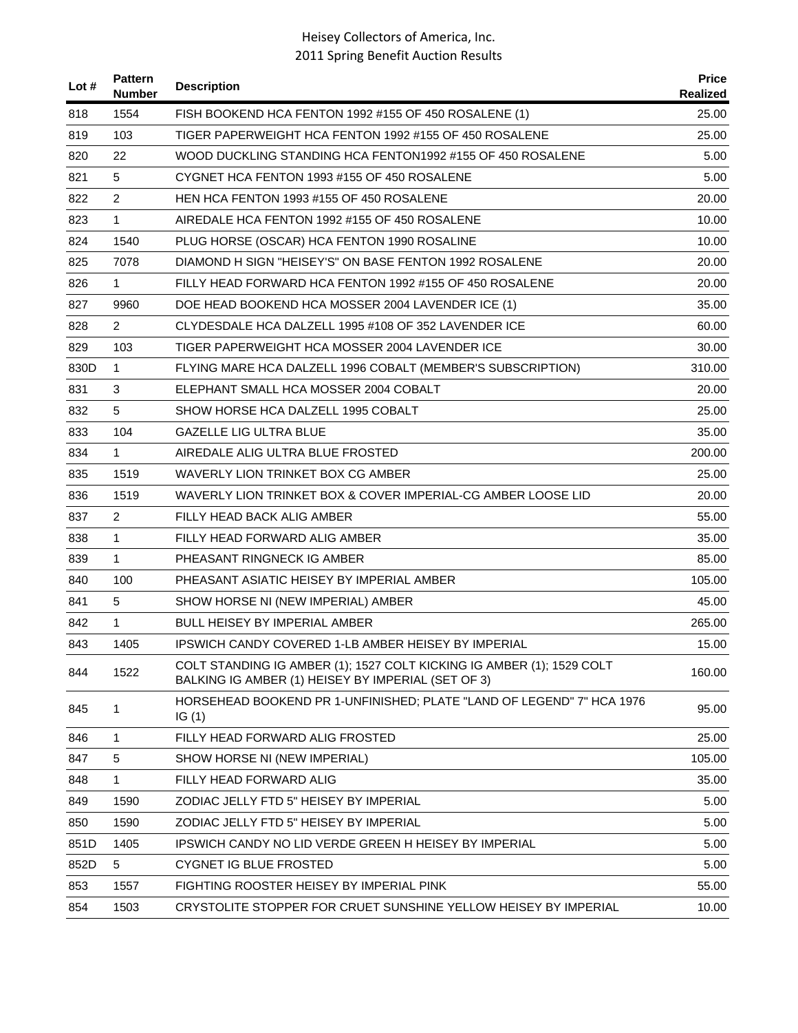| Lot # | Pattern Number | Description | Price Realized |
|---|---|---|---|
| 818 | 1554 | FISH BOOKEND HCA FENTON 1992 #155 OF 450 ROSALENE (1) | 25.00 |
| 819 | 103 | TIGER PAPERWEIGHT HCA FENTON 1992 #155 OF 450 ROSALENE | 25.00 |
| 820 | 22 | WOOD DUCKLING STANDING HCA FENTON1992 #155 OF 450 ROSALENE | 5.00 |
| 821 | 5 | CYGNET HCA FENTON 1993 #155 OF 450 ROSALENE | 5.00 |
| 822 | 2 | HEN HCA FENTON 1993 #155 OF 450 ROSALENE | 20.00 |
| 823 | 1 | AIREDALE HCA FENTON 1992 #155 OF 450 ROSALENE | 10.00 |
| 824 | 1540 | PLUG HORSE (OSCAR) HCA FENTON 1990 ROSALINE | 10.00 |
| 825 | 7078 | DIAMOND H SIGN "HEISEY'S" ON BASE FENTON 1992 ROSALENE | 20.00 |
| 826 | 1 | FILLY HEAD FORWARD HCA FENTON 1992 #155 OF 450 ROSALENE | 20.00 |
| 827 | 9960 | DOE HEAD BOOKEND HCA MOSSER 2004 LAVENDER ICE (1) | 35.00 |
| 828 | 2 | CLYDESDALE HCA DALZELL 1995 #108 OF 352 LAVENDER ICE | 60.00 |
| 829 | 103 | TIGER PAPERWEIGHT HCA MOSSER 2004 LAVENDER ICE | 30.00 |
| 830D | 1 | FLYING MARE HCA DALZELL 1996 COBALT (MEMBER'S SUBSCRIPTION) | 310.00 |
| 831 | 3 | ELEPHANT SMALL HCA MOSSER 2004 COBALT | 20.00 |
| 832 | 5 | SHOW HORSE HCA DALZELL 1995 COBALT | 25.00 |
| 833 | 104 | GAZELLE LIG ULTRA BLUE | 35.00 |
| 834 | 1 | AIREDALE ALIG ULTRA BLUE FROSTED | 200.00 |
| 835 | 1519 | WAVERLY LION TRINKET BOX CG AMBER | 25.00 |
| 836 | 1519 | WAVERLY LION TRINKET BOX & COVER IMPERIAL-CG AMBER LOOSE LID | 20.00 |
| 837 | 2 | FILLY HEAD BACK ALIG AMBER | 55.00 |
| 838 | 1 | FILLY HEAD FORWARD ALIG AMBER | 35.00 |
| 839 | 1 | PHEASANT RINGNECK IG AMBER | 85.00 |
| 840 | 100 | PHEASANT ASIATIC HEISEY BY IMPERIAL AMBER | 105.00 |
| 841 | 5 | SHOW HORSE NI (NEW IMPERIAL) AMBER | 45.00 |
| 842 | 1 | BULL HEISEY BY IMPERIAL AMBER | 265.00 |
| 843 | 1405 | IPSWICH CANDY COVERED 1-LB AMBER HEISEY BY IMPERIAL | 15.00 |
| 844 | 1522 | COLT STANDING IG AMBER (1); 1527 COLT KICKING IG AMBER (1); 1529 COLT BALKING IG AMBER (1) HEISEY BY IMPERIAL (SET OF 3) | 160.00 |
| 845 | 1 | HORSEHEAD BOOKEND PR 1-UNFINISHED; PLATE "LAND OF LEGEND" 7" HCA 1976 IG (1) | 95.00 |
| 846 | 1 | FILLY HEAD FORWARD ALIG FROSTED | 25.00 |
| 847 | 5 | SHOW HORSE NI (NEW IMPERIAL) | 105.00 |
| 848 | 1 | FILLY HEAD FORWARD ALIG | 35.00 |
| 849 | 1590 | ZODIAC JELLY FTD 5" HEISEY BY IMPERIAL | 5.00 |
| 850 | 1590 | ZODIAC JELLY FTD 5" HEISEY BY IMPERIAL | 5.00 |
| 851D | 1405 | IPSWICH CANDY NO LID VERDE GREEN H HEISEY BY IMPERIAL | 5.00 |
| 852D | 5 | CYGNET IG BLUE FROSTED | 5.00 |
| 853 | 1557 | FIGHTING ROOSTER HEISEY BY IMPERIAL PINK | 55.00 |
| 854 | 1503 | CRYSTOLITE STOPPER FOR CRUET SUNSHINE YELLOW HEISEY BY IMPERIAL | 10.00 |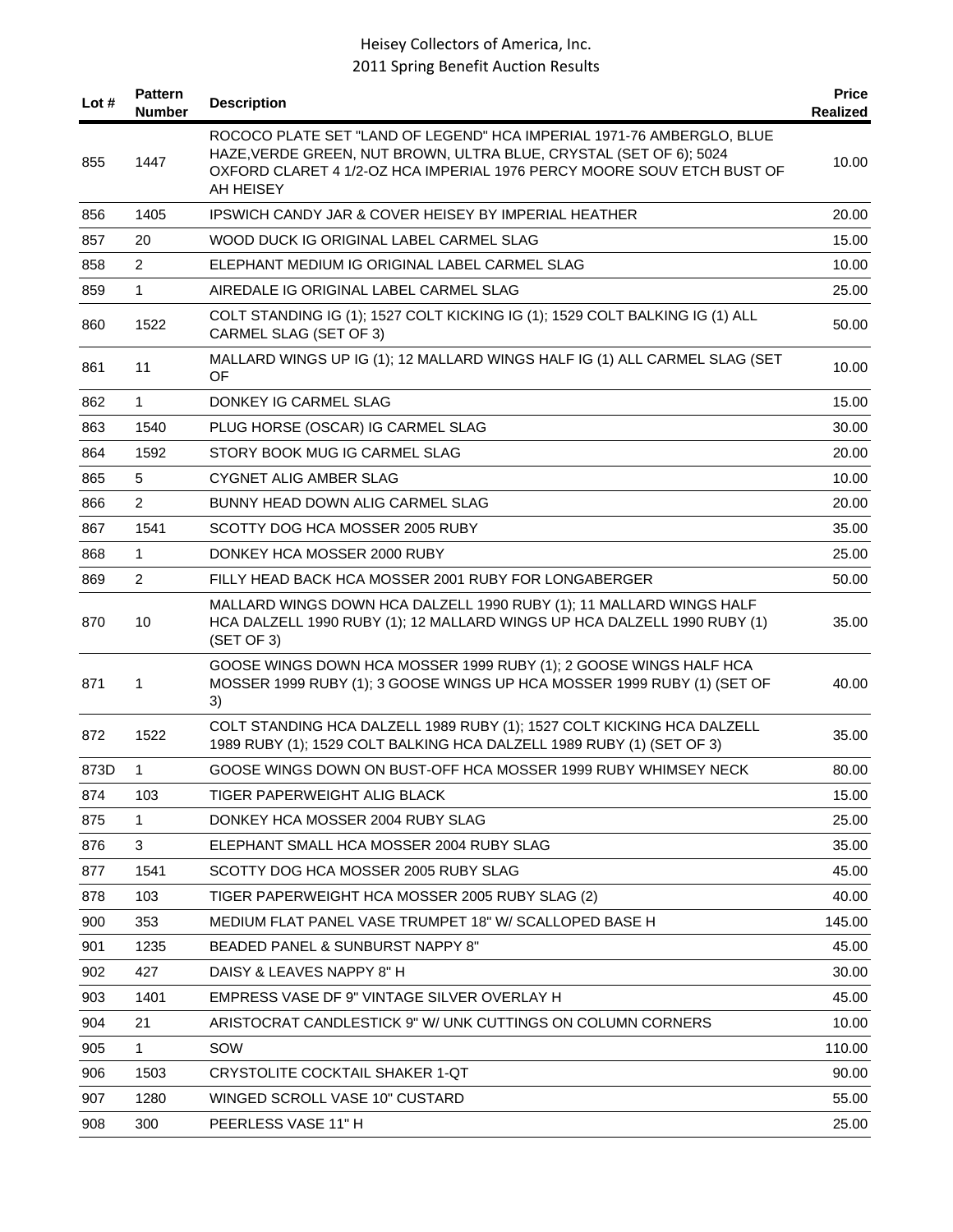| Lot # | Pattern Number | Description | Price Realized |
|---|---|---|---|
| 855 | 1447 | ROCOCO PLATE SET "LAND OF LEGEND" HCA IMPERIAL 1971-76 AMBERGLO, BLUE HAZE,VERDE GREEN, NUT BROWN, ULTRA BLUE, CRYSTAL (SET OF 6); 5024 OXFORD CLARET 4 1/2-OZ HCA IMPERIAL 1976 PERCY MOORE SOUV ETCH BUST OF AH HEISEY | 10.00 |
| 856 | 1405 | IPSWICH CANDY JAR & COVER HEISEY BY IMPERIAL HEATHER | 20.00 |
| 857 | 20 | WOOD DUCK IG ORIGINAL LABEL CARMEL SLAG | 15.00 |
| 858 | 2 | ELEPHANT MEDIUM IG ORIGINAL LABEL CARMEL SLAG | 10.00 |
| 859 | 1 | AIREDALE IG ORIGINAL LABEL CARMEL SLAG | 25.00 |
| 860 | 1522 | COLT STANDING IG (1); 1527 COLT KICKING IG (1); 1529 COLT BALKING IG (1) ALL CARMEL SLAG (SET OF 3) | 50.00 |
| 861 | 11 | MALLARD WINGS UP IG (1); 12 MALLARD WINGS HALF IG (1) ALL CARMEL SLAG (SET OF | 10.00 |
| 862 | 1 | DONKEY IG CARMEL SLAG | 15.00 |
| 863 | 1540 | PLUG HORSE (OSCAR) IG CARMEL SLAG | 30.00 |
| 864 | 1592 | STORY BOOK MUG IG CARMEL SLAG | 20.00 |
| 865 | 5 | CYGNET ALIG AMBER SLAG | 10.00 |
| 866 | 2 | BUNNY HEAD DOWN ALIG CARMEL SLAG | 20.00 |
| 867 | 1541 | SCOTTY DOG HCA MOSSER 2005 RUBY | 35.00 |
| 868 | 1 | DONKEY HCA MOSSER 2000 RUBY | 25.00 |
| 869 | 2 | FILLY HEAD BACK HCA MOSSER 2001 RUBY FOR LONGABERGER | 50.00 |
| 870 | 10 | MALLARD WINGS DOWN HCA DALZELL 1990 RUBY (1); 11 MALLARD WINGS HALF HCA DALZELL 1990 RUBY (1); 12 MALLARD WINGS UP HCA DALZELL 1990 RUBY (1) (SET OF 3) | 35.00 |
| 871 | 1 | GOOSE WINGS DOWN HCA MOSSER 1999 RUBY (1); 2 GOOSE WINGS HALF HCA MOSSER 1999 RUBY (1); 3 GOOSE WINGS UP HCA MOSSER 1999 RUBY (1) (SET OF 3) | 40.00 |
| 872 | 1522 | COLT STANDING HCA DALZELL 1989 RUBY (1); 1527 COLT KICKING HCA DALZELL 1989 RUBY (1); 1529 COLT BALKING HCA DALZELL 1989 RUBY (1) (SET OF 3) | 35.00 |
| 873D | 1 | GOOSE WINGS DOWN ON BUST-OFF HCA MOSSER 1999 RUBY WHIMSEY NECK | 80.00 |
| 874 | 103 | TIGER PAPERWEIGHT ALIG BLACK | 15.00 |
| 875 | 1 | DONKEY HCA MOSSER 2004 RUBY SLAG | 25.00 |
| 876 | 3 | ELEPHANT SMALL HCA MOSSER 2004 RUBY SLAG | 35.00 |
| 877 | 1541 | SCOTTY DOG HCA MOSSER 2005 RUBY SLAG | 45.00 |
| 878 | 103 | TIGER PAPERWEIGHT HCA MOSSER 2005 RUBY SLAG (2) | 40.00 |
| 900 | 353 | MEDIUM FLAT PANEL VASE TRUMPET 18" W/ SCALLOPED BASE H | 145.00 |
| 901 | 1235 | BEADED PANEL & SUNBURST NAPPY 8" | 45.00 |
| 902 | 427 | DAISY & LEAVES NAPPY 8" H | 30.00 |
| 903 | 1401 | EMPRESS VASE DF 9" VINTAGE SILVER OVERLAY H | 45.00 |
| 904 | 21 | ARISTOCRAT CANDLESTICK 9" W/ UNK CUTTINGS ON COLUMN CORNERS | 10.00 |
| 905 | 1 | SOW | 110.00 |
| 906 | 1503 | CRYSTOLITE COCKTAIL SHAKER 1-QT | 90.00 |
| 907 | 1280 | WINGED SCROLL VASE 10" CUSTARD | 55.00 |
| 908 | 300 | PEERLESS VASE 11" H | 25.00 |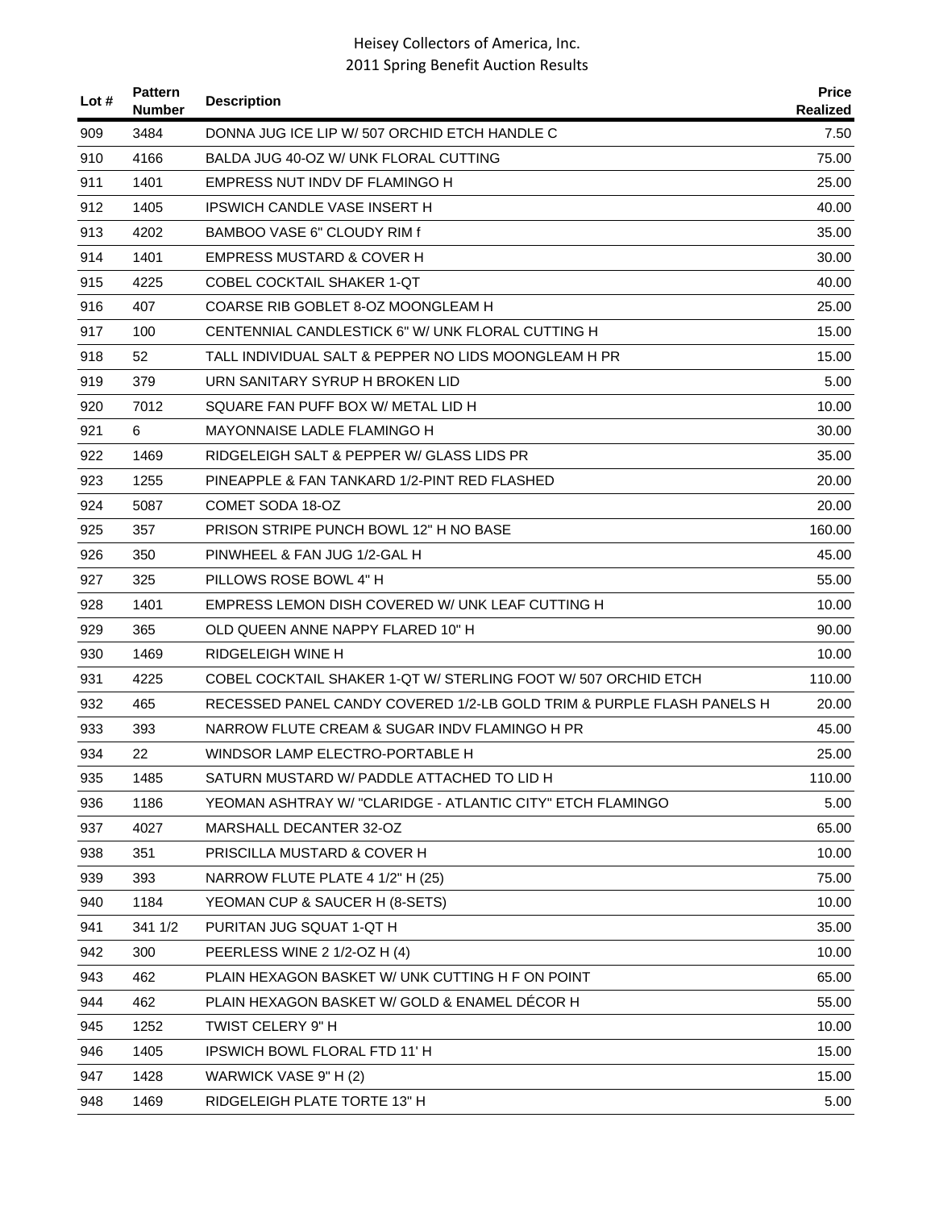| Lot # | Pattern Number | Description | Price Realized |
|---|---|---|---|
| 909 | 3484 | DONNA JUG ICE LIP W/ 507 ORCHID ETCH HANDLE C | 7.50 |
| 910 | 4166 | BALDA JUG 40-OZ W/ UNK FLORAL CUTTING | 75.00 |
| 911 | 1401 | EMPRESS NUT INDV DF FLAMINGO H | 25.00 |
| 912 | 1405 | IPSWICH CANDLE VASE INSERT H | 40.00 |
| 913 | 4202 | BAMBOO VASE 6" CLOUDY RIM f | 35.00 |
| 914 | 1401 | EMPRESS MUSTARD & COVER H | 30.00 |
| 915 | 4225 | COBEL COCKTAIL SHAKER 1-QT | 40.00 |
| 916 | 407 | COARSE RIB GOBLET 8-OZ MOONGLEAM H | 25.00 |
| 917 | 100 | CENTENNIAL CANDLESTICK 6" W/ UNK FLORAL CUTTING H | 15.00 |
| 918 | 52 | TALL INDIVIDUAL SALT & PEPPER NO LIDS MOONGLEAM H PR | 15.00 |
| 919 | 379 | URN SANITARY SYRUP H BROKEN LID | 5.00 |
| 920 | 7012 | SQUARE FAN PUFF BOX W/ METAL LID H | 10.00 |
| 921 | 6 | MAYONNAISE LADLE FLAMINGO H | 30.00 |
| 922 | 1469 | RIDGELEIGH SALT & PEPPER W/ GLASS LIDS PR | 35.00 |
| 923 | 1255 | PINEAPPLE & FAN TANKARD 1/2-PINT RED FLASHED | 20.00 |
| 924 | 5087 | COMET SODA 18-OZ | 20.00 |
| 925 | 357 | PRISON STRIPE PUNCH BOWL 12" H NO BASE | 160.00 |
| 926 | 350 | PINWHEEL & FAN JUG 1/2-GAL H | 45.00 |
| 927 | 325 | PILLOWS ROSE BOWL 4" H | 55.00 |
| 928 | 1401 | EMPRESS LEMON DISH COVERED W/ UNK LEAF CUTTING H | 10.00 |
| 929 | 365 | OLD QUEEN ANNE NAPPY FLARED 10" H | 90.00 |
| 930 | 1469 | RIDGELEIGH WINE H | 10.00 |
| 931 | 4225 | COBEL COCKTAIL SHAKER 1-QT W/ STERLING FOOT W/ 507 ORCHID ETCH | 110.00 |
| 932 | 465 | RECESSED PANEL CANDY COVERED 1/2-LB GOLD TRIM & PURPLE FLASH PANELS H | 20.00 |
| 933 | 393 | NARROW FLUTE CREAM & SUGAR INDV FLAMINGO H PR | 45.00 |
| 934 | 22 | WINDSOR LAMP ELECTRO-PORTABLE H | 25.00 |
| 935 | 1485 | SATURN MUSTARD W/ PADDLE ATTACHED TO LID H | 110.00 |
| 936 | 1186 | YEOMAN ASHTRAY W/ "CLARIDGE - ATLANTIC CITY" ETCH FLAMINGO | 5.00 |
| 937 | 4027 | MARSHALL DECANTER 32-OZ | 65.00 |
| 938 | 351 | PRISCILLA MUSTARD & COVER H | 10.00 |
| 939 | 393 | NARROW FLUTE PLATE 4 1/2" H (25) | 75.00 |
| 940 | 1184 | YEOMAN CUP & SAUCER H (8-SETS) | 10.00 |
| 941 | 341 1/2 | PURITAN JUG SQUAT 1-QT H | 35.00 |
| 942 | 300 | PEERLESS WINE 2 1/2-OZ H (4) | 10.00 |
| 943 | 462 | PLAIN HEXAGON BASKET W/ UNK CUTTING H F ON POINT | 65.00 |
| 944 | 462 | PLAIN HEXAGON BASKET W/ GOLD & ENAMEL DÉCOR H | 55.00 |
| 945 | 1252 | TWIST CELERY 9" H | 10.00 |
| 946 | 1405 | IPSWICH BOWL FLORAL FTD 11' H | 15.00 |
| 947 | 1428 | WARWICK VASE 9" H (2) | 15.00 |
| 948 | 1469 | RIDGELEIGH PLATE TORTE 13" H | 5.00 |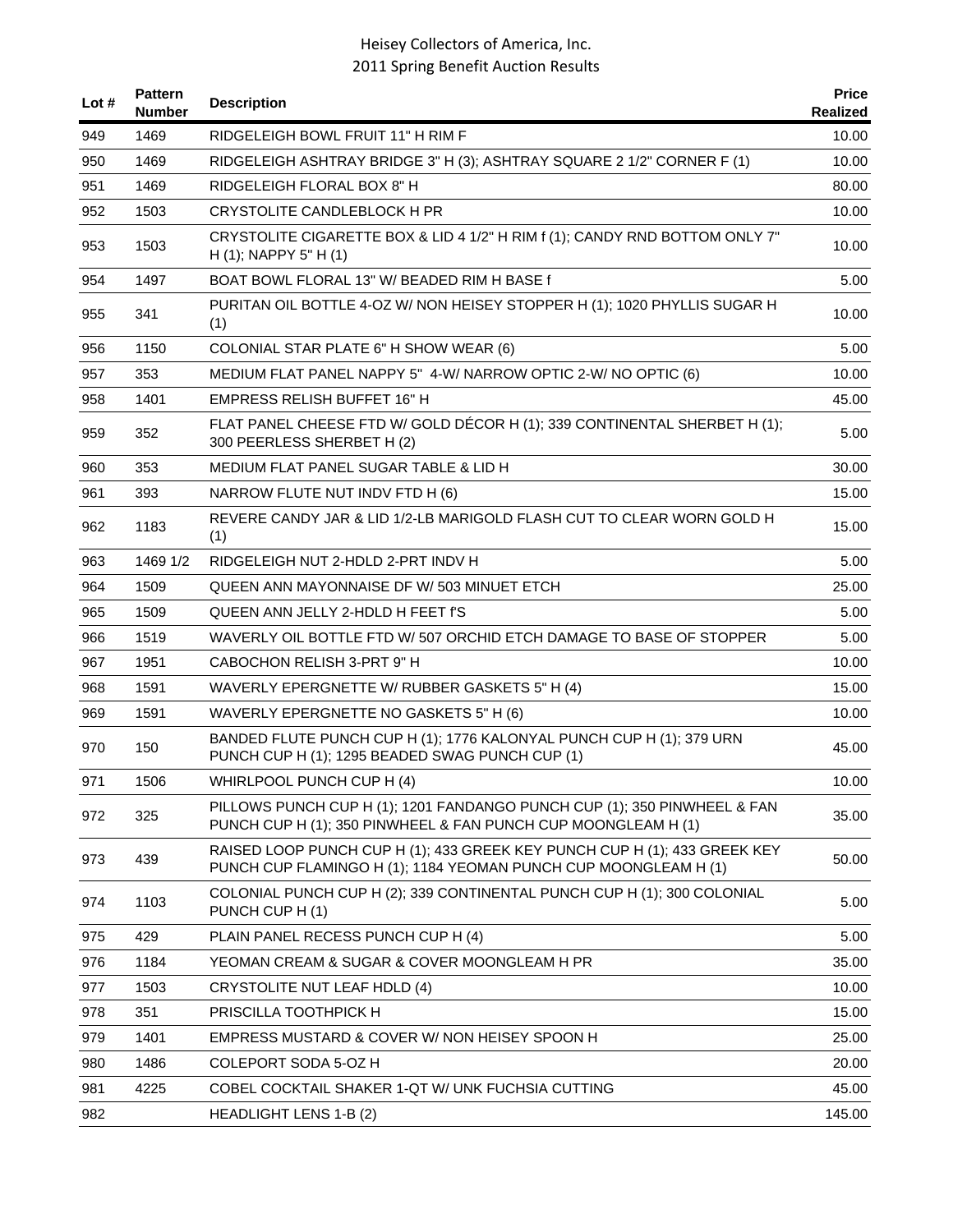| Lot # | Pattern Number | Description | Price Realized |
|---|---|---|---|
| 949 | 1469 | RIDGELEIGH BOWL FRUIT 11" H RIM F | 10.00 |
| 950 | 1469 | RIDGELEIGH ASHTRAY BRIDGE 3" H (3); ASHTRAY SQUARE 2 1/2" CORNER F (1) | 10.00 |
| 951 | 1469 | RIDGELEIGH FLORAL BOX 8" H | 80.00 |
| 952 | 1503 | CRYSTOLITE CANDLEBLOCK H PR | 10.00 |
| 953 | 1503 | CRYSTOLITE CIGARETTE BOX & LID 4 1/2" H RIM f (1); CANDY RND BOTTOM ONLY 7" H (1); NAPPY 5" H (1) | 10.00 |
| 954 | 1497 | BOAT BOWL FLORAL 13" W/ BEADED RIM H BASE f | 5.00 |
| 955 | 341 | PURITAN OIL BOTTLE 4-OZ W/ NON HEISEY STOPPER H (1); 1020 PHYLLIS SUGAR H (1) | 10.00 |
| 956 | 1150 | COLONIAL STAR PLATE 6" H SHOW WEAR (6) | 5.00 |
| 957 | 353 | MEDIUM FLAT PANEL NAPPY 5" 4-W/ NARROW OPTIC 2-W/ NO OPTIC (6) | 10.00 |
| 958 | 1401 | EMPRESS RELISH BUFFET 16" H | 45.00 |
| 959 | 352 | FLAT PANEL CHEESE FTD W/ GOLD DÉCOR H (1); 339 CONTINENTAL SHERBET H (1); 300 PEERLESS SHERBET H (2) | 5.00 |
| 960 | 353 | MEDIUM FLAT PANEL SUGAR TABLE & LID H | 30.00 |
| 961 | 393 | NARROW FLUTE NUT INDV FTD H (6) | 15.00 |
| 962 | 1183 | REVERE CANDY JAR & LID 1/2-LB MARIGOLD FLASH CUT TO CLEAR WORN GOLD H (1) | 15.00 |
| 963 | 1469 1/2 | RIDGELEIGH NUT 2-HDLD 2-PRT INDV H | 5.00 |
| 964 | 1509 | QUEEN ANN MAYONNAISE DF W/ 503 MINUET ETCH | 25.00 |
| 965 | 1509 | QUEEN ANN JELLY 2-HDLD H FEET f'S | 5.00 |
| 966 | 1519 | WAVERLY OIL BOTTLE FTD W/ 507 ORCHID ETCH DAMAGE TO BASE OF STOPPER | 5.00 |
| 967 | 1951 | CABOCHON RELISH 3-PRT 9" H | 10.00 |
| 968 | 1591 | WAVERLY EPERGNETTE W/ RUBBER GASKETS 5" H (4) | 15.00 |
| 969 | 1591 | WAVERLY EPERGNETTE NO GASKETS 5" H (6) | 10.00 |
| 970 | 150 | BANDED FLUTE PUNCH CUP H (1); 1776 KALONYAL PUNCH CUP H (1); 379 URN PUNCH CUP H (1); 1295 BEADED SWAG PUNCH CUP (1) | 45.00 |
| 971 | 1506 | WHIRLPOOL PUNCH CUP H (4) | 10.00 |
| 972 | 325 | PILLOWS PUNCH CUP H (1); 1201 FANDANGO PUNCH CUP (1); 350 PINWHEEL & FAN PUNCH CUP H (1); 350 PINWHEEL & FAN PUNCH CUP MOONGLEAM H (1) | 35.00 |
| 973 | 439 | RAISED LOOP PUNCH CUP H (1); 433 GREEK KEY PUNCH CUP H (1); 433 GREEK KEY PUNCH CUP FLAMINGO H (1); 1184 YEOMAN PUNCH CUP MOONGLEAM H (1) | 50.00 |
| 974 | 1103 | COLONIAL PUNCH CUP H (2); 339 CONTINENTAL PUNCH CUP H (1); 300 COLONIAL PUNCH CUP H (1) | 5.00 |
| 975 | 429 | PLAIN PANEL RECESS PUNCH CUP H (4) | 5.00 |
| 976 | 1184 | YEOMAN CREAM & SUGAR & COVER MOONGLEAM H PR | 35.00 |
| 977 | 1503 | CRYSTOLITE NUT LEAF HDLD (4) | 10.00 |
| 978 | 351 | PRISCILLA TOOTHPICK H | 15.00 |
| 979 | 1401 | EMPRESS MUSTARD & COVER W/ NON HEISEY SPOON H | 25.00 |
| 980 | 1486 | COLEPORT SODA 5-OZ H | 20.00 |
| 981 | 4225 | COBEL COCKTAIL SHAKER 1-QT W/ UNK FUCHSIA CUTTING | 45.00 |
| 982 | | HEADLIGHT LENS 1-B (2) | 145.00 |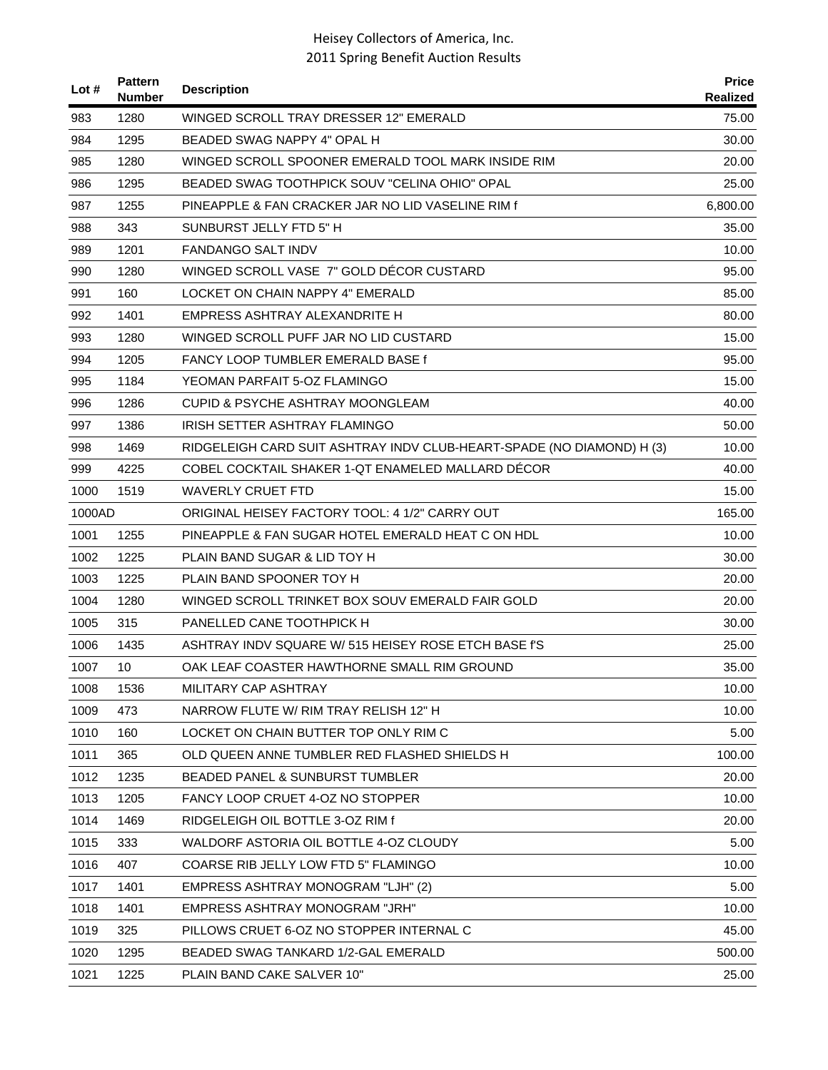| Lot # | Pattern Number | Description | Price Realized |
|---|---|---|---|
| 983 | 1280 | WINGED SCROLL TRAY DRESSER 12" EMERALD | 75.00 |
| 984 | 1295 | BEADED SWAG NAPPY 4" OPAL H | 30.00 |
| 985 | 1280 | WINGED SCROLL SPOONER EMERALD TOOL MARK INSIDE RIM | 20.00 |
| 986 | 1295 | BEADED SWAG TOOTHPICK SOUV "CELINA OHIO" OPAL | 25.00 |
| 987 | 1255 | PINEAPPLE & FAN CRACKER JAR NO LID VASELINE RIM f | 6,800.00 |
| 988 | 343 | SUNBURST JELLY FTD 5" H | 35.00 |
| 989 | 1201 | FANDANGO SALT INDV | 10.00 |
| 990 | 1280 | WINGED SCROLL VASE 7" GOLD DÉCOR CUSTARD | 95.00 |
| 991 | 160 | LOCKET ON CHAIN NAPPY 4" EMERALD | 85.00 |
| 992 | 1401 | EMPRESS ASHTRAY ALEXANDRITE H | 80.00 |
| 993 | 1280 | WINGED SCROLL PUFF JAR NO LID CUSTARD | 15.00 |
| 994 | 1205 | FANCY LOOP TUMBLER EMERALD BASE f | 95.00 |
| 995 | 1184 | YEOMAN PARFAIT 5-OZ FLAMINGO | 15.00 |
| 996 | 1286 | CUPID & PSYCHE ASHTRAY MOONGLEAM | 40.00 |
| 997 | 1386 | IRISH SETTER ASHTRAY FLAMINGO | 50.00 |
| 998 | 1469 | RIDGELEIGH CARD SUIT ASHTRAY INDV CLUB-HEART-SPADE (NO DIAMOND) H (3) | 10.00 |
| 999 | 4225 | COBEL COCKTAIL SHAKER 1-QT ENAMELED MALLARD DÉCOR | 40.00 |
| 1000 | 1519 | WAVERLY CRUET FTD | 15.00 |
| 1000AD | | ORIGINAL HEISEY FACTORY TOOL: 4 1/2" CARRY OUT | 165.00 |
| 1001 | 1255 | PINEAPPLE & FAN SUGAR HOTEL EMERALD HEAT C ON HDL | 10.00 |
| 1002 | 1225 | PLAIN BAND SUGAR & LID TOY H | 30.00 |
| 1003 | 1225 | PLAIN BAND SPOONER TOY H | 20.00 |
| 1004 | 1280 | WINGED SCROLL TRINKET BOX SOUV EMERALD FAIR GOLD | 20.00 |
| 1005 | 315 | PANELLED CANE TOOTHPICK H | 30.00 |
| 1006 | 1435 | ASHTRAY INDV SQUARE W/ 515 HEISEY ROSE ETCH BASE f'S | 25.00 |
| 1007 | 10 | OAK LEAF COASTER HAWTHORNE SMALL RIM GROUND | 35.00 |
| 1008 | 1536 | MILITARY CAP ASHTRAY | 10.00 |
| 1009 | 473 | NARROW FLUTE W/ RIM TRAY RELISH 12" H | 10.00 |
| 1010 | 160 | LOCKET ON CHAIN BUTTER TOP ONLY RIM C | 5.00 |
| 1011 | 365 | OLD QUEEN ANNE TUMBLER RED FLASHED SHIELDS H | 100.00 |
| 1012 | 1235 | BEADED PANEL & SUNBURST TUMBLER | 20.00 |
| 1013 | 1205 | FANCY LOOP CRUET 4-OZ NO STOPPER | 10.00 |
| 1014 | 1469 | RIDGELEIGH OIL BOTTLE 3-OZ RIM f | 20.00 |
| 1015 | 333 | WALDORF ASTORIA OIL BOTTLE 4-OZ CLOUDY | 5.00 |
| 1016 | 407 | COARSE RIB JELLY LOW FTD 5" FLAMINGO | 10.00 |
| 1017 | 1401 | EMPRESS ASHTRAY MONOGRAM "LJH" (2) | 5.00 |
| 1018 | 1401 | EMPRESS ASHTRAY MONOGRAM "JRH" | 10.00 |
| 1019 | 325 | PILLOWS CRUET 6-OZ NO STOPPER INTERNAL C | 45.00 |
| 1020 | 1295 | BEADED SWAG TANKARD 1/2-GAL EMERALD | 500.00 |
| 1021 | 1225 | PLAIN BAND CAKE SALVER 10" | 25.00 |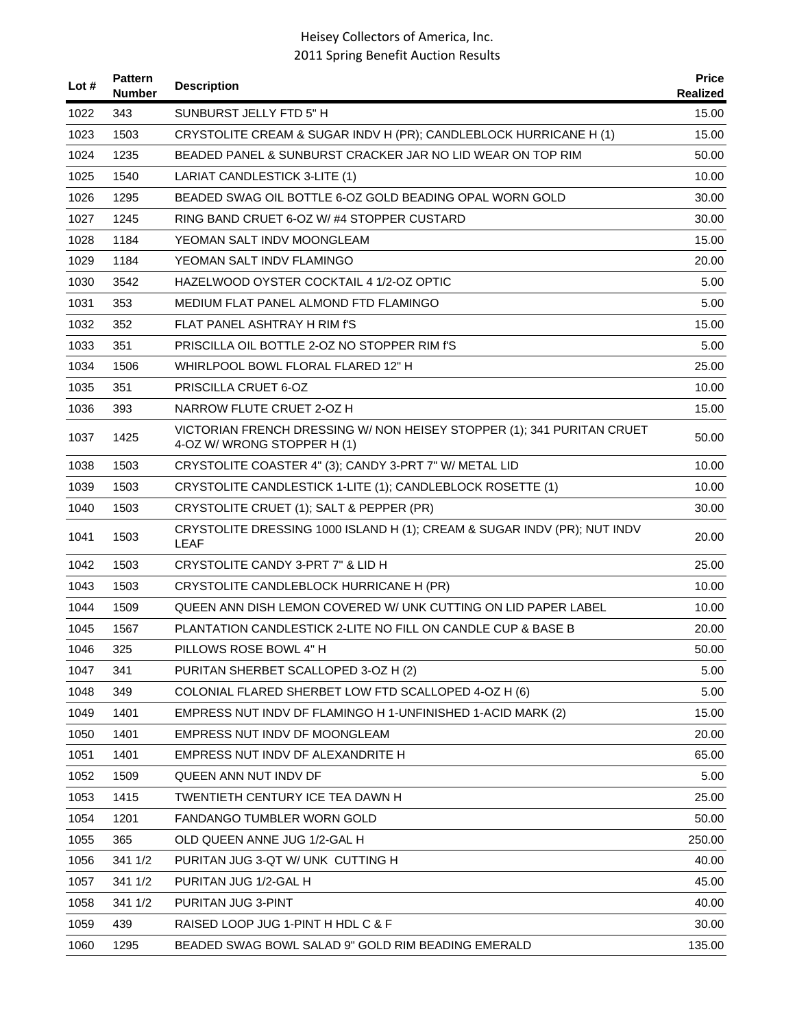| Lot # | Pattern Number | Description | Price Realized |
|---|---|---|---|
| 1022 | 343 | SUNBURST JELLY FTD 5" H | 15.00 |
| 1023 | 1503 | CRYSTOLITE CREAM & SUGAR INDV H (PR); CANDLEBLOCK HURRICANE H (1) | 15.00 |
| 1024 | 1235 | BEADED PANEL & SUNBURST CRACKER JAR NO LID WEAR ON TOP RIM | 50.00 |
| 1025 | 1540 | LARIAT CANDLESTICK 3-LITE (1) | 10.00 |
| 1026 | 1295 | BEADED SWAG OIL BOTTLE 6-OZ GOLD BEADING OPAL WORN GOLD | 30.00 |
| 1027 | 1245 | RING BAND CRUET 6-OZ W/ #4 STOPPER CUSTARD | 30.00 |
| 1028 | 1184 | YEOMAN SALT INDV MOONGLEAM | 15.00 |
| 1029 | 1184 | YEOMAN SALT INDV FLAMINGO | 20.00 |
| 1030 | 3542 | HAZELWOOD OYSTER COCKTAIL 4 1/2-OZ OPTIC | 5.00 |
| 1031 | 353 | MEDIUM FLAT PANEL ALMOND FTD FLAMINGO | 5.00 |
| 1032 | 352 | FLAT PANEL ASHTRAY H RIM f'S | 15.00 |
| 1033 | 351 | PRISCILLA OIL BOTTLE 2-OZ NO STOPPER RIM f'S | 5.00 |
| 1034 | 1506 | WHIRLPOOL BOWL FLORAL FLARED 12" H | 25.00 |
| 1035 | 351 | PRISCILLA CRUET 6-OZ | 10.00 |
| 1036 | 393 | NARROW FLUTE CRUET 2-OZ H | 15.00 |
| 1037 | 1425 | VICTORIAN FRENCH DRESSING W/ NON HEISEY STOPPER (1); 341 PURITAN CRUET 4-OZ W/ WRONG STOPPER H (1) | 50.00 |
| 1038 | 1503 | CRYSTOLITE COASTER 4" (3); CANDY 3-PRT 7" W/ METAL LID | 10.00 |
| 1039 | 1503 | CRYSTOLITE CANDLESTICK 1-LITE (1); CANDLEBLOCK ROSETTE (1) | 10.00 |
| 1040 | 1503 | CRYSTOLITE CRUET (1); SALT & PEPPER (PR) | 30.00 |
| 1041 | 1503 | CRYSTOLITE DRESSING 1000 ISLAND H (1); CREAM & SUGAR INDV (PR); NUT INDV LEAF | 20.00 |
| 1042 | 1503 | CRYSTOLITE CANDY 3-PRT 7" & LID H | 25.00 |
| 1043 | 1503 | CRYSTOLITE CANDLEBLOCK HURRICANE H (PR) | 10.00 |
| 1044 | 1509 | QUEEN ANN DISH LEMON COVERED W/ UNK CUTTING ON LID PAPER LABEL | 10.00 |
| 1045 | 1567 | PLANTATION CANDLESTICK 2-LITE NO FILL ON CANDLE CUP & BASE B | 20.00 |
| 1046 | 325 | PILLOWS ROSE BOWL 4" H | 50.00 |
| 1047 | 341 | PURITAN SHERBET SCALLOPED 3-OZ H (2) | 5.00 |
| 1048 | 349 | COLONIAL FLARED SHERBET LOW FTD SCALLOPED 4-OZ H (6) | 5.00 |
| 1049 | 1401 | EMPRESS NUT INDV DF FLAMINGO H 1-UNFINISHED 1-ACID MARK (2) | 15.00 |
| 1050 | 1401 | EMPRESS NUT INDV DF MOONGLEAM | 20.00 |
| 1051 | 1401 | EMPRESS NUT INDV DF ALEXANDRITE H | 65.00 |
| 1052 | 1509 | QUEEN ANN NUT INDV DF | 5.00 |
| 1053 | 1415 | TWENTIETH CENTURY ICE TEA DAWN H | 25.00 |
| 1054 | 1201 | FANDANGO TUMBLER WORN GOLD | 50.00 |
| 1055 | 365 | OLD QUEEN ANNE JUG 1/2-GAL H | 250.00 |
| 1056 | 341 1/2 | PURITAN JUG 3-QT W/ UNK CUTTING H | 40.00 |
| 1057 | 341 1/2 | PURITAN JUG 1/2-GAL H | 45.00 |
| 1058 | 341 1/2 | PURITAN JUG 3-PINT | 40.00 |
| 1059 | 439 | RAISED LOOP JUG 1-PINT H HDL C & F | 30.00 |
| 1060 | 1295 | BEADED SWAG BOWL SALAD 9" GOLD RIM BEADING EMERALD | 135.00 |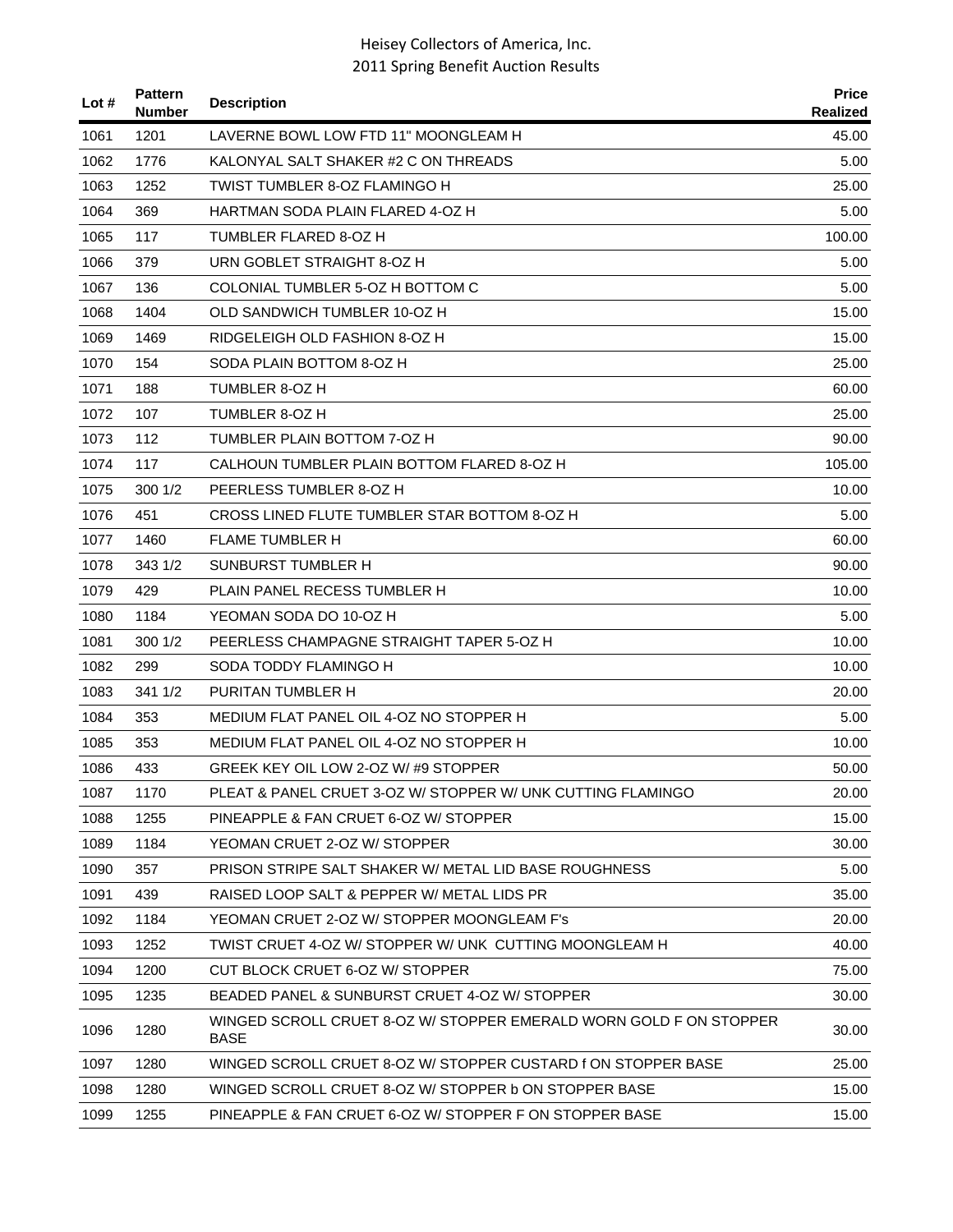| Lot # | Pattern Number | Description | Price Realized |
|---|---|---|---|
| 1061 | 1201 | LAVERNE BOWL LOW FTD 11" MOONGLEAM H | 45.00 |
| 1062 | 1776 | KALONYAL SALT SHAKER #2 C ON THREADS | 5.00 |
| 1063 | 1252 | TWIST TUMBLER 8-OZ FLAMINGO H | 25.00 |
| 1064 | 369 | HARTMAN SODA PLAIN FLARED 4-OZ H | 5.00 |
| 1065 | 117 | TUMBLER FLARED 8-OZ H | 100.00 |
| 1066 | 379 | URN GOBLET STRAIGHT 8-OZ H | 5.00 |
| 1067 | 136 | COLONIAL TUMBLER 5-OZ H BOTTOM C | 5.00 |
| 1068 | 1404 | OLD SANDWICH TUMBLER 10-OZ H | 15.00 |
| 1069 | 1469 | RIDGELEIGH OLD FASHION 8-OZ H | 15.00 |
| 1070 | 154 | SODA PLAIN BOTTOM 8-OZ H | 25.00 |
| 1071 | 188 | TUMBLER 8-OZ H | 60.00 |
| 1072 | 107 | TUMBLER 8-OZ H | 25.00 |
| 1073 | 112 | TUMBLER PLAIN BOTTOM 7-OZ H | 90.00 |
| 1074 | 117 | CALHOUN TUMBLER PLAIN BOTTOM FLARED 8-OZ H | 105.00 |
| 1075 | 300 1/2 | PEERLESS TUMBLER 8-OZ H | 10.00 |
| 1076 | 451 | CROSS LINED FLUTE TUMBLER STAR BOTTOM 8-OZ H | 5.00 |
| 1077 | 1460 | FLAME TUMBLER H | 60.00 |
| 1078 | 343 1/2 | SUNBURST TUMBLER H | 90.00 |
| 1079 | 429 | PLAIN PANEL RECESS TUMBLER H | 10.00 |
| 1080 | 1184 | YEOMAN SODA DO 10-OZ H | 5.00 |
| 1081 | 300 1/2 | PEERLESS CHAMPAGNE STRAIGHT TAPER 5-OZ H | 10.00 |
| 1082 | 299 | SODA TODDY FLAMINGO H | 10.00 |
| 1083 | 341 1/2 | PURITAN TUMBLER H | 20.00 |
| 1084 | 353 | MEDIUM FLAT PANEL OIL 4-OZ NO STOPPER H | 5.00 |
| 1085 | 353 | MEDIUM FLAT PANEL OIL 4-OZ NO STOPPER H | 10.00 |
| 1086 | 433 | GREEK KEY OIL LOW 2-OZ W/ #9 STOPPER | 50.00 |
| 1087 | 1170 | PLEAT & PANEL CRUET 3-OZ W/ STOPPER W/ UNK CUTTING FLAMINGO | 20.00 |
| 1088 | 1255 | PINEAPPLE & FAN CRUET 6-OZ W/ STOPPER | 15.00 |
| 1089 | 1184 | YEOMAN CRUET 2-OZ W/ STOPPER | 30.00 |
| 1090 | 357 | PRISON STRIPE SALT SHAKER W/ METAL LID BASE ROUGHNESS | 5.00 |
| 1091 | 439 | RAISED LOOP SALT & PEPPER W/ METAL LIDS PR | 35.00 |
| 1092 | 1184 | YEOMAN CRUET 2-OZ W/ STOPPER MOONGLEAM F's | 20.00 |
| 1093 | 1252 | TWIST CRUET 4-OZ W/ STOPPER W/ UNK CUTTING MOONGLEAM H | 40.00 |
| 1094 | 1200 | CUT BLOCK CRUET 6-OZ W/ STOPPER | 75.00 |
| 1095 | 1235 | BEADED PANEL & SUNBURST CRUET 4-OZ W/ STOPPER | 30.00 |
| 1096 | 1280 | WINGED SCROLL CRUET 8-OZ W/ STOPPER EMERALD WORN GOLD F ON STOPPER BASE | 30.00 |
| 1097 | 1280 | WINGED SCROLL CRUET 8-OZ W/ STOPPER CUSTARD f ON STOPPER BASE | 25.00 |
| 1098 | 1280 | WINGED SCROLL CRUET 8-OZ W/ STOPPER b ON STOPPER BASE | 15.00 |
| 1099 | 1255 | PINEAPPLE & FAN CRUET 6-OZ W/ STOPPER F ON STOPPER BASE | 15.00 |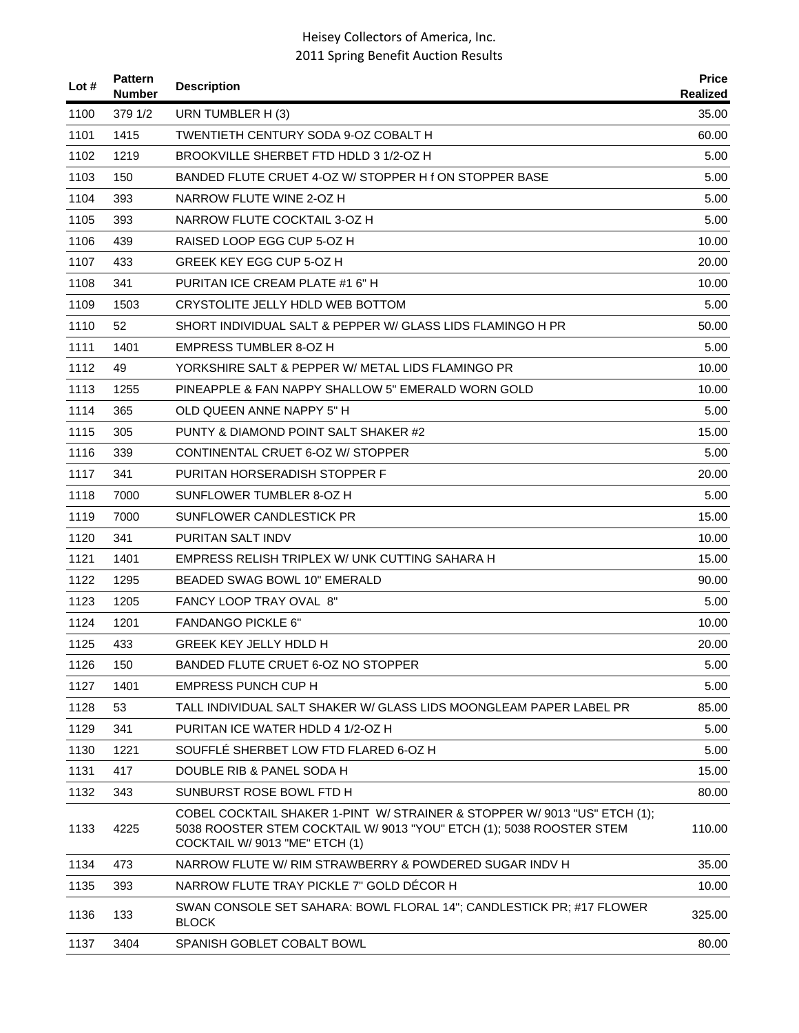Heisey Collectors of America, Inc.
2011 Spring Benefit Auction Results

| Lot # | Pattern Number | Description | Price Realized |
|---|---|---|---|
| 1100 | 379 1/2 | URN TUMBLER H (3) | 35.00 |
| 1101 | 1415 | TWENTIETH CENTURY SODA 9-OZ COBALT H | 60.00 |
| 1102 | 1219 | BROOKVILLE SHERBET FTD HDLD 3 1/2-OZ H | 5.00 |
| 1103 | 150 | BANDED FLUTE CRUET 4-OZ W/ STOPPER H f ON STOPPER BASE | 5.00 |
| 1104 | 393 | NARROW FLUTE WINE 2-OZ H | 5.00 |
| 1105 | 393 | NARROW FLUTE COCKTAIL 3-OZ H | 5.00 |
| 1106 | 439 | RAISED LOOP EGG CUP 5-OZ H | 10.00 |
| 1107 | 433 | GREEK KEY EGG CUP 5-OZ H | 20.00 |
| 1108 | 341 | PURITAN ICE CREAM PLATE #1 6" H | 10.00 |
| 1109 | 1503 | CRYSTOLITE JELLY HDLD WEB BOTTOM | 5.00 |
| 1110 | 52 | SHORT INDIVIDUAL SALT & PEPPER W/ GLASS LIDS FLAMINGO H PR | 50.00 |
| 1111 | 1401 | EMPRESS TUMBLER 8-OZ H | 5.00 |
| 1112 | 49 | YORKSHIRE SALT & PEPPER W/ METAL LIDS FLAMINGO PR | 10.00 |
| 1113 | 1255 | PINEAPPLE & FAN NAPPY SHALLOW 5" EMERALD WORN GOLD | 10.00 |
| 1114 | 365 | OLD QUEEN ANNE NAPPY 5" H | 5.00 |
| 1115 | 305 | PUNTY & DIAMOND POINT SALT SHAKER #2 | 15.00 |
| 1116 | 339 | CONTINENTAL CRUET 6-OZ W/ STOPPER | 5.00 |
| 1117 | 341 | PURITAN HORSERADISH STOPPER F | 20.00 |
| 1118 | 7000 | SUNFLOWER TUMBLER 8-OZ H | 5.00 |
| 1119 | 7000 | SUNFLOWER CANDLESTICK PR | 15.00 |
| 1120 | 341 | PURITAN SALT INDV | 10.00 |
| 1121 | 1401 | EMPRESS RELISH TRIPLEX W/ UNK CUTTING SAHARA H | 15.00 |
| 1122 | 1295 | BEADED SWAG BOWL 10" EMERALD | 90.00 |
| 1123 | 1205 | FANCY LOOP TRAY OVAL 8" | 5.00 |
| 1124 | 1201 | FANDANGO PICKLE 6" | 10.00 |
| 1125 | 433 | GREEK KEY JELLY HDLD H | 20.00 |
| 1126 | 150 | BANDED FLUTE CRUET 6-OZ NO STOPPER | 5.00 |
| 1127 | 1401 | EMPRESS PUNCH CUP H | 5.00 |
| 1128 | 53 | TALL INDIVIDUAL SALT SHAKER W/ GLASS LIDS MOONGLEAM PAPER LABEL PR | 85.00 |
| 1129 | 341 | PURITAN ICE WATER HDLD 4 1/2-OZ H | 5.00 |
| 1130 | 1221 | SOUFFLÉ SHERBET LOW FTD FLARED 6-OZ H | 5.00 |
| 1131 | 417 | DOUBLE RIB & PANEL SODA H | 15.00 |
| 1132 | 343 | SUNBURST ROSE BOWL FTD H | 80.00 |
| 1133 | 4225 | COBEL COCKTAIL SHAKER 1-PINT W/ STRAINER & STOPPER W/ 9013 "US" ETCH (1); 5038 ROOSTER STEM COCKTAIL W/ 9013 "YOU" ETCH (1); 5038 ROOSTER STEM COCKTAIL W/ 9013 "ME" ETCH (1) | 110.00 |
| 1134 | 473 | NARROW FLUTE W/ RIM STRAWBERRY & POWDERED SUGAR INDV H | 35.00 |
| 1135 | 393 | NARROW FLUTE TRAY PICKLE 7" GOLD DÉCOR H | 10.00 |
| 1136 | 133 | SWAN CONSOLE SET SAHARA: BOWL FLORAL 14"; CANDLESTICK PR; #17 FLOWER BLOCK | 325.00 |
| 1137 | 3404 | SPANISH GOBLET COBALT BOWL | 80.00 |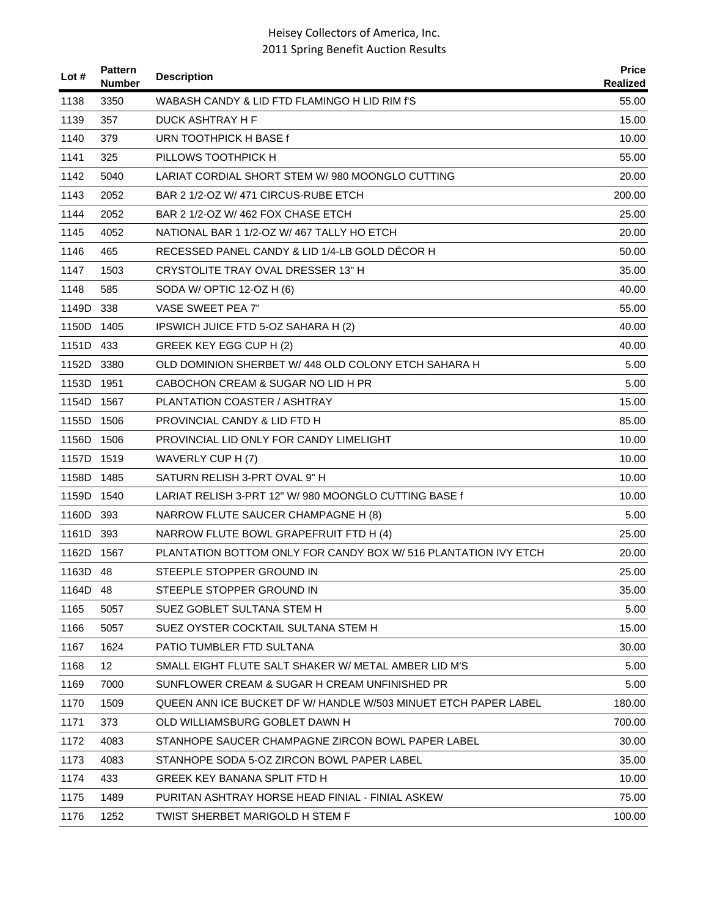| Lot # | Pattern Number | Description | Price Realized |
|---|---|---|---|
| 1138 | 3350 | WABASH CANDY & LID FTD FLAMINGO H LID RIM f'S | 55.00 |
| 1139 | 357 | DUCK ASHTRAY H F | 15.00 |
| 1140 | 379 | URN TOOTHPICK H BASE f | 10.00 |
| 1141 | 325 | PILLOWS TOOTHPICK H | 55.00 |
| 1142 | 5040 | LARIAT CORDIAL SHORT STEM W/ 980 MOONGLO CUTTING | 20.00 |
| 1143 | 2052 | BAR 2 1/2-OZ W/ 471 CIRCUS-RUBE ETCH | 200.00 |
| 1144 | 2052 | BAR 2 1/2-OZ W/ 462 FOX CHASE ETCH | 25.00 |
| 1145 | 4052 | NATIONAL BAR 1 1/2-OZ W/ 467 TALLY HO ETCH | 20.00 |
| 1146 | 465 | RECESSED PANEL CANDY & LID 1/4-LB GOLD DÉCOR H | 50.00 |
| 1147 | 1503 | CRYSTOLITE TRAY OVAL DRESSER 13" H | 35.00 |
| 1148 | 585 | SODA W/ OPTIC 12-OZ H (6) | 40.00 |
| 1149D | 338 | VASE SWEET PEA 7" | 55.00 |
| 1150D | 1405 | IPSWICH JUICE FTD 5-OZ SAHARA H (2) | 40.00 |
| 1151D | 433 | GREEK KEY EGG CUP H (2) | 40.00 |
| 1152D | 3380 | OLD DOMINION SHERBET W/ 448 OLD COLONY ETCH SAHARA H | 5.00 |
| 1153D | 1951 | CABOCHON CREAM & SUGAR NO LID H PR | 5.00 |
| 1154D | 1567 | PLANTATION COASTER / ASHTRAY | 15.00 |
| 1155D | 1506 | PROVINCIAL CANDY & LID FTD H | 85.00 |
| 1156D | 1506 | PROVINCIAL LID ONLY FOR CANDY LIMELIGHT | 10.00 |
| 1157D | 1519 | WAVERLY CUP H (7) | 10.00 |
| 1158D | 1485 | SATURN RELISH 3-PRT OVAL 9" H | 10.00 |
| 1159D | 1540 | LARIAT RELISH 3-PRT 12" W/ 980 MOONGLO CUTTING BASE f | 10.00 |
| 1160D | 393 | NARROW FLUTE SAUCER CHAMPAGNE H (8) | 5.00 |
| 1161D | 393 | NARROW FLUTE BOWL GRAPEFRUIT FTD H (4) | 25.00 |
| 1162D | 1567 | PLANTATION BOTTOM ONLY FOR CANDY BOX W/ 516 PLANTATION IVY ETCH | 20.00 |
| 1163D | 48 | STEEPLE STOPPER GROUND IN | 25.00 |
| 1164D | 48 | STEEPLE STOPPER GROUND IN | 35.00 |
| 1165 | 5057 | SUEZ GOBLET SULTANA STEM H | 5.00 |
| 1166 | 5057 | SUEZ OYSTER COCKTAIL SULTANA STEM H | 15.00 |
| 1167 | 1624 | PATIO TUMBLER FTD SULTANA | 30.00 |
| 1168 | 12 | SMALL EIGHT FLUTE SALT SHAKER W/ METAL AMBER LID M'S | 5.00 |
| 1169 | 7000 | SUNFLOWER CREAM & SUGAR H CREAM UNFINISHED PR | 5.00 |
| 1170 | 1509 | QUEEN ANN ICE BUCKET DF W/ HANDLE W/503 MINUET ETCH PAPER LABEL | 180.00 |
| 1171 | 373 | OLD WILLIAMSBURG GOBLET DAWN H | 700.00 |
| 1172 | 4083 | STANHOPE SAUCER CHAMPAGNE ZIRCON BOWL PAPER LABEL | 30.00 |
| 1173 | 4083 | STANHOPE SODA 5-OZ ZIRCON BOWL PAPER LABEL | 35.00 |
| 1174 | 433 | GREEK KEY BANANA SPLIT FTD H | 10.00 |
| 1175 | 1489 | PURITAN ASHTRAY HORSE HEAD FINIAL - FINIAL ASKEW | 75.00 |
| 1176 | 1252 | TWIST SHERBET MARIGOLD H STEM F | 100.00 |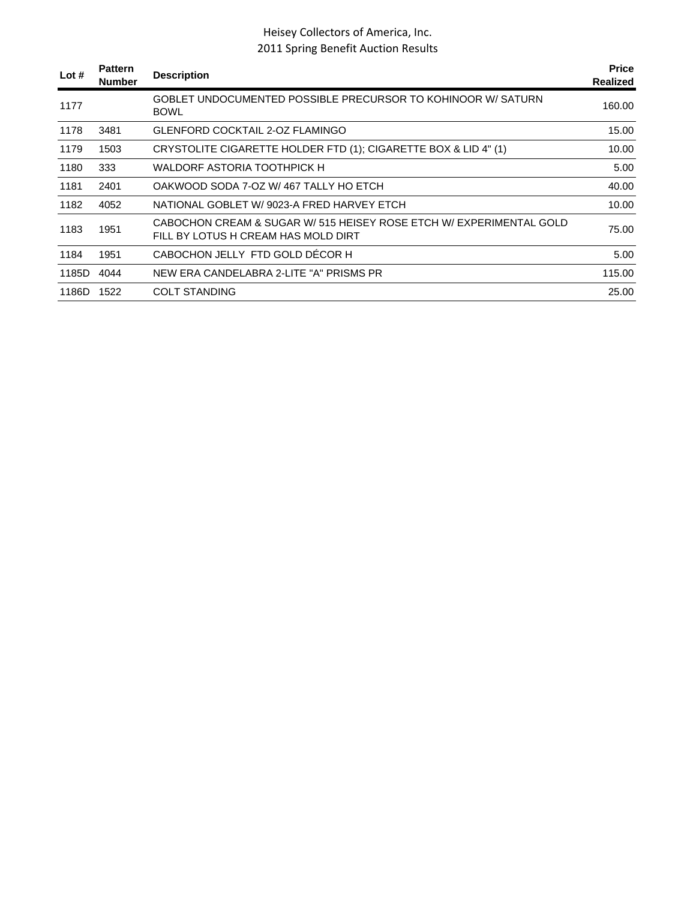Heisey Collectors of America, Inc.
2011 Spring Benefit Auction Results

| Lot # | Pattern Number | Description | Price Realized |
|---|---|---|---|
| 1177 | | GOBLET UNDOCUMENTED POSSIBLE PRECURSOR TO KOHINOOR W/ SATURN BOWL | 160.00 |
| 1178 | 3481 | GLENFORD COCKTAIL 2-OZ FLAMINGO | 15.00 |
| 1179 | 1503 | CRYSTOLITE CIGARETTE HOLDER FTD (1); CIGARETTE BOX & LID 4" (1) | 10.00 |
| 1180 | 333 | WALDORF ASTORIA TOOTHPICK H | 5.00 |
| 1181 | 2401 | OAKWOOD SODA 7-OZ W/ 467 TALLY HO ETCH | 40.00 |
| 1182 | 4052 | NATIONAL GOBLET W/ 9023-A FRED HARVEY ETCH | 10.00 |
| 1183 | 1951 | CABOCHON CREAM & SUGAR W/ 515 HEISEY ROSE ETCH W/ EXPERIMENTAL GOLD FILL BY LOTUS H CREAM HAS MOLD DIRT | 75.00 |
| 1184 | 1951 | CABOCHON JELLY FTD GOLD DÉCOR H | 5.00 |
| 1185D | 4044 | NEW ERA CANDELABRA 2-LITE "A" PRISMS PR | 115.00 |
| 1186D | 1522 | COLT STANDING | 25.00 |